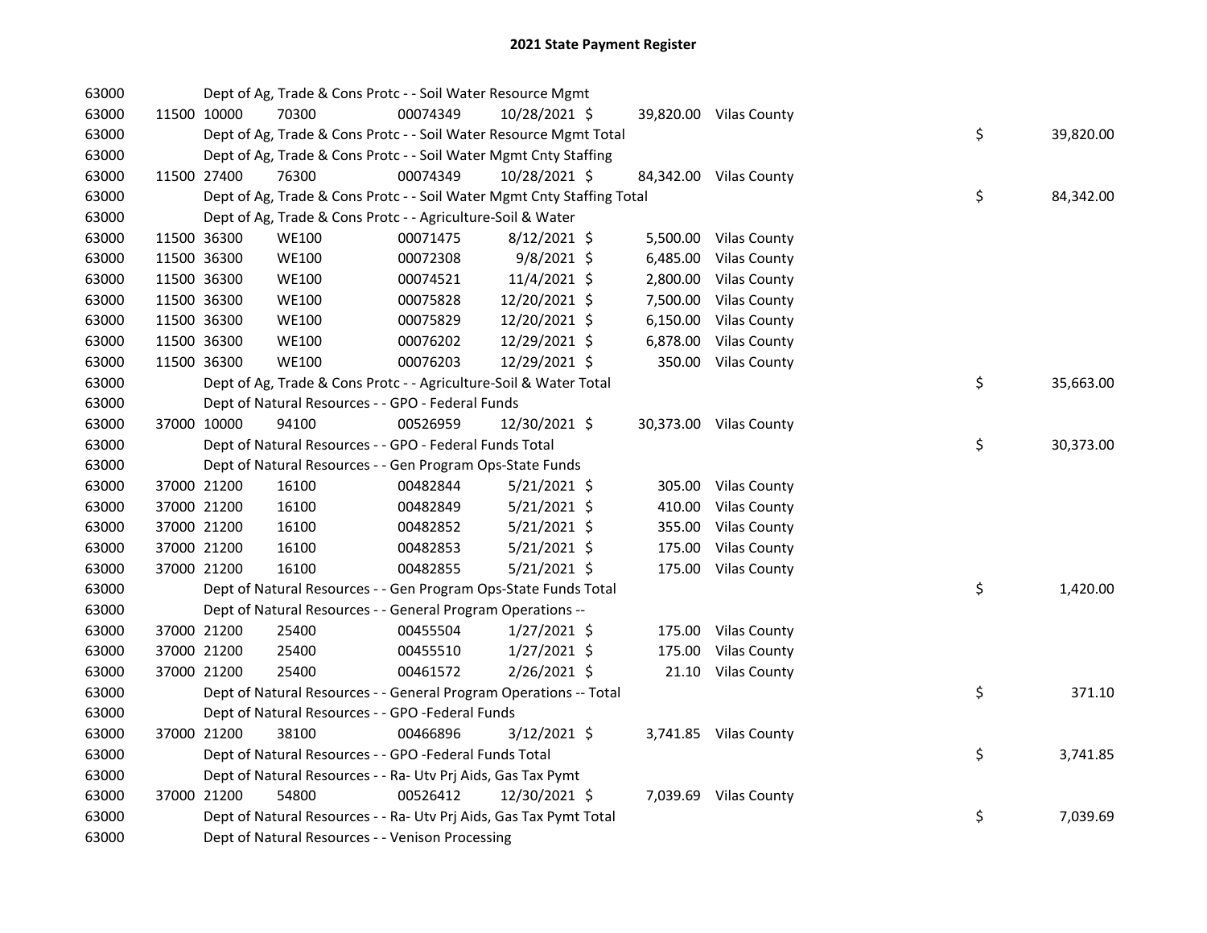# 2021 State Payment Register

| | | | | | | | | | |
|---|---|---|---|---|---|---|---|---|---|
| 63000 | | | Dept of Ag, Trade & Cons Protc - - Soil Water Resource Mgmt | | | | | | |
| 63000 | 11500 | 10000 | 70300 | 00074349 | 10/28/2021 | $ | 39,820.00 | Vilas County | |
| 63000 | | | Dept of Ag, Trade & Cons Protc - - Soil Water Resource Mgmt Total | | | | | | $ 39,820.00 |
| 63000 | | | Dept of Ag, Trade & Cons Protc - - Soil Water Mgmt Cnty Staffing | | | | | | |
| 63000 | 11500 | 27400 | 76300 | 00074349 | 10/28/2021 | $ | 84,342.00 | Vilas County | |
| 63000 | | | Dept of Ag, Trade & Cons Protc - - Soil Water Mgmt Cnty Staffing Total | | | | | | $ 84,342.00 |
| 63000 | | | Dept of Ag, Trade & Cons Protc - - Agriculture-Soil & Water | | | | | | |
| 63000 | 11500 | 36300 | WE100 | 00071475 | 8/12/2021 | $ | 5,500.00 | Vilas County | |
| 63000 | 11500 | 36300 | WE100 | 00072308 | 9/8/2021 | $ | 6,485.00 | Vilas County | |
| 63000 | 11500 | 36300 | WE100 | 00074521 | 11/4/2021 | $ | 2,800.00 | Vilas County | |
| 63000 | 11500 | 36300 | WE100 | 00075828 | 12/20/2021 | $ | 7,500.00 | Vilas County | |
| 63000 | 11500 | 36300 | WE100 | 00075829 | 12/20/2021 | $ | 6,150.00 | Vilas County | |
| 63000 | 11500 | 36300 | WE100 | 00076202 | 12/29/2021 | $ | 6,878.00 | Vilas County | |
| 63000 | 11500 | 36300 | WE100 | 00076203 | 12/29/2021 | $ | 350.00 | Vilas County | |
| 63000 | | | Dept of Ag, Trade & Cons Protc - - Agriculture-Soil & Water Total | | | | | | $ 35,663.00 |
| 63000 | | | Dept of Natural Resources - - GPO - Federal Funds | | | | | | |
| 63000 | 37000 | 10000 | 94100 | 00526959 | 12/30/2021 | $ | 30,373.00 | Vilas County | |
| 63000 | | | Dept of Natural Resources - - GPO - Federal Funds Total | | | | | | $ 30,373.00 |
| 63000 | | | Dept of Natural Resources - - Gen Program Ops-State Funds | | | | | | |
| 63000 | 37000 | 21200 | 16100 | 00482844 | 5/21/2021 | $ | 305.00 | Vilas County | |
| 63000 | 37000 | 21200 | 16100 | 00482849 | 5/21/2021 | $ | 410.00 | Vilas County | |
| 63000 | 37000 | 21200 | 16100 | 00482852 | 5/21/2021 | $ | 355.00 | Vilas County | |
| 63000 | 37000 | 21200 | 16100 | 00482853 | 5/21/2021 | $ | 175.00 | Vilas County | |
| 63000 | 37000 | 21200 | 16100 | 00482855 | 5/21/2021 | $ | 175.00 | Vilas County | |
| 63000 | | | Dept of Natural Resources - - Gen Program Ops-State Funds Total | | | | | | $ 1,420.00 |
| 63000 | | | Dept of Natural Resources - - General Program Operations -- | | | | | | |
| 63000 | 37000 | 21200 | 25400 | 00455504 | 1/27/2021 | $ | 175.00 | Vilas County | |
| 63000 | 37000 | 21200 | 25400 | 00455510 | 1/27/2021 | $ | 175.00 | Vilas County | |
| 63000 | 37000 | 21200 | 25400 | 00461572 | 2/26/2021 | $ | 21.10 | Vilas County | |
| 63000 | | | Dept of Natural Resources - - General Program Operations -- Total | | | | | | $ 371.10 |
| 63000 | | | Dept of Natural Resources - - GPO -Federal Funds | | | | | | |
| 63000 | 37000 | 21200 | 38100 | 00466896 | 3/12/2021 | $ | 3,741.85 | Vilas County | |
| 63000 | | | Dept of Natural Resources - - GPO -Federal Funds Total | | | | | | $ 3,741.85 |
| 63000 | | | Dept of Natural Resources - - Ra- Utv Prj Aids, Gas Tax Pymt | | | | | | |
| 63000 | 37000 | 21200 | 54800 | 00526412 | 12/30/2021 | $ | 7,039.69 | Vilas County | |
| 63000 | | | Dept of Natural Resources - - Ra- Utv Prj Aids, Gas Tax Pymt Total | | | | | | $ 7,039.69 |
| 63000 | | | Dept of Natural Resources - - Venison Processing | | | | | | |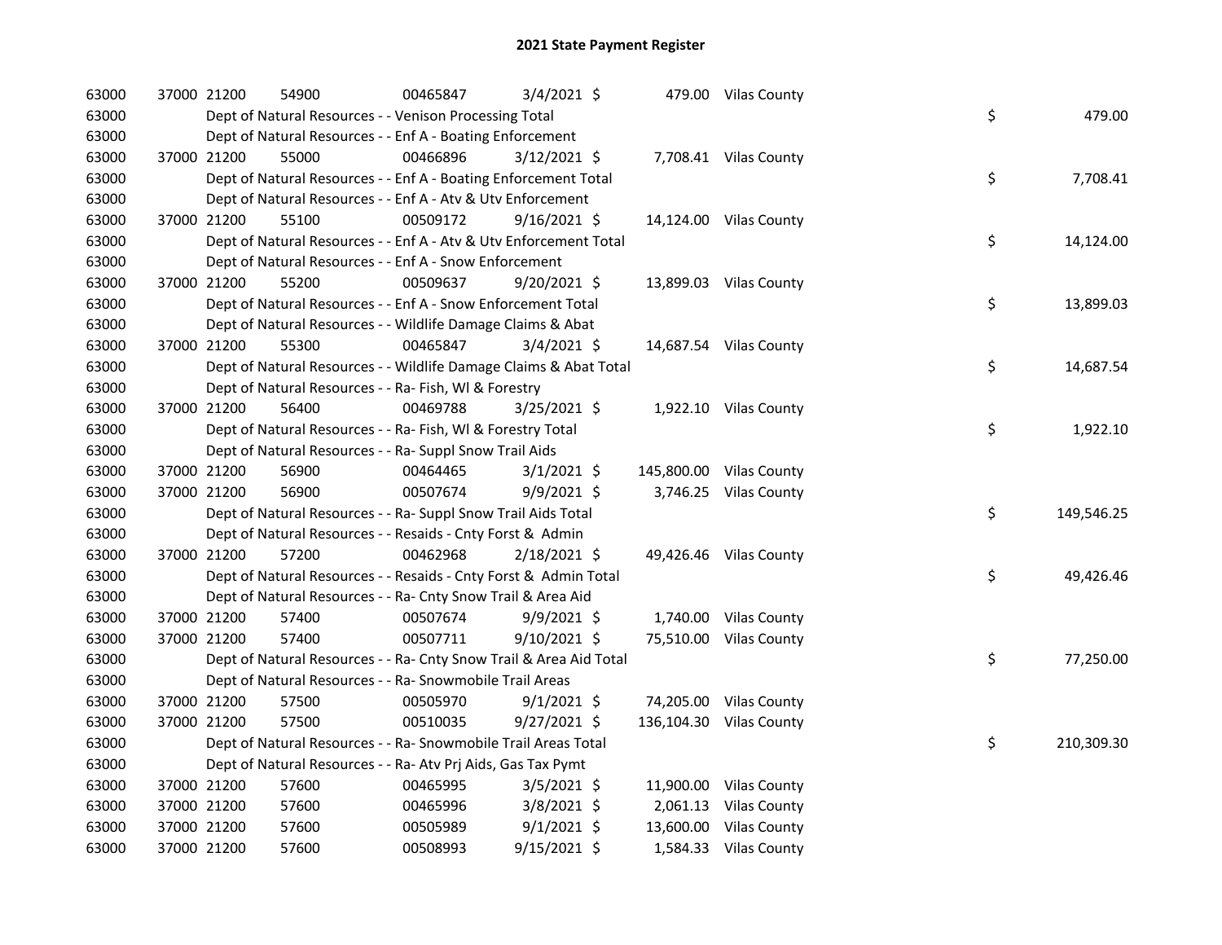# 2021 State Payment Register

| | | | | | | | | | |
|---|---|---|---|---|---|---|---|---|---|
| 63000 | 37000 | 21200 | 54900 | 00465847 | 3/4/2021 | $ 479.00 | Vilas County | | |
| 63000 | | Dept of Natural Resources - - Venison Processing Total | | | | | | $ | 479.00 |
| 63000 | | Dept of Natural Resources - - Enf A - Boating Enforcement | | | | | | | |
| 63000 | 37000 | 21200 | 55000 | 00466896 | 3/12/2021 | $ 7,708.41 | Vilas County | | |
| 63000 | | Dept of Natural Resources - - Enf A - Boating Enforcement Total | | | | | | $ | 7,708.41 |
| 63000 | | Dept of Natural Resources - - Enf A - Atv & Utv Enforcement | | | | | | | |
| 63000 | 37000 | 21200 | 55100 | 00509172 | 9/16/2021 | $ 14,124.00 | Vilas County | | |
| 63000 | | Dept of Natural Resources - - Enf A - Atv & Utv Enforcement Total | | | | | | $ | 14,124.00 |
| 63000 | | Dept of Natural Resources - - Enf A - Snow Enforcement | | | | | | | |
| 63000 | 37000 | 21200 | 55200 | 00509637 | 9/20/2021 | $ 13,899.03 | Vilas County | | |
| 63000 | | Dept of Natural Resources - - Enf A - Snow Enforcement Total | | | | | | $ | 13,899.03 |
| 63000 | | Dept of Natural Resources - - Wildlife Damage Claims & Abat | | | | | | | |
| 63000 | 37000 | 21200 | 55300 | 00465847 | 3/4/2021 | $ 14,687.54 | Vilas County | | |
| 63000 | | Dept of Natural Resources - - Wildlife Damage Claims & Abat Total | | | | | | $ | 14,687.54 |
| 63000 | | Dept of Natural Resources - - Ra- Fish, Wl & Forestry | | | | | | | |
| 63000 | 37000 | 21200 | 56400 | 00469788 | 3/25/2021 | $ 1,922.10 | Vilas County | | |
| 63000 | | Dept of Natural Resources - - Ra- Fish, Wl & Forestry Total | | | | | | $ | 1,922.10 |
| 63000 | | Dept of Natural Resources - - Ra- Suppl Snow Trail Aids | | | | | | | |
| 63000 | 37000 | 21200 | 56900 | 00464465 | 3/1/2021 | $ 145,800.00 | Vilas County | | |
| 63000 | 37000 | 21200 | 56900 | 00507674 | 9/9/2021 | $ 3,746.25 | Vilas County | | |
| 63000 | | Dept of Natural Resources - - Ra- Suppl Snow Trail Aids Total | | | | | | $ | 149,546.25 |
| 63000 | | Dept of Natural Resources - - Resaids - Cnty Forst & Admin | | | | | | | |
| 63000 | 37000 | 21200 | 57200 | 00462968 | 2/18/2021 | $ 49,426.46 | Vilas County | | |
| 63000 | | Dept of Natural Resources - - Resaids - Cnty Forst & Admin Total | | | | | | $ | 49,426.46 |
| 63000 | | Dept of Natural Resources - - Ra- Cnty Snow Trail & Area Aid | | | | | | | |
| 63000 | 37000 | 21200 | 57400 | 00507674 | 9/9/2021 | $ 1,740.00 | Vilas County | | |
| 63000 | 37000 | 21200 | 57400 | 00507711 | 9/10/2021 | $ 75,510.00 | Vilas County | | |
| 63000 | | Dept of Natural Resources - - Ra- Cnty Snow Trail & Area Aid Total | | | | | | $ | 77,250.00 |
| 63000 | | Dept of Natural Resources - - Ra- Snowmobile Trail Areas | | | | | | | |
| 63000 | 37000 | 21200 | 57500 | 00505970 | 9/1/2021 | $ 74,205.00 | Vilas County | | |
| 63000 | 37000 | 21200 | 57500 | 00510035 | 9/27/2021 | $ 136,104.30 | Vilas County | | |
| 63000 | | Dept of Natural Resources - - Ra- Snowmobile Trail Areas Total | | | | | | $ | 210,309.30 |
| 63000 | | Dept of Natural Resources - - Ra- Atv Prj Aids, Gas Tax Pymt | | | | | | | |
| 63000 | 37000 | 21200 | 57600 | 00465995 | 3/5/2021 | $ 11,900.00 | Vilas County | | |
| 63000 | 37000 | 21200 | 57600 | 00465996 | 3/8/2021 | $ 2,061.13 | Vilas County | | |
| 63000 | 37000 | 21200 | 57600 | 00505989 | 9/1/2021 | $ 13,600.00 | Vilas County | | |
| 63000 | 37000 | 21200 | 57600 | 00508993 | 9/15/2021 | $ 1,584.33 | Vilas County | | |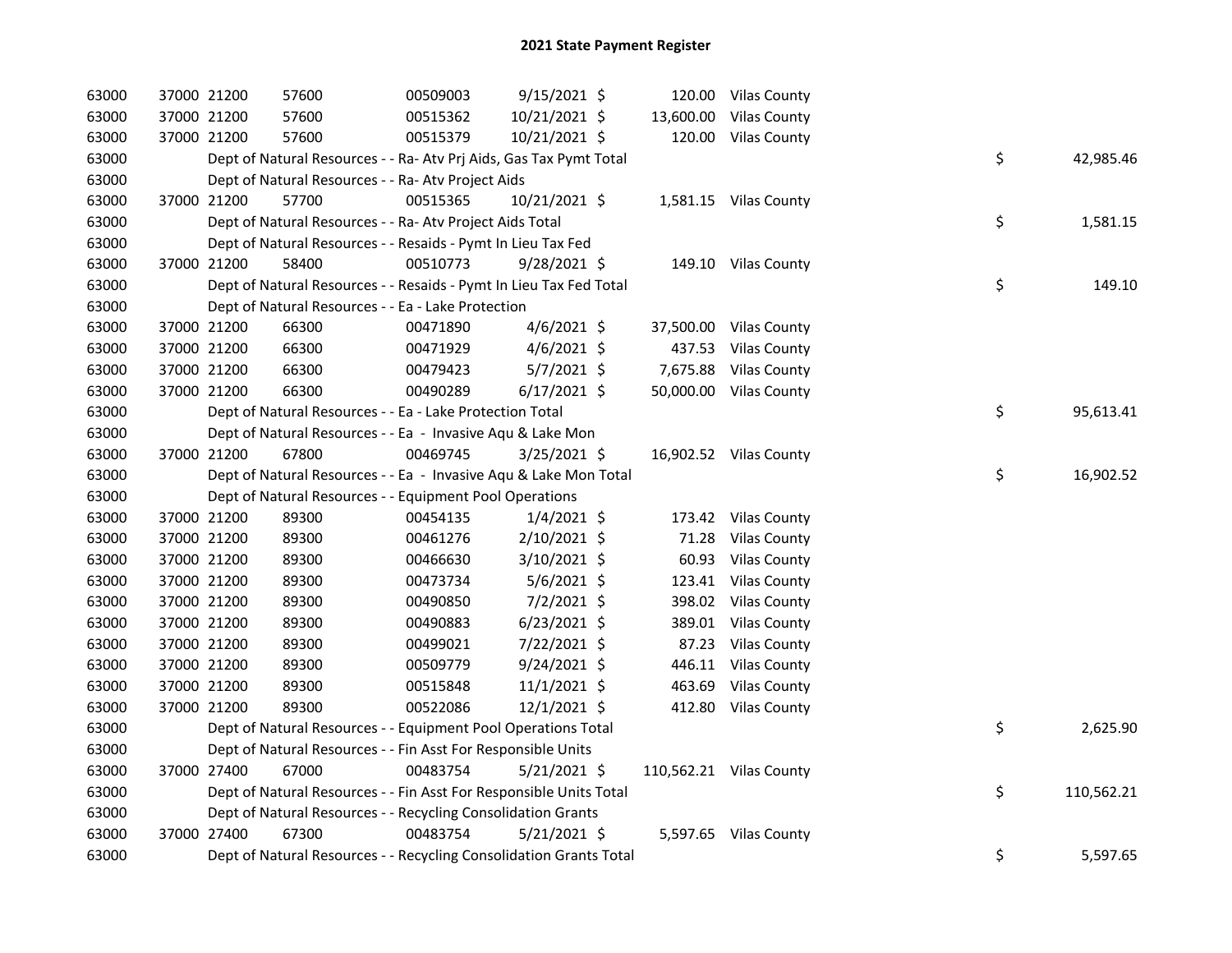# 2021 State Payment Register

| | | | | | | | | | |
|---|---|---|---|---|---|---|---|---|---|
| 63000 | 37000 | 21200 | 57600 | 00509003 | 9/15/2021 | $ 120.00 | Vilas County | | |
| 63000 | 37000 | 21200 | 57600 | 00515362 | 10/21/2021 | $ 13,600.00 | Vilas County | | |
| 63000 | 37000 | 21200 | 57600 | 00515379 | 10/21/2021 | $ 120.00 | Vilas County | | |
| 63000 | | Dept of Natural Resources - - Ra- Atv Prj Aids, Gas Tax Pymt Total | | | | | | $ | 42,985.46 |
| 63000 | | Dept of Natural Resources - - Ra- Atv Project Aids | | | | | | | |
| 63000 | 37000 | 21200 | 57700 | 00515365 | 10/21/2021 | $ 1,581.15 | Vilas County | | |
| 63000 | | Dept of Natural Resources - - Ra- Atv Project Aids Total | | | | | | $ | 1,581.15 |
| 63000 | | Dept of Natural Resources - - Resaids - Pymt In Lieu Tax Fed | | | | | | | |
| 63000 | 37000 | 21200 | 58400 | 00510773 | 9/28/2021 | $ 149.10 | Vilas County | | |
| 63000 | | Dept of Natural Resources - - Resaids - Pymt In Lieu Tax Fed Total | | | | | | $ | 149.10 |
| 63000 | | Dept of Natural Resources - - Ea - Lake Protection | | | | | | | |
| 63000 | 37000 | 21200 | 66300 | 00471890 | 4/6/2021 | $ 37,500.00 | Vilas County | | |
| 63000 | 37000 | 21200 | 66300 | 00471929 | 4/6/2021 | $ 437.53 | Vilas County | | |
| 63000 | 37000 | 21200 | 66300 | 00479423 | 5/7/2021 | $ 7,675.88 | Vilas County | | |
| 63000 | 37000 | 21200 | 66300 | 00490289 | 6/17/2021 | $ 50,000.00 | Vilas County | | |
| 63000 | | Dept of Natural Resources - - Ea - Lake Protection Total | | | | | | $ | 95,613.41 |
| 63000 | | Dept of Natural Resources - - Ea - Invasive Aqu & Lake Mon | | | | | | | |
| 63000 | 37000 | 21200 | 67800 | 00469745 | 3/25/2021 | $ 16,902.52 | Vilas County | | |
| 63000 | | Dept of Natural Resources - - Ea - Invasive Aqu & Lake Mon Total | | | | | | $ | 16,902.52 |
| 63000 | | Dept of Natural Resources - - Equipment Pool Operations | | | | | | | |
| 63000 | 37000 | 21200 | 89300 | 00454135 | 1/4/2021 | $ 173.42 | Vilas County | | |
| 63000 | 37000 | 21200 | 89300 | 00461276 | 2/10/2021 | $ 71.28 | Vilas County | | |
| 63000 | 37000 | 21200 | 89300 | 00466630 | 3/10/2021 | $ 60.93 | Vilas County | | |
| 63000 | 37000 | 21200 | 89300 | 00473734 | 5/6/2021 | $ 123.41 | Vilas County | | |
| 63000 | 37000 | 21200 | 89300 | 00490850 | 7/2/2021 | $ 398.02 | Vilas County | | |
| 63000 | 37000 | 21200 | 89300 | 00490883 | 6/23/2021 | $ 389.01 | Vilas County | | |
| 63000 | 37000 | 21200 | 89300 | 00499021 | 7/22/2021 | $ 87.23 | Vilas County | | |
| 63000 | 37000 | 21200 | 89300 | 00509779 | 9/24/2021 | $ 446.11 | Vilas County | | |
| 63000 | 37000 | 21200 | 89300 | 00515848 | 11/1/2021 | $ 463.69 | Vilas County | | |
| 63000 | 37000 | 21200 | 89300 | 00522086 | 12/1/2021 | $ 412.80 | Vilas County | | |
| 63000 | | Dept of Natural Resources - - Equipment Pool Operations Total | | | | | | $ | 2,625.90 |
| 63000 | | Dept of Natural Resources - - Fin Asst For Responsible Units | | | | | | | |
| 63000 | 37000 | 27400 | 67000 | 00483754 | 5/21/2021 | $ 110,562.21 | Vilas County | | |
| 63000 | | Dept of Natural Resources - - Fin Asst For Responsible Units Total | | | | | | $ | 110,562.21 |
| 63000 | | Dept of Natural Resources - - Recycling Consolidation Grants | | | | | | | |
| 63000 | 37000 | 27400 | 67300 | 00483754 | 5/21/2021 | $ 5,597.65 | Vilas County | | |
| 63000 | | Dept of Natural Resources - - Recycling Consolidation Grants Total | | | | | | $ | 5,597.65 |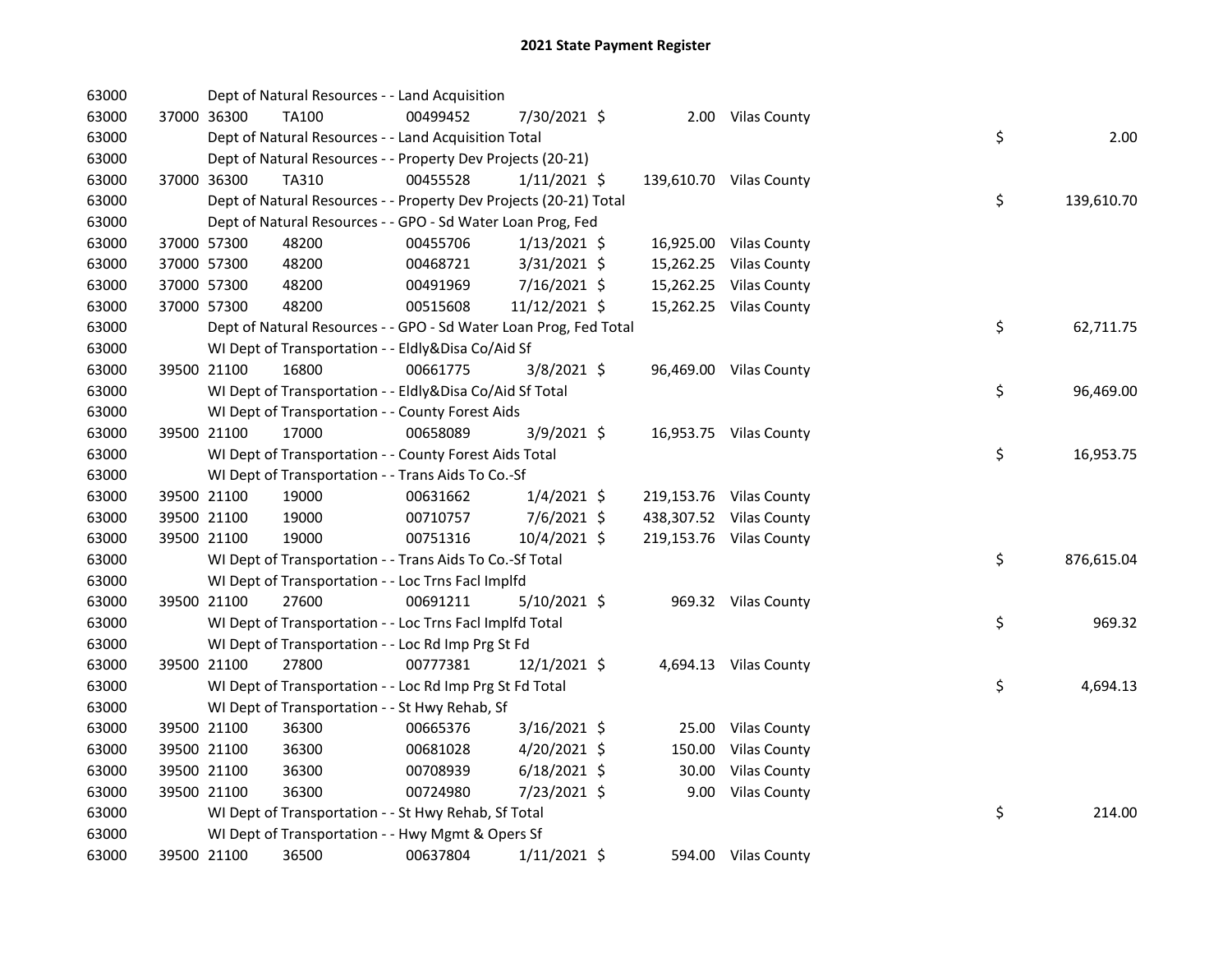## 2021 State Payment Register

| | | | | | | | | | |
|---|---|---|---|---|---|---|---|---|---|
| 63000 | | | Dept of Natural Resources - - Land Acquisition | | | | | | |
| 63000 | 37000 | 36300 | TA100 | 00499452 | 7/30/2021 | $ | 2.00 | Vilas County | |
| 63000 | | | Dept of Natural Resources - - Land Acquisition Total | | | | | | $ 2.00 |
| 63000 | | | Dept of Natural Resources - - Property Dev Projects (20-21) | | | | | | |
| 63000 | 37000 | 36300 | TA310 | 00455528 | 1/11/2021 | $ | 139,610.70 | Vilas County | |
| 63000 | | | Dept of Natural Resources - - Property Dev Projects (20-21) Total | | | | | | $ 139,610.70 |
| 63000 | | | Dept of Natural Resources - - GPO - Sd Water Loan Prog, Fed | | | | | | |
| 63000 | 37000 | 57300 | 48200 | 00455706 | 1/13/2021 | $ | 16,925.00 | Vilas County | |
| 63000 | 37000 | 57300 | 48200 | 00468721 | 3/31/2021 | $ | 15,262.25 | Vilas County | |
| 63000 | 37000 | 57300 | 48200 | 00491969 | 7/16/2021 | $ | 15,262.25 | Vilas County | |
| 63000 | 37000 | 57300 | 48200 | 00515608 | 11/12/2021 | $ | 15,262.25 | Vilas County | |
| 63000 | | | Dept of Natural Resources - - GPO - Sd Water Loan Prog, Fed Total | | | | | | $ 62,711.75 |
| 63000 | | | WI Dept of Transportation - - Eldly&Disa Co/Aid Sf | | | | | | |
| 63000 | 39500 | 21100 | 16800 | 00661775 | 3/8/2021 | $ | 96,469.00 | Vilas County | |
| 63000 | | | WI Dept of Transportation - - Eldly&Disa Co/Aid Sf Total | | | | | | $ 96,469.00 |
| 63000 | | | WI Dept of Transportation - - County Forest Aids | | | | | | |
| 63000 | 39500 | 21100 | 17000 | 00658089 | 3/9/2021 | $ | 16,953.75 | Vilas County | |
| 63000 | | | WI Dept of Transportation - - County Forest Aids Total | | | | | | $ 16,953.75 |
| 63000 | | | WI Dept of Transportation - - Trans Aids To Co.-Sf | | | | | | |
| 63000 | 39500 | 21100 | 19000 | 00631662 | 1/4/2021 | $ | 219,153.76 | Vilas County | |
| 63000 | 39500 | 21100 | 19000 | 00710757 | 7/6/2021 | $ | 438,307.52 | Vilas County | |
| 63000 | 39500 | 21100 | 19000 | 00751316 | 10/4/2021 | $ | 219,153.76 | Vilas County | |
| 63000 | | | WI Dept of Transportation - - Trans Aids To Co.-Sf Total | | | | | | $ 876,615.04 |
| 63000 | | | WI Dept of Transportation - - Loc Trns Facl Implfd | | | | | | |
| 63000 | 39500 | 21100 | 27600 | 00691211 | 5/10/2021 | $ | 969.32 | Vilas County | |
| 63000 | | | WI Dept of Transportation - - Loc Trns Facl Implfd Total | | | | | | $ 969.32 |
| 63000 | | | WI Dept of Transportation - - Loc Rd Imp Prg St Fd | | | | | | |
| 63000 | 39500 | 21100 | 27800 | 00777381 | 12/1/2021 | $ | 4,694.13 | Vilas County | |
| 63000 | | | WI Dept of Transportation - - Loc Rd Imp Prg St Fd Total | | | | | | $ 4,694.13 |
| 63000 | | | WI Dept of Transportation - - St Hwy Rehab, Sf | | | | | | |
| 63000 | 39500 | 21100 | 36300 | 00665376 | 3/16/2021 | $ | 25.00 | Vilas County | |
| 63000 | 39500 | 21100 | 36300 | 00681028 | 4/20/2021 | $ | 150.00 | Vilas County | |
| 63000 | 39500 | 21100 | 36300 | 00708939 | 6/18/2021 | $ | 30.00 | Vilas County | |
| 63000 | 39500 | 21100 | 36300 | 00724980 | 7/23/2021 | $ | 9.00 | Vilas County | |
| 63000 | | | WI Dept of Transportation - - St Hwy Rehab, Sf Total | | | | | | $ 214.00 |
| 63000 | | | WI Dept of Transportation - - Hwy Mgmt & Opers Sf | | | | | | |
| 63000 | 39500 | 21100 | 36500 | 00637804 | 1/11/2021 | $ | 594.00 | Vilas County | |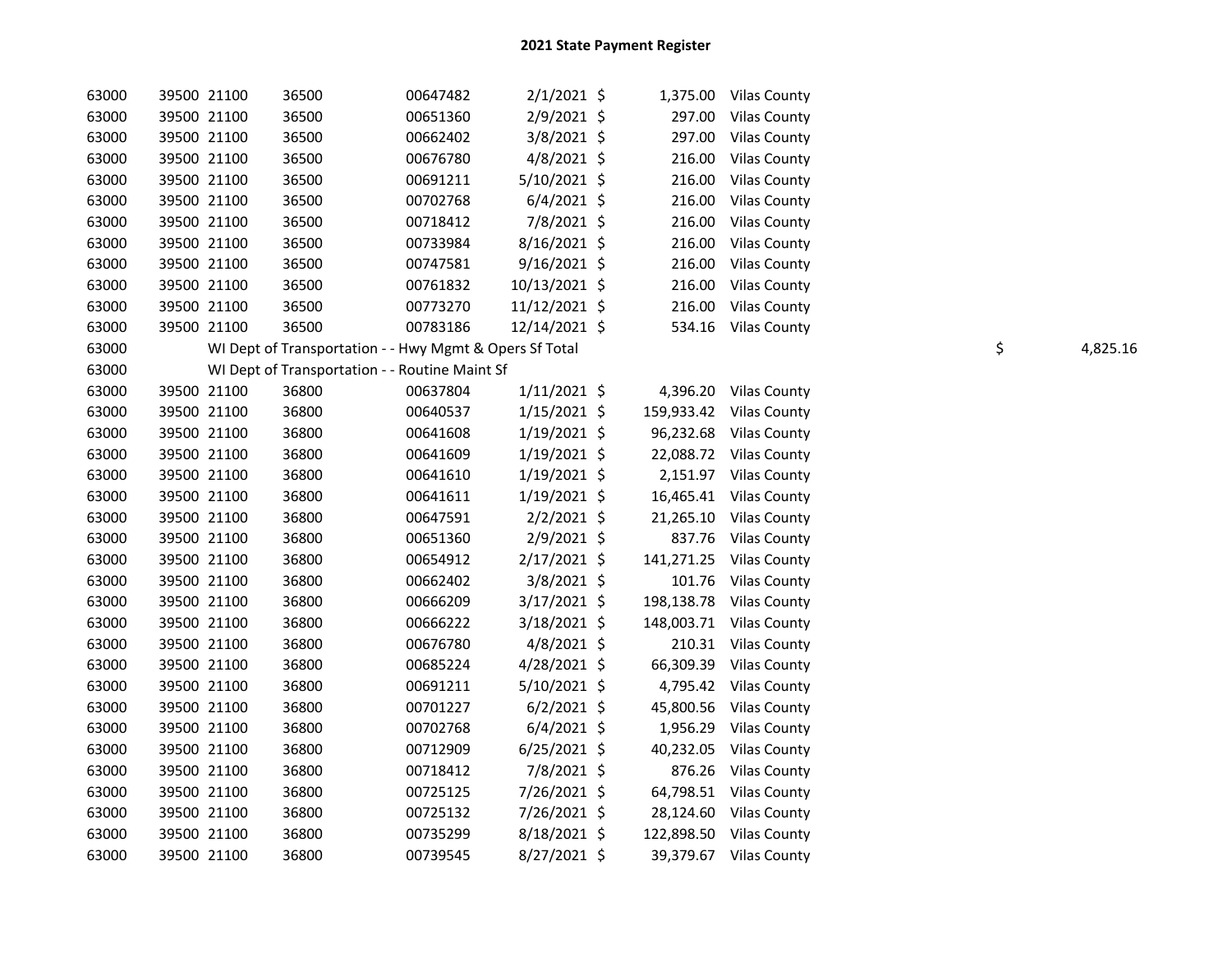# 2021 State Payment Register

| | | | | | | | | |
|---|---|---|---|---|---|---|---|---|
| 63000 | 39500 | 21100 | 36500 | 00647482 | 2/1/2021 | $ 1,375.00 | Vilas County | |
| 63000 | 39500 | 21100 | 36500 | 00651360 | 2/9/2021 | $ 297.00 | Vilas County | |
| 63000 | 39500 | 21100 | 36500 | 00662402 | 3/8/2021 | $ 297.00 | Vilas County | |
| 63000 | 39500 | 21100 | 36500 | 00676780 | 4/8/2021 | $ 216.00 | Vilas County | |
| 63000 | 39500 | 21100 | 36500 | 00691211 | 5/10/2021 | $ 216.00 | Vilas County | |
| 63000 | 39500 | 21100 | 36500 | 00702768 | 6/4/2021 | $ 216.00 | Vilas County | |
| 63000 | 39500 | 21100 | 36500 | 00718412 | 7/8/2021 | $ 216.00 | Vilas County | |
| 63000 | 39500 | 21100 | 36500 | 00733984 | 8/16/2021 | $ 216.00 | Vilas County | |
| 63000 | 39500 | 21100 | 36500 | 00747581 | 9/16/2021 | $ 216.00 | Vilas County | |
| 63000 | 39500 | 21100 | 36500 | 00761832 | 10/13/2021 | $ 216.00 | Vilas County | |
| 63000 | 39500 | 21100 | 36500 | 00773270 | 11/12/2021 | $ 216.00 | Vilas County | |
| 63000 | 39500 | 21100 | 36500 | 00783186 | 12/14/2021 | $ 534.16 | Vilas County | |
| 63000 | WI Dept of Transportation - - Hwy Mgmt & Opers Sf Total | | | | | | | $ 4,825.16 |
| 63000 | WI Dept of Transportation - - Routine Maint Sf | | | | | | | |
| 63000 | 39500 | 21100 | 36800 | 00637804 | 1/11/2021 | $ 4,396.20 | Vilas County | |
| 63000 | 39500 | 21100 | 36800 | 00640537 | 1/15/2021 | $ 159,933.42 | Vilas County | |
| 63000 | 39500 | 21100 | 36800 | 00641608 | 1/19/2021 | $ 96,232.68 | Vilas County | |
| 63000 | 39500 | 21100 | 36800 | 00641609 | 1/19/2021 | $ 22,088.72 | Vilas County | |
| 63000 | 39500 | 21100 | 36800 | 00641610 | 1/19/2021 | $ 2,151.97 | Vilas County | |
| 63000 | 39500 | 21100 | 36800 | 00641611 | 1/19/2021 | $ 16,465.41 | Vilas County | |
| 63000 | 39500 | 21100 | 36800 | 00647591 | 2/2/2021 | $ 21,265.10 | Vilas County | |
| 63000 | 39500 | 21100 | 36800 | 00651360 | 2/9/2021 | $ 837.76 | Vilas County | |
| 63000 | 39500 | 21100 | 36800 | 00654912 | 2/17/2021 | $ 141,271.25 | Vilas County | |
| 63000 | 39500 | 21100 | 36800 | 00662402 | 3/8/2021 | $ 101.76 | Vilas County | |
| 63000 | 39500 | 21100 | 36800 | 00666209 | 3/17/2021 | $ 198,138.78 | Vilas County | |
| 63000 | 39500 | 21100 | 36800 | 00666222 | 3/18/2021 | $ 148,003.71 | Vilas County | |
| 63000 | 39500 | 21100 | 36800 | 00676780 | 4/8/2021 | $ 210.31 | Vilas County | |
| 63000 | 39500 | 21100 | 36800 | 00685224 | 4/28/2021 | $ 66,309.39 | Vilas County | |
| 63000 | 39500 | 21100 | 36800 | 00691211 | 5/10/2021 | $ 4,795.42 | Vilas County | |
| 63000 | 39500 | 21100 | 36800 | 00701227 | 6/2/2021 | $ 45,800.56 | Vilas County | |
| 63000 | 39500 | 21100 | 36800 | 00702768 | 6/4/2021 | $ 1,956.29 | Vilas County | |
| 63000 | 39500 | 21100 | 36800 | 00712909 | 6/25/2021 | $ 40,232.05 | Vilas County | |
| 63000 | 39500 | 21100 | 36800 | 00718412 | 7/8/2021 | $ 876.26 | Vilas County | |
| 63000 | 39500 | 21100 | 36800 | 00725125 | 7/26/2021 | $ 64,798.51 | Vilas County | |
| 63000 | 39500 | 21100 | 36800 | 00725132 | 7/26/2021 | $ 28,124.60 | Vilas County | |
| 63000 | 39500 | 21100 | 36800 | 00735299 | 8/18/2021 | $ 122,898.50 | Vilas County | |
| 63000 | 39500 | 21100 | 36800 | 00739545 | 8/27/2021 | $ 39,379.67 | Vilas County | |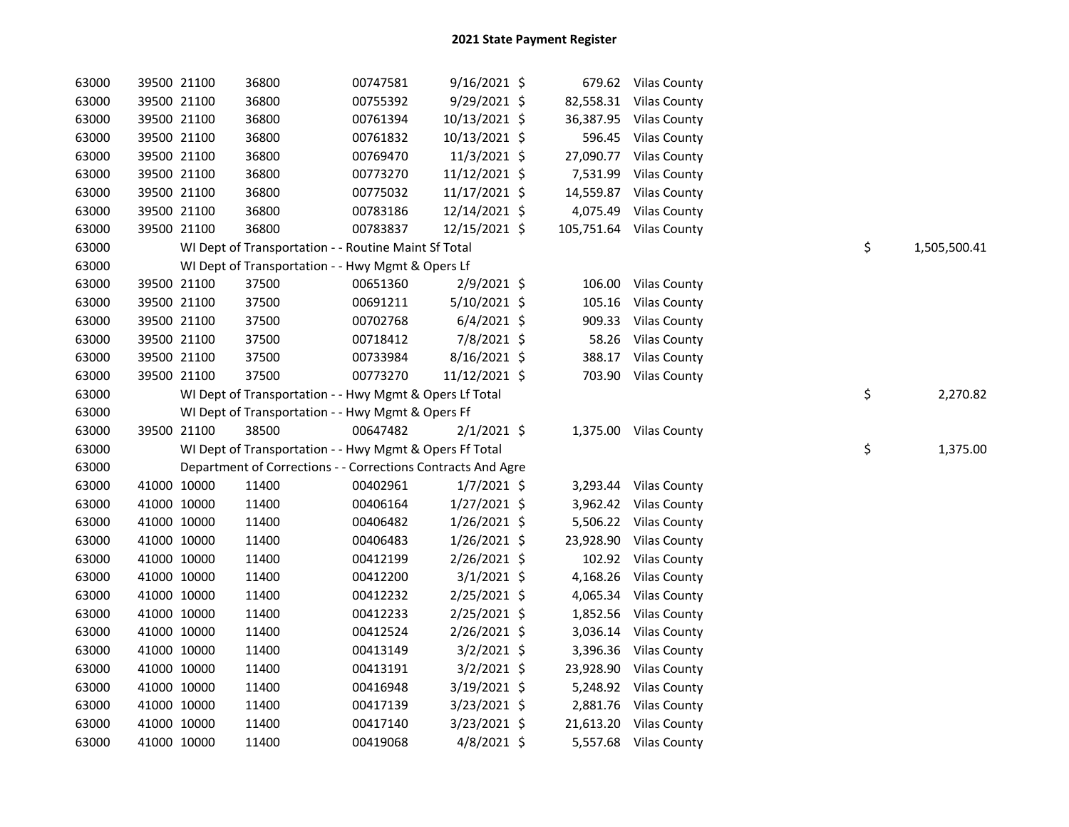## 2021 State Payment Register

| | | | | | | | | | |
|---|---|---|---|---|---|---|---|---|---|
| 63000 | 39500 | 21100 | 36800 | 00747581 | 9/16/2021 | $ | 679.62 | Vilas County | |
| 63000 | 39500 | 21100 | 36800 | 00755392 | 9/29/2021 | $ | 82,558.31 | Vilas County | |
| 63000 | 39500 | 21100 | 36800 | 00761394 | 10/13/2021 | $ | 36,387.95 | Vilas County | |
| 63000 | 39500 | 21100 | 36800 | 00761832 | 10/13/2021 | $ | 596.45 | Vilas County | |
| 63000 | 39500 | 21100 | 36800 | 00769470 | 11/3/2021 | $ | 27,090.77 | Vilas County | |
| 63000 | 39500 | 21100 | 36800 | 00773270 | 11/12/2021 | $ | 7,531.99 | Vilas County | |
| 63000 | 39500 | 21100 | 36800 | 00775032 | 11/17/2021 | $ | 14,559.87 | Vilas County | |
| 63000 | 39500 | 21100 | 36800 | 00783186 | 12/14/2021 | $ | 4,075.49 | Vilas County | |
| 63000 | 39500 | 21100 | 36800 | 00783837 | 12/15/2021 | $ | 105,751.64 | Vilas County | |
| 63000 | | WI Dept of Transportation - - Routine Maint Sf Total | | | | | | | $ 1,505,500.41 |
| 63000 | | WI Dept of Transportation - - Hwy Mgmt & Opers Lf | | | | | | | |
| 63000 | 39500 | 21100 | 37500 | 00651360 | 2/9/2021 | $ | 106.00 | Vilas County | |
| 63000 | 39500 | 21100 | 37500 | 00691211 | 5/10/2021 | $ | 105.16 | Vilas County | |
| 63000 | 39500 | 21100 | 37500 | 00702768 | 6/4/2021 | $ | 909.33 | Vilas County | |
| 63000 | 39500 | 21100 | 37500 | 00718412 | 7/8/2021 | $ | 58.26 | Vilas County | |
| 63000 | 39500 | 21100 | 37500 | 00733984 | 8/16/2021 | $ | 388.17 | Vilas County | |
| 63000 | 39500 | 21100 | 37500 | 00773270 | 11/12/2021 | $ | 703.90 | Vilas County | |
| 63000 | | WI Dept of Transportation - - Hwy Mgmt & Opers Lf Total | | | | | | | $ 2,270.82 |
| 63000 | | WI Dept of Transportation - - Hwy Mgmt & Opers Ff | | | | | | | |
| 63000 | 39500 | 21100 | 38500 | 00647482 | 2/1/2021 | $ | 1,375.00 | Vilas County | |
| 63000 | | WI Dept of Transportation - - Hwy Mgmt & Opers Ff Total | | | | | | | $ 1,375.00 |
| 63000 | | Department of Corrections - - Corrections Contracts And Agre | | | | | | | |
| 63000 | 41000 | 10000 | 11400 | 00402961 | 1/7/2021 | $ | 3,293.44 | Vilas County | |
| 63000 | 41000 | 10000 | 11400 | 00406164 | 1/27/2021 | $ | 3,962.42 | Vilas County | |
| 63000 | 41000 | 10000 | 11400 | 00406482 | 1/26/2021 | $ | 5,506.22 | Vilas County | |
| 63000 | 41000 | 10000 | 11400 | 00406483 | 1/26/2021 | $ | 23,928.90 | Vilas County | |
| 63000 | 41000 | 10000 | 11400 | 00412199 | 2/26/2021 | $ | 102.92 | Vilas County | |
| 63000 | 41000 | 10000 | 11400 | 00412200 | 3/1/2021 | $ | 4,168.26 | Vilas County | |
| 63000 | 41000 | 10000 | 11400 | 00412232 | 2/25/2021 | $ | 4,065.34 | Vilas County | |
| 63000 | 41000 | 10000 | 11400 | 00412233 | 2/25/2021 | $ | 1,852.56 | Vilas County | |
| 63000 | 41000 | 10000 | 11400 | 00412524 | 2/26/2021 | $ | 3,036.14 | Vilas County | |
| 63000 | 41000 | 10000 | 11400 | 00413149 | 3/2/2021 | $ | 3,396.36 | Vilas County | |
| 63000 | 41000 | 10000 | 11400 | 00413191 | 3/2/2021 | $ | 23,928.90 | Vilas County | |
| 63000 | 41000 | 10000 | 11400 | 00416948 | 3/19/2021 | $ | 5,248.92 | Vilas County | |
| 63000 | 41000 | 10000 | 11400 | 00417139 | 3/23/2021 | $ | 2,881.76 | Vilas County | |
| 63000 | 41000 | 10000 | 11400 | 00417140 | 3/23/2021 | $ | 21,613.20 | Vilas County | |
| 63000 | 41000 | 10000 | 11400 | 00419068 | 4/8/2021 | $ | 5,557.68 | Vilas County | |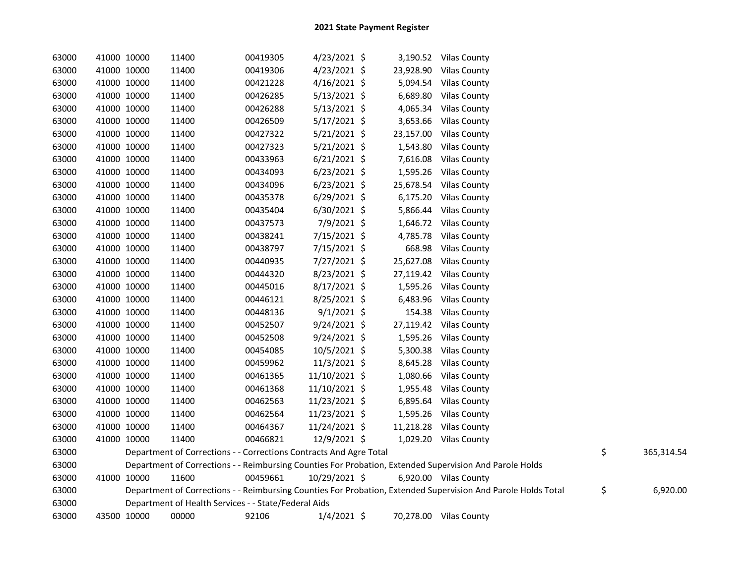# 2021 State Payment Register

| | | | | | | | | | |
|---|---|---|---|---|---|---|---|---|---|
| 63000 | 41000 | 10000 | 11400 | 00419305 | 4/23/2021 | $ 3,190.52 | Vilas County | | |
| 63000 | 41000 | 10000 | 11400 | 00419306 | 4/23/2021 | $ 23,928.90 | Vilas County | | |
| 63000 | 41000 | 10000 | 11400 | 00421228 | 4/16/2021 | $ 5,094.54 | Vilas County | | |
| 63000 | 41000 | 10000 | 11400 | 00426285 | 5/13/2021 | $ 6,689.80 | Vilas County | | |
| 63000 | 41000 | 10000 | 11400 | 00426288 | 5/13/2021 | $ 4,065.34 | Vilas County | | |
| 63000 | 41000 | 10000 | 11400 | 00426509 | 5/17/2021 | $ 3,653.66 | Vilas County | | |
| 63000 | 41000 | 10000 | 11400 | 00427322 | 5/21/2021 | $ 23,157.00 | Vilas County | | |
| 63000 | 41000 | 10000 | 11400 | 00427323 | 5/21/2021 | $ 1,543.80 | Vilas County | | |
| 63000 | 41000 | 10000 | 11400 | 00433963 | 6/21/2021 | $ 7,616.08 | Vilas County | | |
| 63000 | 41000 | 10000 | 11400 | 00434093 | 6/23/2021 | $ 1,595.26 | Vilas County | | |
| 63000 | 41000 | 10000 | 11400 | 00434096 | 6/23/2021 | $ 25,678.54 | Vilas County | | |
| 63000 | 41000 | 10000 | 11400 | 00435378 | 6/29/2021 | $ 6,175.20 | Vilas County | | |
| 63000 | 41000 | 10000 | 11400 | 00435404 | 6/30/2021 | $ 5,866.44 | Vilas County | | |
| 63000 | 41000 | 10000 | 11400 | 00437573 | 7/9/2021 | $ 1,646.72 | Vilas County | | |
| 63000 | 41000 | 10000 | 11400 | 00438241 | 7/15/2021 | $ 4,785.78 | Vilas County | | |
| 63000 | 41000 | 10000 | 11400 | 00438797 | 7/15/2021 | $ 668.98 | Vilas County | | |
| 63000 | 41000 | 10000 | 11400 | 00440935 | 7/27/2021 | $ 25,627.08 | Vilas County | | |
| 63000 | 41000 | 10000 | 11400 | 00444320 | 8/23/2021 | $ 27,119.42 | Vilas County | | |
| 63000 | 41000 | 10000 | 11400 | 00445016 | 8/17/2021 | $ 1,595.26 | Vilas County | | |
| 63000 | 41000 | 10000 | 11400 | 00446121 | 8/25/2021 | $ 6,483.96 | Vilas County | | |
| 63000 | 41000 | 10000 | 11400 | 00448136 | 9/1/2021 | $ 154.38 | Vilas County | | |
| 63000 | 41000 | 10000 | 11400 | 00452507 | 9/24/2021 | $ 27,119.42 | Vilas County | | |
| 63000 | 41000 | 10000 | 11400 | 00452508 | 9/24/2021 | $ 1,595.26 | Vilas County | | |
| 63000 | 41000 | 10000 | 11400 | 00454085 | 10/5/2021 | $ 5,300.38 | Vilas County | | |
| 63000 | 41000 | 10000 | 11400 | 00459962 | 11/3/2021 | $ 8,645.28 | Vilas County | | |
| 63000 | 41000 | 10000 | 11400 | 00461365 | 11/10/2021 | $ 1,080.66 | Vilas County | | |
| 63000 | 41000 | 10000 | 11400 | 00461368 | 11/10/2021 | $ 1,955.48 | Vilas County | | |
| 63000 | 41000 | 10000 | 11400 | 00462563 | 11/23/2021 | $ 6,895.64 | Vilas County | | |
| 63000 | 41000 | 10000 | 11400 | 00462564 | 11/23/2021 | $ 1,595.26 | Vilas County | | |
| 63000 | 41000 | 10000 | 11400 | 00464367 | 11/24/2021 | $ 11,218.28 | Vilas County | | |
| 63000 | 41000 | 10000 | 11400 | 00466821 | 12/9/2021 | $ 1,029.20 | Vilas County | | |
| 63000 | Department of Corrections - - Corrections Contracts And Agre Total | | | | | | | $ | 365,314.54 |
| 63000 | Department of Corrections - - Reimbursing Counties For Probation, Extended Supervision And Parole Holds | | | | | | | | |
| 63000 | 41000 | 10000 | 11600 | 00459661 | 10/29/2021 | $ 6,920.00 | Vilas County | | |
| 63000 | Department of Corrections - - Reimbursing Counties For Probation, Extended Supervision And Parole Holds Total | | | | | | | $ | 6,920.00 |
| 63000 | Department of Health Services - - State/Federal Aids | | | | | | | | |
| 63000 | 43500 | 10000 | 00000 | 92106 | 1/4/2021 | $ 70,278.00 | Vilas County | | |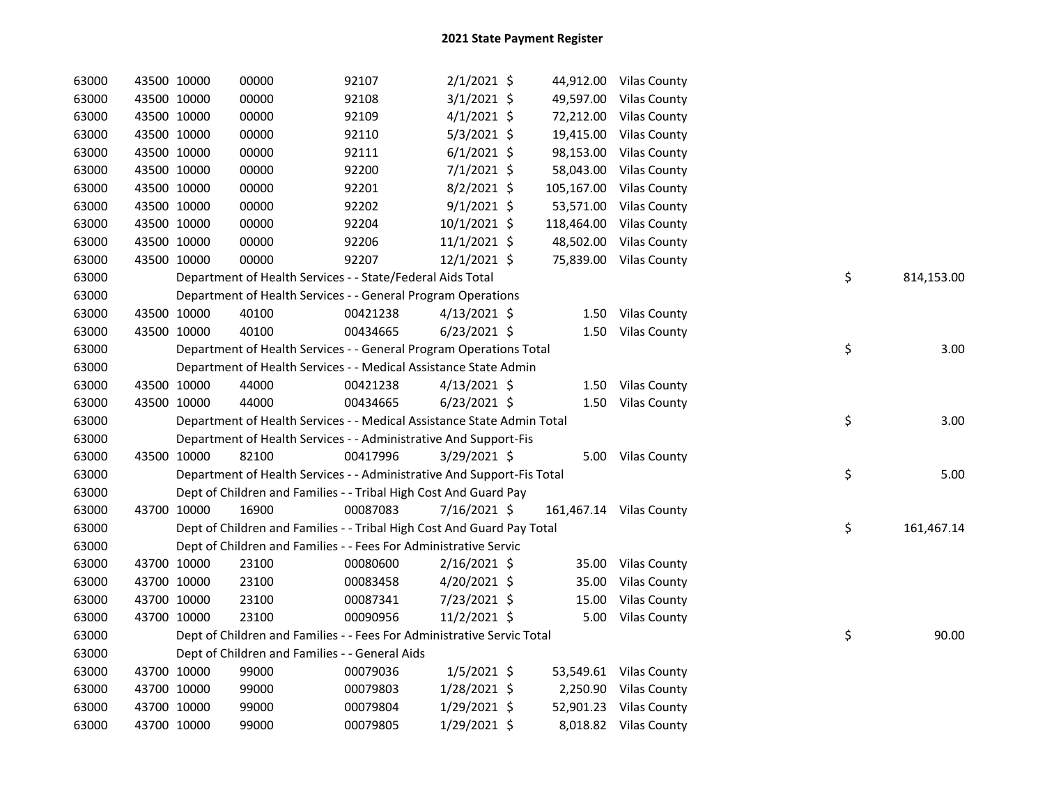# 2021 State Payment Register

| | | | | | | | | | |
|---|---|---|---|---|---|---|---|---|---|
| 63000 | 43500 | 10000 | 00000 | 92107 | 2/1/2021 | $ 44,912.00 | Vilas County | | |
| 63000 | 43500 | 10000 | 00000 | 92108 | 3/1/2021 | $ 49,597.00 | Vilas County | | |
| 63000 | 43500 | 10000 | 00000 | 92109 | 4/1/2021 | $ 72,212.00 | Vilas County | | |
| 63000 | 43500 | 10000 | 00000 | 92110 | 5/3/2021 | $ 19,415.00 | Vilas County | | |
| 63000 | 43500 | 10000 | 00000 | 92111 | 6/1/2021 | $ 98,153.00 | Vilas County | | |
| 63000 | 43500 | 10000 | 00000 | 92200 | 7/1/2021 | $ 58,043.00 | Vilas County | | |
| 63000 | 43500 | 10000 | 00000 | 92201 | 8/2/2021 | $ 105,167.00 | Vilas County | | |
| 63000 | 43500 | 10000 | 00000 | 92202 | 9/1/2021 | $ 53,571.00 | Vilas County | | |
| 63000 | 43500 | 10000 | 00000 | 92204 | 10/1/2021 | $ 118,464.00 | Vilas County | | |
| 63000 | 43500 | 10000 | 00000 | 92206 | 11/1/2021 | $ 48,502.00 | Vilas County | | |
| 63000 | 43500 | 10000 | 00000 | 92207 | 12/1/2021 | $ 75,839.00 | Vilas County | | |
| 63000 | | Department of Health Services - - State/Federal Aids Total | | | | | | $ | 814,153.00 |
| 63000 | | Department of Health Services - - General Program Operations | | | | | | | |
| 63000 | 43500 | 10000 | 40100 | 00421238 | 4/13/2021 | $ 1.50 | Vilas County | | |
| 63000 | 43500 | 10000 | 40100 | 00434665 | 6/23/2021 | $ 1.50 | Vilas County | | |
| 63000 | | Department of Health Services - - General Program Operations Total | | | | | | $ | 3.00 |
| 63000 | | Department of Health Services - - Medical Assistance State Admin | | | | | | | |
| 63000 | 43500 | 10000 | 44000 | 00421238 | 4/13/2021 | $ 1.50 | Vilas County | | |
| 63000 | 43500 | 10000 | 44000 | 00434665 | 6/23/2021 | $ 1.50 | Vilas County | | |
| 63000 | | Department of Health Services - - Medical Assistance State Admin Total | | | | | | $ | 3.00 |
| 63000 | | Department of Health Services - - Administrative And Support-Fis | | | | | | | |
| 63000 | 43500 | 10000 | 82100 | 00417996 | 3/29/2021 | $ 5.00 | Vilas County | | |
| 63000 | | Department of Health Services - - Administrative And Support-Fis Total | | | | | | $ | 5.00 |
| 63000 | | Dept of Children and Families - - Tribal High Cost And Guard Pay | | | | | | | |
| 63000 | 43700 | 10000 | 16900 | 00087083 | 7/16/2021 | $ 161,467.14 | Vilas County | | |
| 63000 | | Dept of Children and Families - - Tribal High Cost And Guard Pay Total | | | | | | $ | 161,467.14 |
| 63000 | | Dept of Children and Families - - Fees For Administrative Servic | | | | | | | |
| 63000 | 43700 | 10000 | 23100 | 00080600 | 2/16/2021 | $ 35.00 | Vilas County | | |
| 63000 | 43700 | 10000 | 23100 | 00083458 | 4/20/2021 | $ 35.00 | Vilas County | | |
| 63000 | 43700 | 10000 | 23100 | 00087341 | 7/23/2021 | $ 15.00 | Vilas County | | |
| 63000 | 43700 | 10000 | 23100 | 00090956 | 11/2/2021 | $ 5.00 | Vilas County | | |
| 63000 | | Dept of Children and Families - - Fees For Administrative Servic Total | | | | | | $ | 90.00 |
| 63000 | | Dept of Children and Families - - General Aids | | | | | | | |
| 63000 | 43700 | 10000 | 99000 | 00079036 | 1/5/2021 | $ 53,549.61 | Vilas County | | |
| 63000 | 43700 | 10000 | 99000 | 00079803 | 1/28/2021 | $ 2,250.90 | Vilas County | | |
| 63000 | 43700 | 10000 | 99000 | 00079804 | 1/29/2021 | $ 52,901.23 | Vilas County | | |
| 63000 | 43700 | 10000 | 99000 | 00079805 | 1/29/2021 | $ 8,018.82 | Vilas County | | |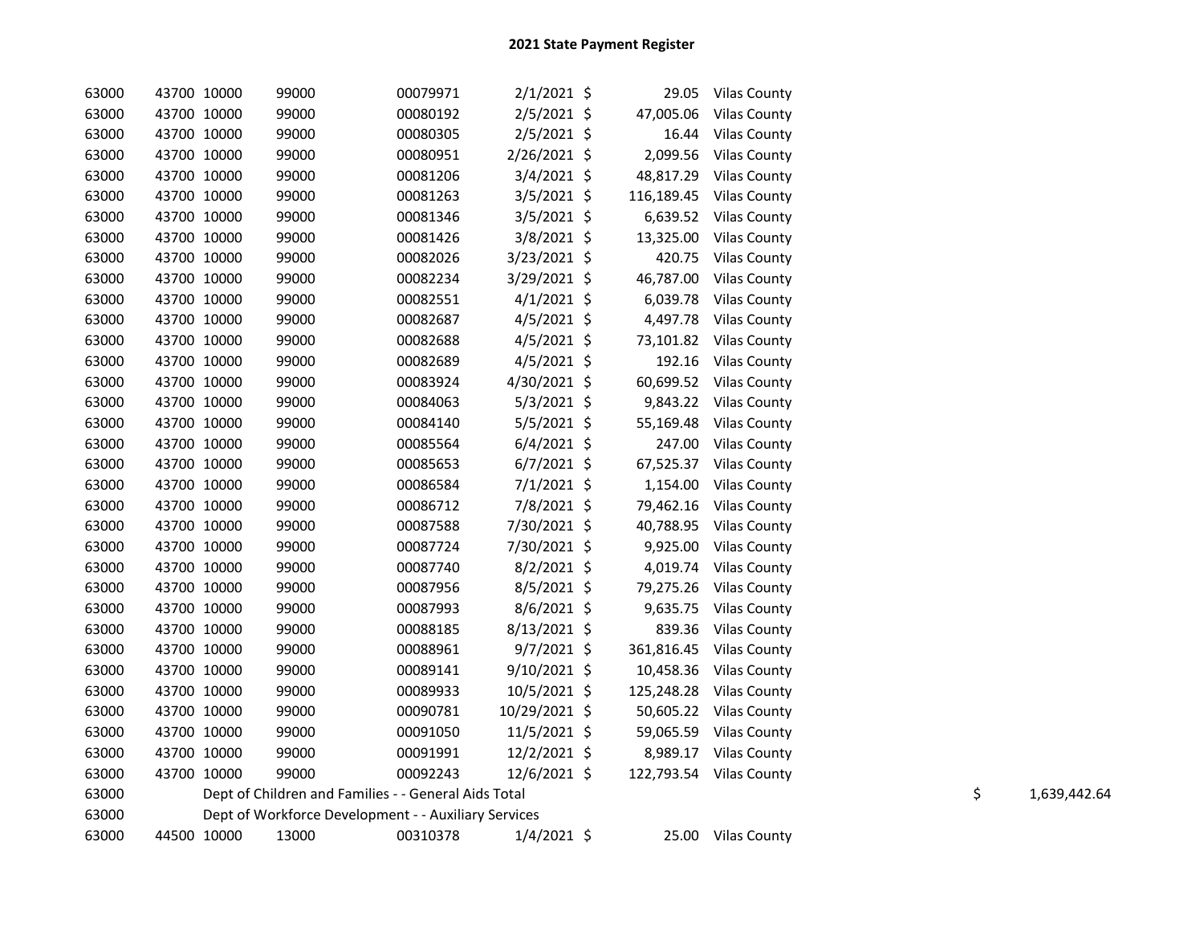# 2021 State Payment Register

| | | | | | | | | | |
|---|---|---|---|---|---|---|---|---|---|
| 63000 | 43700 | 10000 | 99000 | 00079971 | 2/1/2021 | $ | 29.05 | Vilas County | |
| 63000 | 43700 | 10000 | 99000 | 00080192 | 2/5/2021 | $ | 47,005.06 | Vilas County | |
| 63000 | 43700 | 10000 | 99000 | 00080305 | 2/5/2021 | $ | 16.44 | Vilas County | |
| 63000 | 43700 | 10000 | 99000 | 00080951 | 2/26/2021 | $ | 2,099.56 | Vilas County | |
| 63000 | 43700 | 10000 | 99000 | 00081206 | 3/4/2021 | $ | 48,817.29 | Vilas County | |
| 63000 | 43700 | 10000 | 99000 | 00081263 | 3/5/2021 | $ | 116,189.45 | Vilas County | |
| 63000 | 43700 | 10000 | 99000 | 00081346 | 3/5/2021 | $ | 6,639.52 | Vilas County | |
| 63000 | 43700 | 10000 | 99000 | 00081426 | 3/8/2021 | $ | 13,325.00 | Vilas County | |
| 63000 | 43700 | 10000 | 99000 | 00082026 | 3/23/2021 | $ | 420.75 | Vilas County | |
| 63000 | 43700 | 10000 | 99000 | 00082234 | 3/29/2021 | $ | 46,787.00 | Vilas County | |
| 63000 | 43700 | 10000 | 99000 | 00082551 | 4/1/2021 | $ | 6,039.78 | Vilas County | |
| 63000 | 43700 | 10000 | 99000 | 00082687 | 4/5/2021 | $ | 4,497.78 | Vilas County | |
| 63000 | 43700 | 10000 | 99000 | 00082688 | 4/5/2021 | $ | 73,101.82 | Vilas County | |
| 63000 | 43700 | 10000 | 99000 | 00082689 | 4/5/2021 | $ | 192.16 | Vilas County | |
| 63000 | 43700 | 10000 | 99000 | 00083924 | 4/30/2021 | $ | 60,699.52 | Vilas County | |
| 63000 | 43700 | 10000 | 99000 | 00084063 | 5/3/2021 | $ | 9,843.22 | Vilas County | |
| 63000 | 43700 | 10000 | 99000 | 00084140 | 5/5/2021 | $ | 55,169.48 | Vilas County | |
| 63000 | 43700 | 10000 | 99000 | 00085564 | 6/4/2021 | $ | 247.00 | Vilas County | |
| 63000 | 43700 | 10000 | 99000 | 00085653 | 6/7/2021 | $ | 67,525.37 | Vilas County | |
| 63000 | 43700 | 10000 | 99000 | 00086584 | 7/1/2021 | $ | 1,154.00 | Vilas County | |
| 63000 | 43700 | 10000 | 99000 | 00086712 | 7/8/2021 | $ | 79,462.16 | Vilas County | |
| 63000 | 43700 | 10000 | 99000 | 00087588 | 7/30/2021 | $ | 40,788.95 | Vilas County | |
| 63000 | 43700 | 10000 | 99000 | 00087724 | 7/30/2021 | $ | 9,925.00 | Vilas County | |
| 63000 | 43700 | 10000 | 99000 | 00087740 | 8/2/2021 | $ | 4,019.74 | Vilas County | |
| 63000 | 43700 | 10000 | 99000 | 00087956 | 8/5/2021 | $ | 79,275.26 | Vilas County | |
| 63000 | 43700 | 10000 | 99000 | 00087993 | 8/6/2021 | $ | 9,635.75 | Vilas County | |
| 63000 | 43700 | 10000 | 99000 | 00088185 | 8/13/2021 | $ | 839.36 | Vilas County | |
| 63000 | 43700 | 10000 | 99000 | 00088961 | 9/7/2021 | $ | 361,816.45 | Vilas County | |
| 63000 | 43700 | 10000 | 99000 | 00089141 | 9/10/2021 | $ | 10,458.36 | Vilas County | |
| 63000 | 43700 | 10000 | 99000 | 00089933 | 10/5/2021 | $ | 125,248.28 | Vilas County | |
| 63000 | 43700 | 10000 | 99000 | 00090781 | 10/29/2021 | $ | 50,605.22 | Vilas County | |
| 63000 | 43700 | 10000 | 99000 | 00091050 | 11/5/2021 | $ | 59,065.59 | Vilas County | |
| 63000 | 43700 | 10000 | 99000 | 00091991 | 12/2/2021 | $ | 8,989.17 | Vilas County | |
| 63000 | 43700 | 10000 | 99000 | 00092243 | 12/6/2021 | $ | 122,793.54 | Vilas County | |
| 63000 | Dept of Children and Families - - General Aids Total | | | | | | | | $ 1,639,442.64 |
| 63000 | Dept of Workforce Development - - Auxiliary Services | | | | | | | | |
| 63000 | 44500 | 10000 | 13000 | 00310378 | 1/4/2021 | $ | 25.00 | Vilas County | |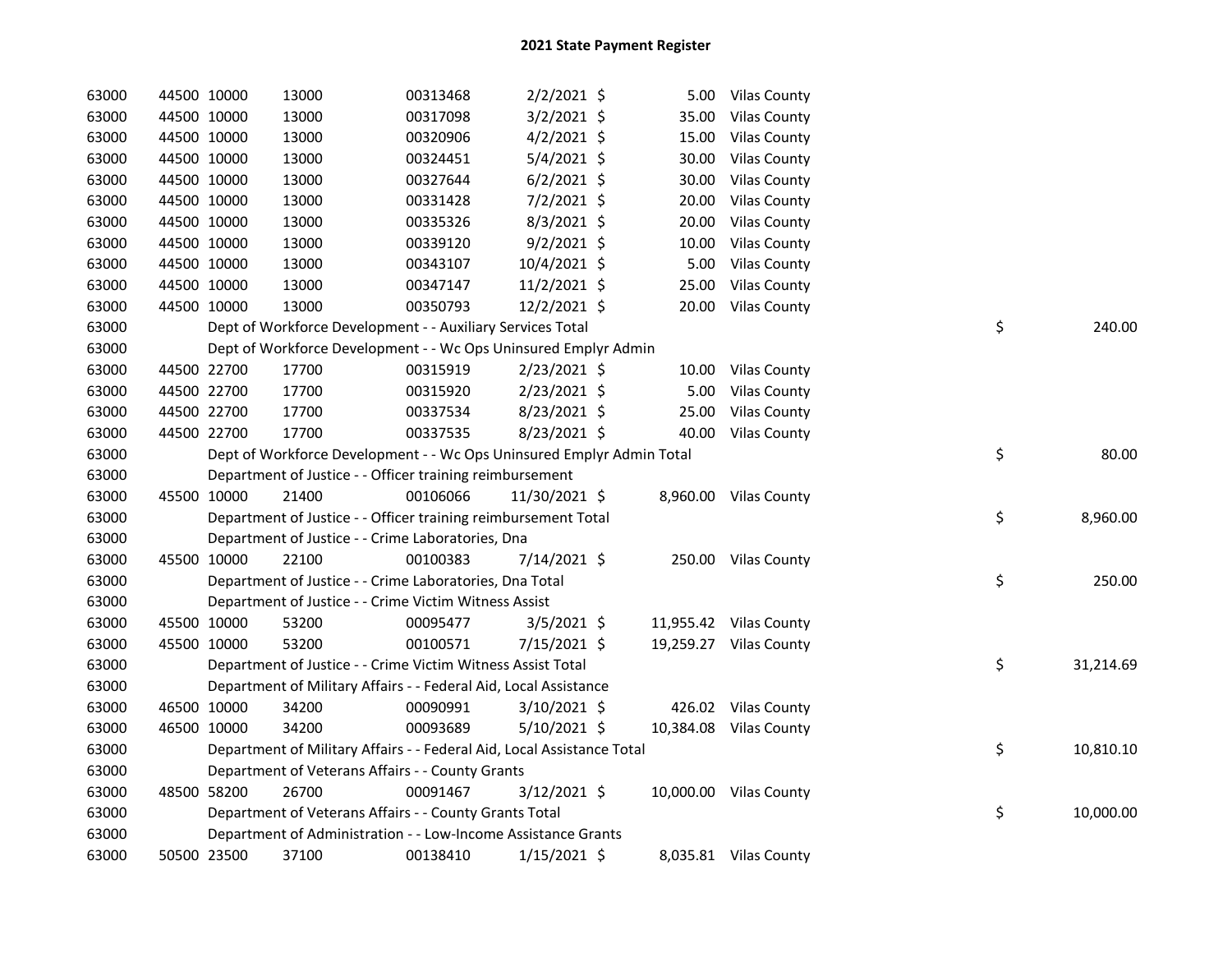# 2021 State Payment Register

| | | | | | | | | | |
|---|---|---|---|---|---|---|---|---|---|
| 63000 | 44500 | 10000 | 13000 | 00313468 | 2/2/2021 | $ | 5.00 | Vilas County | |
| 63000 | 44500 | 10000 | 13000 | 00317098 | 3/2/2021 | $ | 35.00 | Vilas County | |
| 63000 | 44500 | 10000 | 13000 | 00320906 | 4/2/2021 | $ | 15.00 | Vilas County | |
| 63000 | 44500 | 10000 | 13000 | 00324451 | 5/4/2021 | $ | 30.00 | Vilas County | |
| 63000 | 44500 | 10000 | 13000 | 00327644 | 6/2/2021 | $ | 30.00 | Vilas County | |
| 63000 | 44500 | 10000 | 13000 | 00331428 | 7/2/2021 | $ | 20.00 | Vilas County | |
| 63000 | 44500 | 10000 | 13000 | 00335326 | 8/3/2021 | $ | 20.00 | Vilas County | |
| 63000 | 44500 | 10000 | 13000 | 00339120 | 9/2/2021 | $ | 10.00 | Vilas County | |
| 63000 | 44500 | 10000 | 13000 | 00343107 | 10/4/2021 | $ | 5.00 | Vilas County | |
| 63000 | 44500 | 10000 | 13000 | 00347147 | 11/2/2021 | $ | 25.00 | Vilas County | |
| 63000 | 44500 | 10000 | 13000 | 00350793 | 12/2/2021 | $ | 20.00 | Vilas County | |
| 63000 | | Dept of Workforce Development - - Auxiliary Services Total | | | | | | | $ 240.00 |
| 63000 | | Dept of Workforce Development - - Wc Ops Uninsured Emplyr Admin | | | | | | | |
| 63000 | 44500 | 22700 | 17700 | 00315919 | 2/23/2021 | $ | 10.00 | Vilas County | |
| 63000 | 44500 | 22700 | 17700 | 00315920 | 2/23/2021 | $ | 5.00 | Vilas County | |
| 63000 | 44500 | 22700 | 17700 | 00337534 | 8/23/2021 | $ | 25.00 | Vilas County | |
| 63000 | 44500 | 22700 | 17700 | 00337535 | 8/23/2021 | $ | 40.00 | Vilas County | |
| 63000 | | Dept of Workforce Development - - Wc Ops Uninsured Emplyr Admin Total | | | | | | | $ 80.00 |
| 63000 | | Department of Justice - - Officer training reimbursement | | | | | | | |
| 63000 | 45500 | 10000 | 21400 | 00106066 | 11/30/2021 | $ | 8,960.00 | Vilas County | |
| 63000 | | Department of Justice - - Officer training reimbursement Total | | | | | | | $ 8,960.00 |
| 63000 | | Department of Justice - - Crime Laboratories, Dna | | | | | | | |
| 63000 | 45500 | 10000 | 22100 | 00100383 | 7/14/2021 | $ | 250.00 | Vilas County | |
| 63000 | | Department of Justice - - Crime Laboratories, Dna Total | | | | | | | $ 250.00 |
| 63000 | | Department of Justice - - Crime Victim Witness Assist | | | | | | | |
| 63000 | 45500 | 10000 | 53200 | 00095477 | 3/5/2021 | $ | 11,955.42 | Vilas County | |
| 63000 | 45500 | 10000 | 53200 | 00100571 | 7/15/2021 | $ | 19,259.27 | Vilas County | |
| 63000 | | Department of Justice - - Crime Victim Witness Assist Total | | | | | | | $ 31,214.69 |
| 63000 | | Department of Military Affairs - - Federal Aid, Local Assistance | | | | | | | |
| 63000 | 46500 | 10000 | 34200 | 00090991 | 3/10/2021 | $ | 426.02 | Vilas County | |
| 63000 | 46500 | 10000 | 34200 | 00093689 | 5/10/2021 | $ | 10,384.08 | Vilas County | |
| 63000 | | Department of Military Affairs - - Federal Aid, Local Assistance Total | | | | | | | $ 10,810.10 |
| 63000 | | Department of Veterans Affairs - - County Grants | | | | | | | |
| 63000 | 48500 | 58200 | 26700 | 00091467 | 3/12/2021 | $ | 10,000.00 | Vilas County | |
| 63000 | | Department of Veterans Affairs - - County Grants Total | | | | | | | $ 10,000.00 |
| 63000 | | Department of Administration - - Low-Income Assistance Grants | | | | | | | |
| 63000 | 50500 | 23500 | 37100 | 00138410 | 1/15/2021 | $ | 8,035.81 | Vilas County | |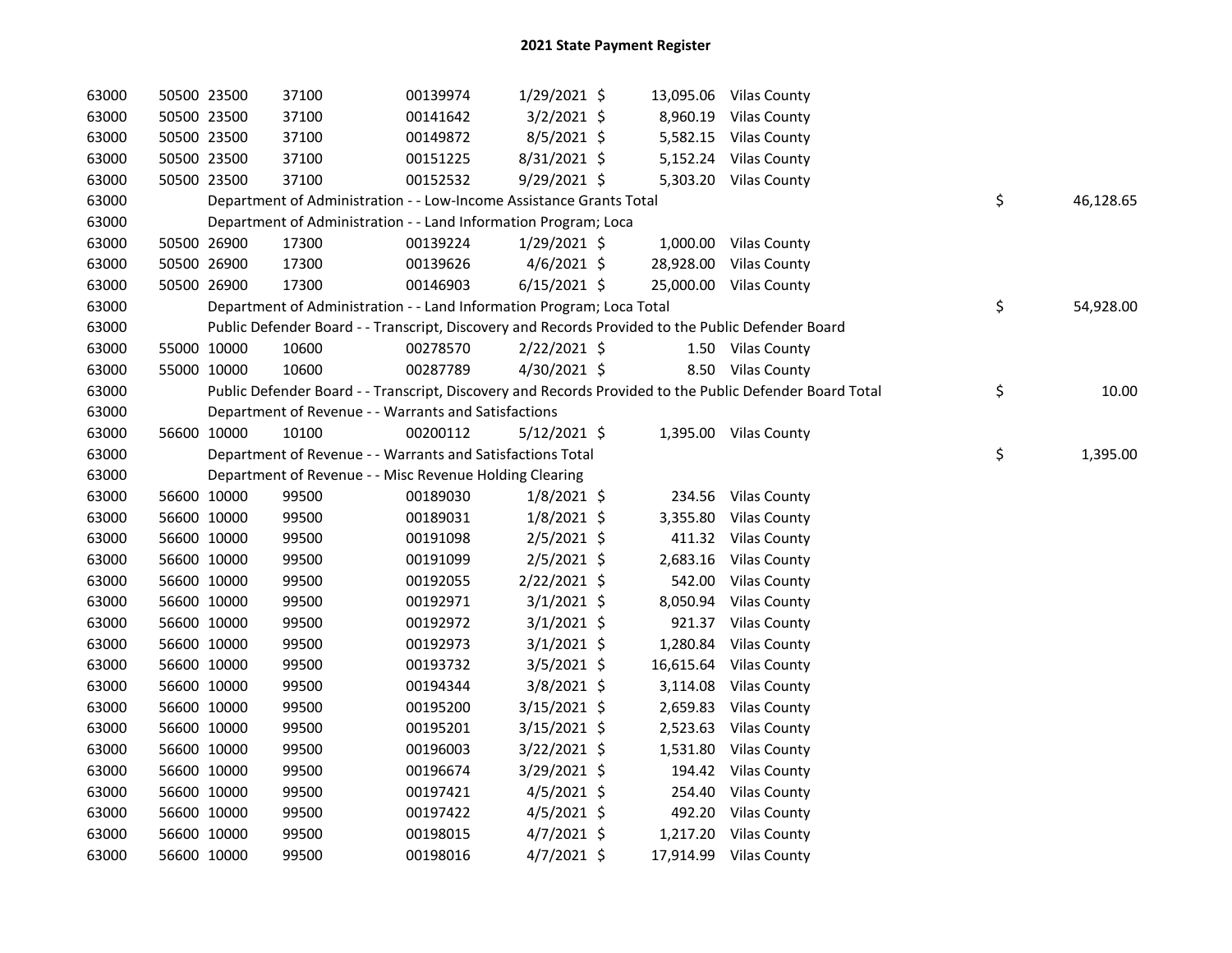## 2021 State Payment Register

| | | | | | | | | | |
|---|---|---|---|---|---|---|---|---|---|
| 63000 | 50500 | 23500 | 37100 | 00139974 | 1/29/2021 | $ 13,095.06 | Vilas County | | |
| 63000 | 50500 | 23500 | 37100 | 00141642 | 3/2/2021 | $ 8,960.19 | Vilas County | | |
| 63000 | 50500 | 23500 | 37100 | 00149872 | 8/5/2021 | $ 5,582.15 | Vilas County | | |
| 63000 | 50500 | 23500 | 37100 | 00151225 | 8/31/2021 | $ 5,152.24 | Vilas County | | |
| 63000 | 50500 | 23500 | 37100 | 00152532 | 9/29/2021 | $ 5,303.20 | Vilas County | | |
| 63000 | | Department of Administration - - Low-Income Assistance Grants Total | | | | | | $ | 46,128.65 |
| 63000 | | Department of Administration - - Land Information Program; Loca | | | | | | | |
| 63000 | 50500 | 26900 | 17300 | 00139224 | 1/29/2021 | $ 1,000.00 | Vilas County | | |
| 63000 | 50500 | 26900 | 17300 | 00139626 | 4/6/2021 | $ 28,928.00 | Vilas County | | |
| 63000 | 50500 | 26900 | 17300 | 00146903 | 6/15/2021 | $ 25,000.00 | Vilas County | | |
| 63000 | | Department of Administration - - Land Information Program; Loca Total | | | | | | $ | 54,928.00 |
| 63000 | | Public Defender Board - - Transcript, Discovery and Records Provided to the Public Defender Board | | | | | | | |
| 63000 | 55000 | 10000 | 10600 | 00278570 | 2/22/2021 | $ 1.50 | Vilas County | | |
| 63000 | 55000 | 10000 | 10600 | 00287789 | 4/30/2021 | $ 8.50 | Vilas County | | |
| 63000 | | Public Defender Board - - Transcript, Discovery and Records Provided to the Public Defender Board Total | | | | | | $ | 10.00 |
| 63000 | | Department of Revenue - - Warrants and Satisfactions | | | | | | | |
| 63000 | 56600 | 10000 | 10100 | 00200112 | 5/12/2021 | $ 1,395.00 | Vilas County | | |
| 63000 | | Department of Revenue - - Warrants and Satisfactions Total | | | | | | $ | 1,395.00 |
| 63000 | | Department of Revenue - - Misc Revenue Holding Clearing | | | | | | | |
| 63000 | 56600 | 10000 | 99500 | 00189030 | 1/8/2021 | $ 234.56 | Vilas County | | |
| 63000 | 56600 | 10000 | 99500 | 00189031 | 1/8/2021 | $ 3,355.80 | Vilas County | | |
| 63000 | 56600 | 10000 | 99500 | 00191098 | 2/5/2021 | $ 411.32 | Vilas County | | |
| 63000 | 56600 | 10000 | 99500 | 00191099 | 2/5/2021 | $ 2,683.16 | Vilas County | | |
| 63000 | 56600 | 10000 | 99500 | 00192055 | 2/22/2021 | $ 542.00 | Vilas County | | |
| 63000 | 56600 | 10000 | 99500 | 00192971 | 3/1/2021 | $ 8,050.94 | Vilas County | | |
| 63000 | 56600 | 10000 | 99500 | 00192972 | 3/1/2021 | $ 921.37 | Vilas County | | |
| 63000 | 56600 | 10000 | 99500 | 00192973 | 3/1/2021 | $ 1,280.84 | Vilas County | | |
| 63000 | 56600 | 10000 | 99500 | 00193732 | 3/5/2021 | $ 16,615.64 | Vilas County | | |
| 63000 | 56600 | 10000 | 99500 | 00194344 | 3/8/2021 | $ 3,114.08 | Vilas County | | |
| 63000 | 56600 | 10000 | 99500 | 00195200 | 3/15/2021 | $ 2,659.83 | Vilas County | | |
| 63000 | 56600 | 10000 | 99500 | 00195201 | 3/15/2021 | $ 2,523.63 | Vilas County | | |
| 63000 | 56600 | 10000 | 99500 | 00196003 | 3/22/2021 | $ 1,531.80 | Vilas County | | |
| 63000 | 56600 | 10000 | 99500 | 00196674 | 3/29/2021 | $ 194.42 | Vilas County | | |
| 63000 | 56600 | 10000 | 99500 | 00197421 | 4/5/2021 | $ 254.40 | Vilas County | | |
| 63000 | 56600 | 10000 | 99500 | 00197422 | 4/5/2021 | $ 492.20 | Vilas County | | |
| 63000 | 56600 | 10000 | 99500 | 00198015 | 4/7/2021 | $ 1,217.20 | Vilas County | | |
| 63000 | 56600 | 10000 | 99500 | 00198016 | 4/7/2021 | $ 17,914.99 | Vilas County | | |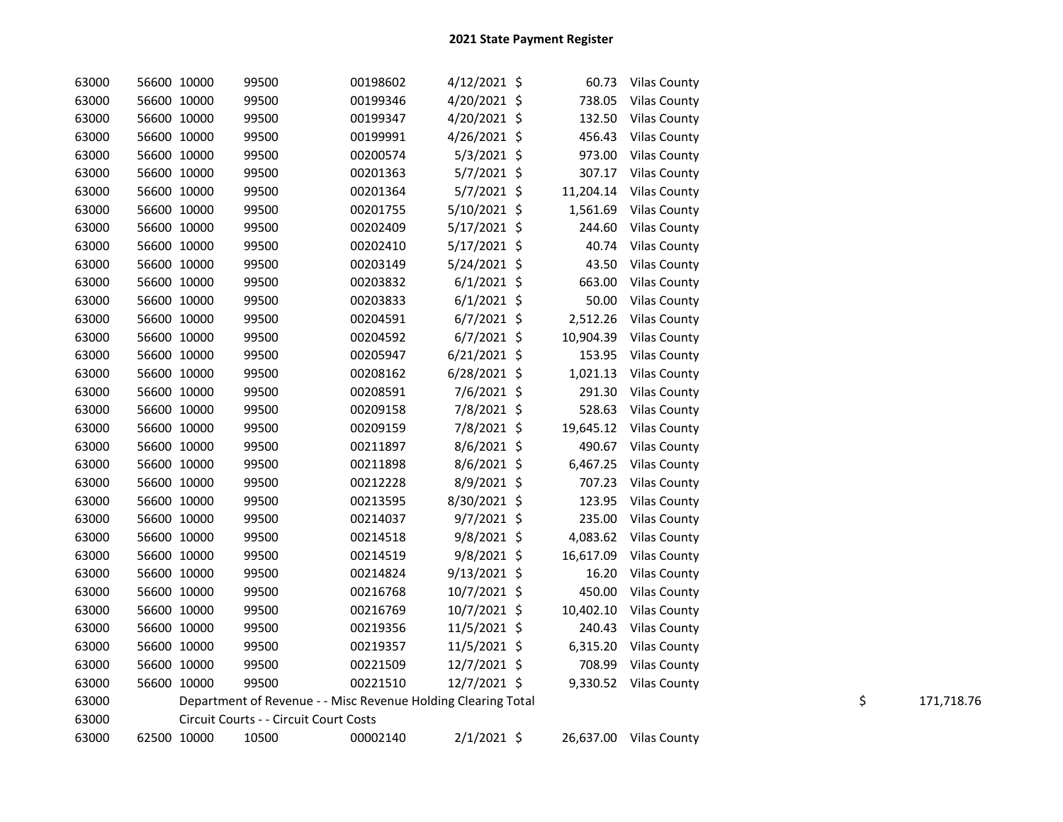# 2021 State Payment Register

| | | | | | | | | |
|---|---|---|---|---|---|---|---|---|
| 63000 | 56600 | 10000 | 99500 | 00198602 | 4/12/2021 | $ 60.73 | Vilas County | |
| 63000 | 56600 | 10000 | 99500 | 00199346 | 4/20/2021 | $ 738.05 | Vilas County | |
| 63000 | 56600 | 10000 | 99500 | 00199347 | 4/20/2021 | $ 132.50 | Vilas County | |
| 63000 | 56600 | 10000 | 99500 | 00199991 | 4/26/2021 | $ 456.43 | Vilas County | |
| 63000 | 56600 | 10000 | 99500 | 00200574 | 5/3/2021 | $ 973.00 | Vilas County | |
| 63000 | 56600 | 10000 | 99500 | 00201363 | 5/7/2021 | $ 307.17 | Vilas County | |
| 63000 | 56600 | 10000 | 99500 | 00201364 | 5/7/2021 | $ 11,204.14 | Vilas County | |
| 63000 | 56600 | 10000 | 99500 | 00201755 | 5/10/2021 | $ 1,561.69 | Vilas County | |
| 63000 | 56600 | 10000 | 99500 | 00202409 | 5/17/2021 | $ 244.60 | Vilas County | |
| 63000 | 56600 | 10000 | 99500 | 00202410 | 5/17/2021 | $ 40.74 | Vilas County | |
| 63000 | 56600 | 10000 | 99500 | 00203149 | 5/24/2021 | $ 43.50 | Vilas County | |
| 63000 | 56600 | 10000 | 99500 | 00203832 | 6/1/2021 | $ 663.00 | Vilas County | |
| 63000 | 56600 | 10000 | 99500 | 00203833 | 6/1/2021 | $ 50.00 | Vilas County | |
| 63000 | 56600 | 10000 | 99500 | 00204591 | 6/7/2021 | $ 2,512.26 | Vilas County | |
| 63000 | 56600 | 10000 | 99500 | 00204592 | 6/7/2021 | $ 10,904.39 | Vilas County | |
| 63000 | 56600 | 10000 | 99500 | 00205947 | 6/21/2021 | $ 153.95 | Vilas County | |
| 63000 | 56600 | 10000 | 99500 | 00208162 | 6/28/2021 | $ 1,021.13 | Vilas County | |
| 63000 | 56600 | 10000 | 99500 | 00208591 | 7/6/2021 | $ 291.30 | Vilas County | |
| 63000 | 56600 | 10000 | 99500 | 00209158 | 7/8/2021 | $ 528.63 | Vilas County | |
| 63000 | 56600 | 10000 | 99500 | 00209159 | 7/8/2021 | $ 19,645.12 | Vilas County | |
| 63000 | 56600 | 10000 | 99500 | 00211897 | 8/6/2021 | $ 490.67 | Vilas County | |
| 63000 | 56600 | 10000 | 99500 | 00211898 | 8/6/2021 | $ 6,467.25 | Vilas County | |
| 63000 | 56600 | 10000 | 99500 | 00212228 | 8/9/2021 | $ 707.23 | Vilas County | |
| 63000 | 56600 | 10000 | 99500 | 00213595 | 8/30/2021 | $ 123.95 | Vilas County | |
| 63000 | 56600 | 10000 | 99500 | 00214037 | 9/7/2021 | $ 235.00 | Vilas County | |
| 63000 | 56600 | 10000 | 99500 | 00214518 | 9/8/2021 | $ 4,083.62 | Vilas County | |
| 63000 | 56600 | 10000 | 99500 | 00214519 | 9/8/2021 | $ 16,617.09 | Vilas County | |
| 63000 | 56600 | 10000 | 99500 | 00214824 | 9/13/2021 | $ 16.20 | Vilas County | |
| 63000 | 56600 | 10000 | 99500 | 00216768 | 10/7/2021 | $ 450.00 | Vilas County | |
| 63000 | 56600 | 10000 | 99500 | 00216769 | 10/7/2021 | $ 10,402.10 | Vilas County | |
| 63000 | 56600 | 10000 | 99500 | 00219356 | 11/5/2021 | $ 240.43 | Vilas County | |
| 63000 | 56600 | 10000 | 99500 | 00219357 | 11/5/2021 | $ 6,315.20 | Vilas County | |
| 63000 | 56600 | 10000 | 99500 | 00221509 | 12/7/2021 | $ 708.99 | Vilas County | |
| 63000 | 56600 | 10000 | 99500 | 00221510 | 12/7/2021 | $ 9,330.52 | Vilas County | |
| 63000 | | Department of Revenue - - Misc Revenue Holding Clearing Total | | | | | | $ 171,718.76 |
| 63000 | | Circuit Courts - - Circuit Court Costs | | | | | | |
| 63000 | 62500 | 10000 | 10500 | 00002140 | 2/1/2021 | $ 26,637.00 | Vilas County | |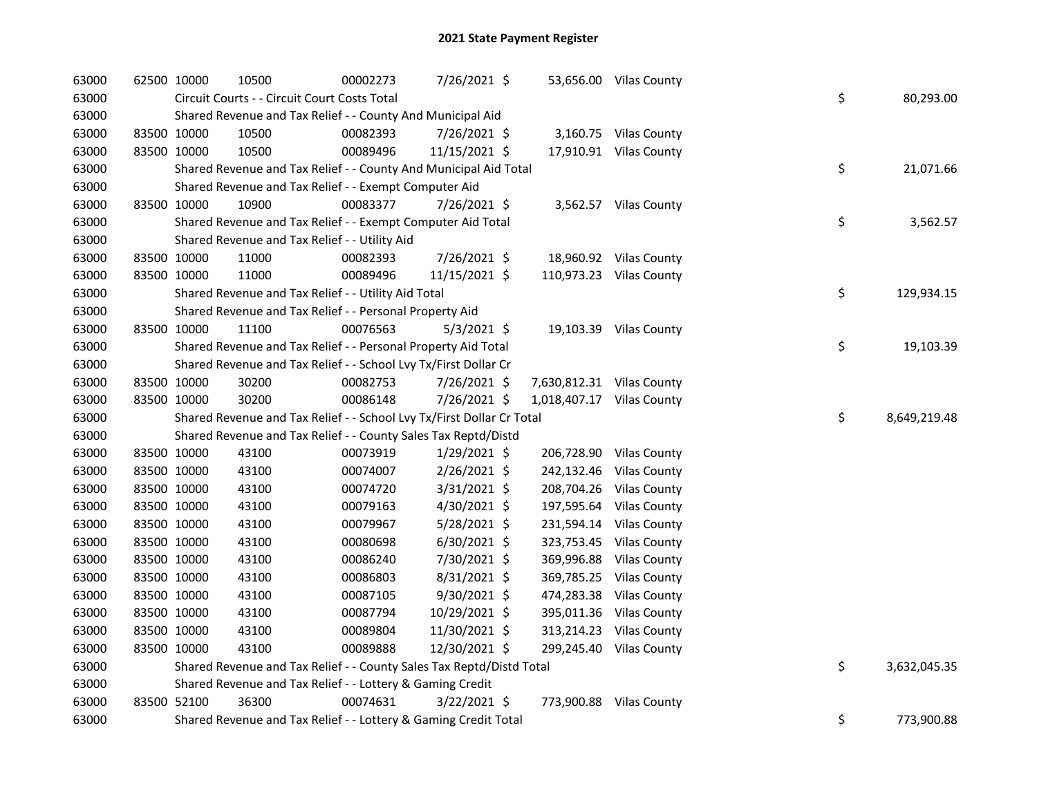## 2021 State Payment Register

| | | | | | | | | | |
|---|---|---|---|---|---|---|---|---|---|
| 63000 | 62500 | 10000 | 10500 | 00002273 | 7/26/2021 | $ 53,656.00 | Vilas County | | |
| 63000 | Circuit Courts - - Circuit Court Costs Total | | | | | | | $ | 80,293.00 |
| 63000 | Shared Revenue and Tax Relief - - County And Municipal Aid | | | | | | | | |
| 63000 | 83500 | 10000 | 10500 | 00082393 | 7/26/2021 | $ 3,160.75 | Vilas County | | |
| 63000 | 83500 | 10000 | 10500 | 00089496 | 11/15/2021 | $ 17,910.91 | Vilas County | | |
| 63000 | Shared Revenue and Tax Relief - - County And Municipal Aid Total | | | | | | | $ | 21,071.66 |
| 63000 | Shared Revenue and Tax Relief - - Exempt Computer Aid | | | | | | | | |
| 63000 | 83500 | 10000 | 10900 | 00083377 | 7/26/2021 | $ 3,562.57 | Vilas County | | |
| 63000 | Shared Revenue and Tax Relief - - Exempt Computer Aid Total | | | | | | | $ | 3,562.57 |
| 63000 | Shared Revenue and Tax Relief - - Utility Aid | | | | | | | | |
| 63000 | 83500 | 10000 | 11000 | 00082393 | 7/26/2021 | $ 18,960.92 | Vilas County | | |
| 63000 | 83500 | 10000 | 11000 | 00089496 | 11/15/2021 | $ 110,973.23 | Vilas County | | |
| 63000 | Shared Revenue and Tax Relief - - Utility Aid Total | | | | | | | $ | 129,934.15 |
| 63000 | Shared Revenue and Tax Relief - - Personal Property Aid | | | | | | | | |
| 63000 | 83500 | 10000 | 11100 | 00076563 | 5/3/2021 | $ 19,103.39 | Vilas County | | |
| 63000 | Shared Revenue and Tax Relief - - Personal Property Aid Total | | | | | | | $ | 19,103.39 |
| 63000 | Shared Revenue and Tax Relief - - School Lvy Tx/First Dollar Cr | | | | | | | | |
| 63000 | 83500 | 10000 | 30200 | 00082753 | 7/26/2021 | $ 7,630,812.31 | Vilas County | | |
| 63000 | 83500 | 10000 | 30200 | 00086148 | 7/26/2021 | $ 1,018,407.17 | Vilas County | | |
| 63000 | Shared Revenue and Tax Relief - - School Lvy Tx/First Dollar Cr Total | | | | | | | $ | 8,649,219.48 |
| 63000 | Shared Revenue and Tax Relief - - County Sales Tax Reptd/Distd | | | | | | | | |
| 63000 | 83500 | 10000 | 43100 | 00073919 | 1/29/2021 | $ 206,728.90 | Vilas County | | |
| 63000 | 83500 | 10000 | 43100 | 00074007 | 2/26/2021 | $ 242,132.46 | Vilas County | | |
| 63000 | 83500 | 10000 | 43100 | 00074720 | 3/31/2021 | $ 208,704.26 | Vilas County | | |
| 63000 | 83500 | 10000 | 43100 | 00079163 | 4/30/2021 | $ 197,595.64 | Vilas County | | |
| 63000 | 83500 | 10000 | 43100 | 00079967 | 5/28/2021 | $ 231,594.14 | Vilas County | | |
| 63000 | 83500 | 10000 | 43100 | 00080698 | 6/30/2021 | $ 323,753.45 | Vilas County | | |
| 63000 | 83500 | 10000 | 43100 | 00086240 | 7/30/2021 | $ 369,996.88 | Vilas County | | |
| 63000 | 83500 | 10000 | 43100 | 00086803 | 8/31/2021 | $ 369,785.25 | Vilas County | | |
| 63000 | 83500 | 10000 | 43100 | 00087105 | 9/30/2021 | $ 474,283.38 | Vilas County | | |
| 63000 | 83500 | 10000 | 43100 | 00087794 | 10/29/2021 | $ 395,011.36 | Vilas County | | |
| 63000 | 83500 | 10000 | 43100 | 00089804 | 11/30/2021 | $ 313,214.23 | Vilas County | | |
| 63000 | 83500 | 10000 | 43100 | 00089888 | 12/30/2021 | $ 299,245.40 | Vilas County | | |
| 63000 | Shared Revenue and Tax Relief - - County Sales Tax Reptd/Distd Total | | | | | | | $ | 3,632,045.35 |
| 63000 | Shared Revenue and Tax Relief - - Lottery & Gaming Credit | | | | | | | | |
| 63000 | 83500 | 52100 | 36300 | 00074631 | 3/22/2021 | $ 773,900.88 | Vilas County | | |
| 63000 | Shared Revenue and Tax Relief - - Lottery & Gaming Credit Total | | | | | | | $ | 773,900.88 |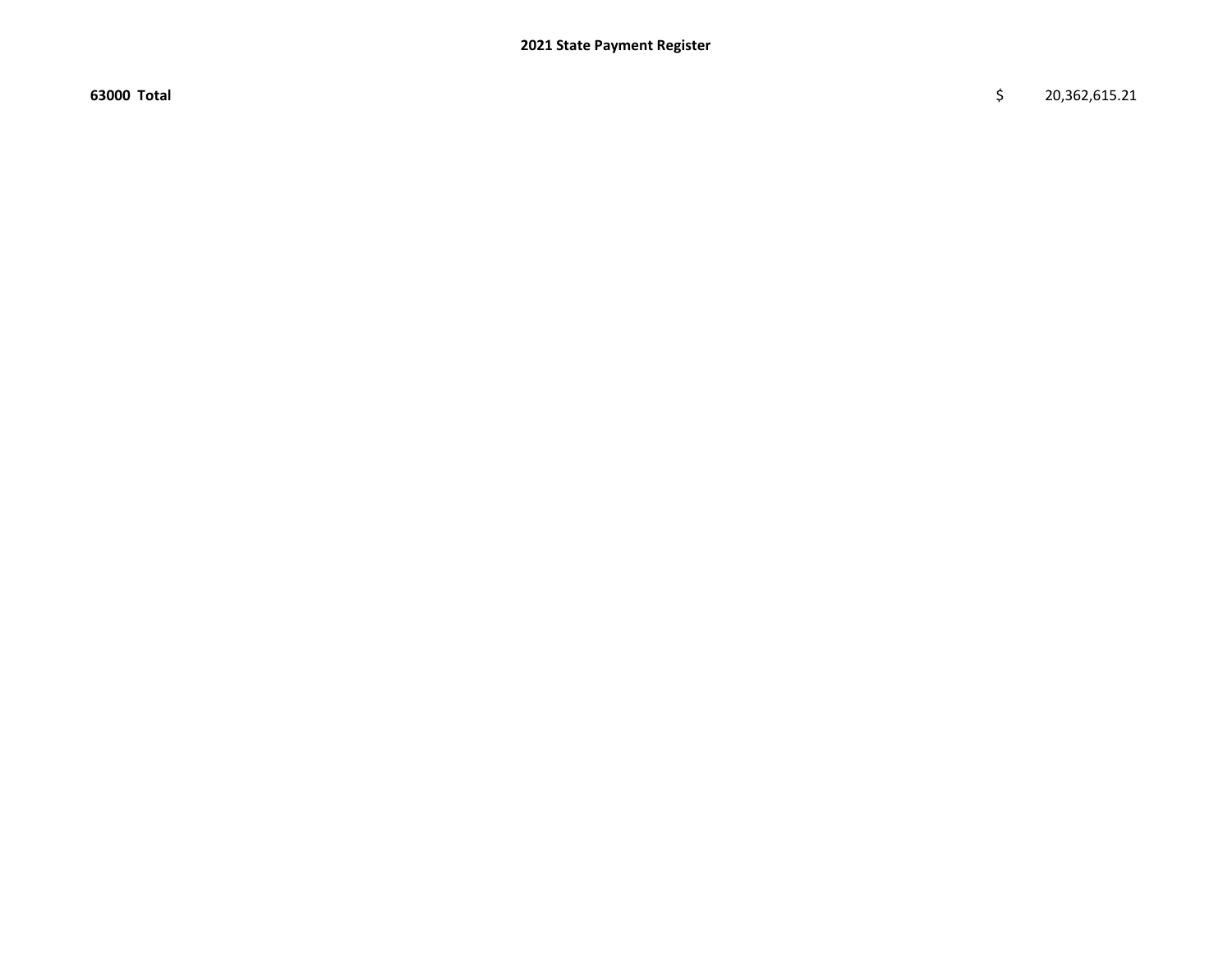**2021 State Payment Register**

| | | |
|---|---|---|
| **63000 Total** | $ | 20,362,615.21 |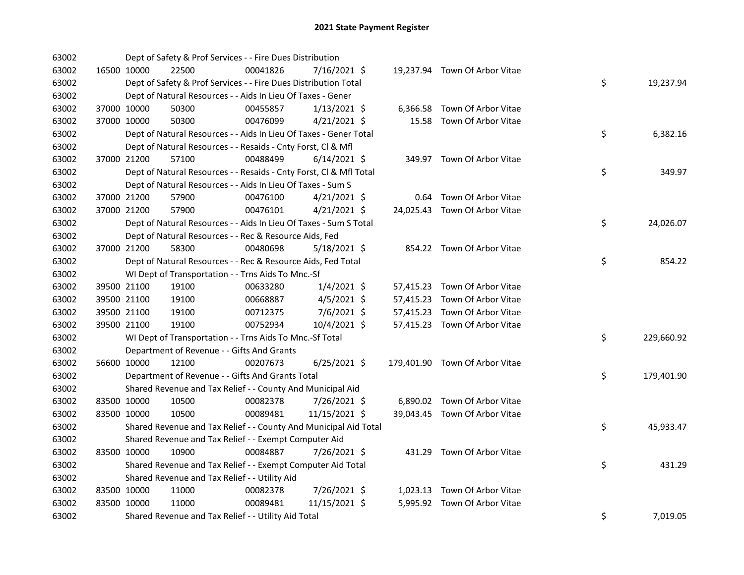# 2021 State Payment Register

| | | | | | | | | | |
|---|---|---|---|---|---|---|---|---|---|
| 63002 | | Dept of Safety & Prof Services - - Fire Dues Distribution | | | | | | | |
| 63002 | 16500 | 10000 | 22500 | 00041826 | 7/16/2021 $ | 19,237.94 | Town Of Arbor Vitae | | |
| 63002 | | Dept of Safety & Prof Services - - Fire Dues Distribution Total | | | | | | $ | 19,237.94 |
| 63002 | | Dept of Natural Resources - - Aids In Lieu Of Taxes - Gener | | | | | | | |
| 63002 | 37000 | 10000 | 50300 | 00455857 | 1/13/2021 $ | 6,366.58 | Town Of Arbor Vitae | | |
| 63002 | 37000 | 10000 | 50300 | 00476099 | 4/21/2021 $ | 15.58 | Town Of Arbor Vitae | | |
| 63002 | | Dept of Natural Resources - - Aids In Lieu Of Taxes - Gener Total | | | | | | $ | 6,382.16 |
| 63002 | | Dept of Natural Resources - - Resaids - Cnty Forst, Cl & Mfl | | | | | | | |
| 63002 | 37000 | 21200 | 57100 | 00488499 | 6/14/2021 $ | 349.97 | Town Of Arbor Vitae | | |
| 63002 | | Dept of Natural Resources - - Resaids - Cnty Forst, Cl & Mfl Total | | | | | | $ | 349.97 |
| 63002 | | Dept of Natural Resources - - Aids In Lieu Of Taxes - Sum S | | | | | | | |
| 63002 | 37000 | 21200 | 57900 | 00476100 | 4/21/2021 $ | 0.64 | Town Of Arbor Vitae | | |
| 63002 | 37000 | 21200 | 57900 | 00476101 | 4/21/2021 $ | 24,025.43 | Town Of Arbor Vitae | | |
| 63002 | | Dept of Natural Resources - - Aids In Lieu Of Taxes - Sum S Total | | | | | | $ | 24,026.07 |
| 63002 | | Dept of Natural Resources - - Rec & Resource Aids, Fed | | | | | | | |
| 63002 | 37000 | 21200 | 58300 | 00480698 | 5/18/2021 $ | 854.22 | Town Of Arbor Vitae | | |
| 63002 | | Dept of Natural Resources - - Rec & Resource Aids, Fed Total | | | | | | $ | 854.22 |
| 63002 | | WI Dept of Transportation - - Trns Aids To Mnc.-Sf | | | | | | | |
| 63002 | 39500 | 21100 | 19100 | 00633280 | 1/4/2021 $ | 57,415.23 | Town Of Arbor Vitae | | |
| 63002 | 39500 | 21100 | 19100 | 00668887 | 4/5/2021 $ | 57,415.23 | Town Of Arbor Vitae | | |
| 63002 | 39500 | 21100 | 19100 | 00712375 | 7/6/2021 $ | 57,415.23 | Town Of Arbor Vitae | | |
| 63002 | 39500 | 21100 | 19100 | 00752934 | 10/4/2021 $ | 57,415.23 | Town Of Arbor Vitae | | |
| 63002 | | WI Dept of Transportation - - Trns Aids To Mnc.-Sf Total | | | | | | $ | 229,660.92 |
| 63002 | | Department of Revenue - - Gifts And Grants | | | | | | | |
| 63002 | 56600 | 10000 | 12100 | 00207673 | 6/25/2021 $ | 179,401.90 | Town Of Arbor Vitae | | |
| 63002 | | Department of Revenue - - Gifts And Grants Total | | | | | | $ | 179,401.90 |
| 63002 | | Shared Revenue and Tax Relief - - County And Municipal Aid | | | | | | | |
| 63002 | 83500 | 10000 | 10500 | 00082378 | 7/26/2021 $ | 6,890.02 | Town Of Arbor Vitae | | |
| 63002 | 83500 | 10000 | 10500 | 00089481 | 11/15/2021 $ | 39,043.45 | Town Of Arbor Vitae | | |
| 63002 | | Shared Revenue and Tax Relief - - County And Municipal Aid Total | | | | | | $ | 45,933.47 |
| 63002 | | Shared Revenue and Tax Relief - - Exempt Computer Aid | | | | | | | |
| 63002 | 83500 | 10000 | 10900 | 00084887 | 7/26/2021 $ | 431.29 | Town Of Arbor Vitae | | |
| 63002 | | Shared Revenue and Tax Relief - - Exempt Computer Aid Total | | | | | | $ | 431.29 |
| 63002 | | Shared Revenue and Tax Relief - - Utility Aid | | | | | | | |
| 63002 | 83500 | 10000 | 11000 | 00082378 | 7/26/2021 $ | 1,023.13 | Town Of Arbor Vitae | | |
| 63002 | 83500 | 10000 | 11000 | 00089481 | 11/15/2021 $ | 5,995.92 | Town Of Arbor Vitae | | |
| 63002 | | Shared Revenue and Tax Relief - - Utility Aid Total | | | | | | $ | 7,019.05 |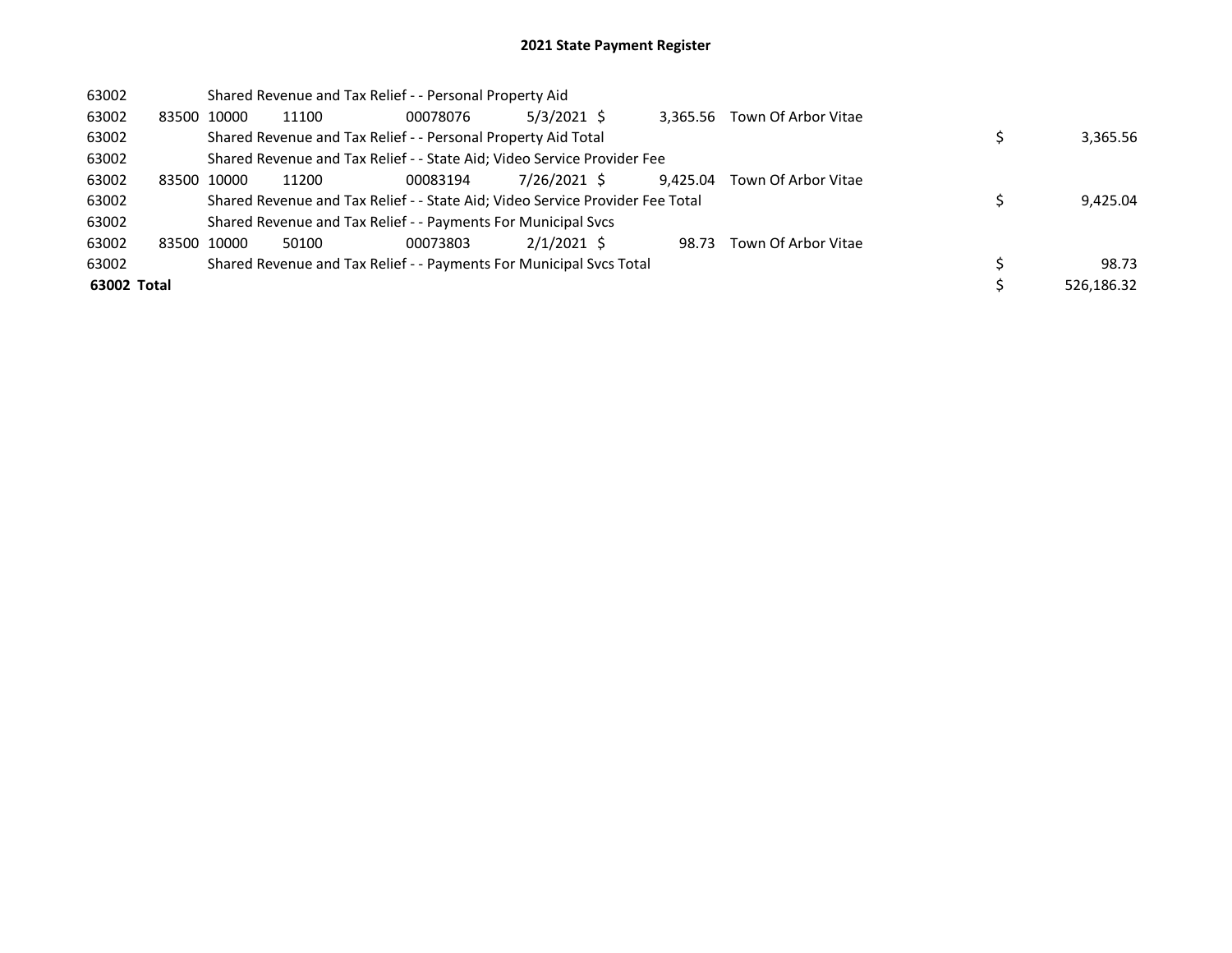# 2021 State Payment Register

| | | | | | | | | | |
|---|---|---|---|---|---|---|---|---|---|
| 63002 | | Shared Revenue and Tax Relief - - Personal Property Aid | | | | | | | |
| 63002 | 83500 | 10000 | 11100 | 00078076 | 5/3/2021 | $ 3,365.56 | Town Of Arbor Vitae | | |
| 63002 | | Shared Revenue and Tax Relief - - Personal Property Aid Total | | | | | | $ | 3,365.56 |
| 63002 | | Shared Revenue and Tax Relief - - State Aid; Video Service Provider Fee | | | | | | | |
| 63002 | 83500 | 10000 | 11200 | 00083194 | 7/26/2021 | $ 9,425.04 | Town Of Arbor Vitae | | |
| 63002 | | Shared Revenue and Tax Relief - - State Aid; Video Service Provider Fee Total | | | | | | $ | 9,425.04 |
| 63002 | | Shared Revenue and Tax Relief - - Payments For Municipal Svcs | | | | | | | |
| 63002 | 83500 | 10000 | 50100 | 00073803 | 2/1/2021 | $ 98.73 | Town Of Arbor Vitae | | |
| 63002 | | Shared Revenue and Tax Relief - - Payments For Municipal Svcs Total | | | | | | $ | 98.73 |
| **63002 Total** | | | | | | | | $ | 526,186.32 |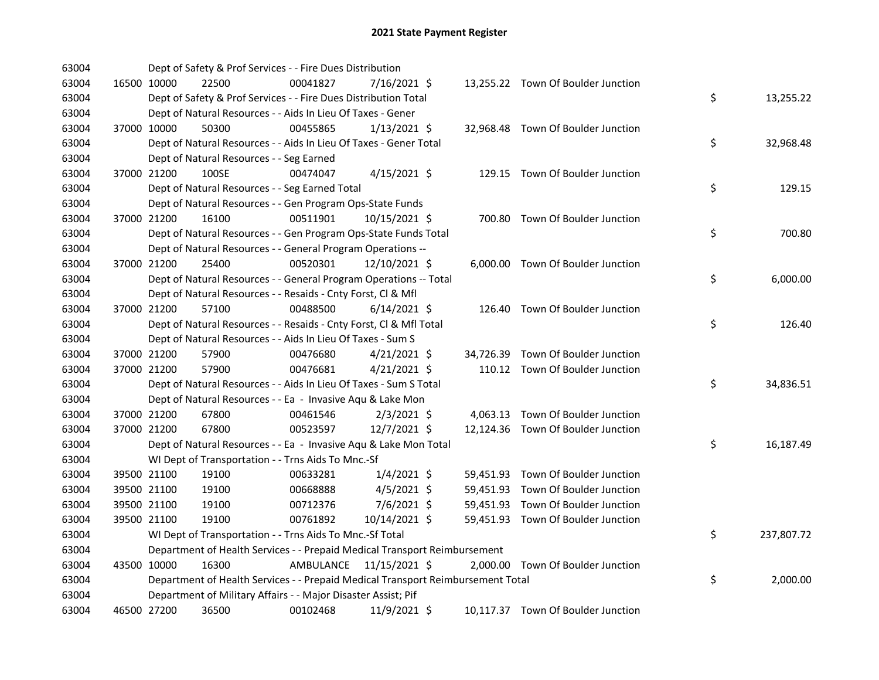# 2021 State Payment Register

| | | | | | | | | | |
|---|---|---|---|---|---|---|---|---|---|
| 63004 | | | Dept of Safety & Prof Services - - Fire Dues Distribution | | | | | | |
| 63004 | 16500 | 10000 | 22500 | 00041827 | 7/16/2021 | $ | 13,255.22 | Town Of Boulder Junction | |
| 63004 | | | Dept of Safety & Prof Services - - Fire Dues Distribution Total | | | | | | $ 13,255.22 |
| 63004 | | | Dept of Natural Resources - - Aids In Lieu Of Taxes - Gener | | | | | | |
| 63004 | 37000 | 10000 | 50300 | 00455865 | 1/13/2021 | $ | 32,968.48 | Town Of Boulder Junction | |
| 63004 | | | Dept of Natural Resources - - Aids In Lieu Of Taxes - Gener Total | | | | | | $ 32,968.48 |
| 63004 | | | Dept of Natural Resources - - Seg Earned | | | | | | |
| 63004 | 37000 | 21200 | 100SE | 00474047 | 4/15/2021 | $ | 129.15 | Town Of Boulder Junction | |
| 63004 | | | Dept of Natural Resources - - Seg Earned Total | | | | | | $ 129.15 |
| 63004 | | | Dept of Natural Resources - - Gen Program Ops-State Funds | | | | | | |
| 63004 | 37000 | 21200 | 16100 | 00511901 | 10/15/2021 | $ | 700.80 | Town Of Boulder Junction | |
| 63004 | | | Dept of Natural Resources - - Gen Program Ops-State Funds Total | | | | | | $ 700.80 |
| 63004 | | | Dept of Natural Resources - - General Program Operations -- | | | | | | |
| 63004 | 37000 | 21200 | 25400 | 00520301 | 12/10/2021 | $ | 6,000.00 | Town Of Boulder Junction | |
| 63004 | | | Dept of Natural Resources - - General Program Operations -- Total | | | | | | $ 6,000.00 |
| 63004 | | | Dept of Natural Resources - - Resaids - Cnty Forst, Cl & Mfl | | | | | | |
| 63004 | 37000 | 21200 | 57100 | 00488500 | 6/14/2021 | $ | 126.40 | Town Of Boulder Junction | |
| 63004 | | | Dept of Natural Resources - - Resaids - Cnty Forst, Cl & Mfl Total | | | | | | $ 126.40 |
| 63004 | | | Dept of Natural Resources - - Aids In Lieu Of Taxes - Sum S | | | | | | |
| 63004 | 37000 | 21200 | 57900 | 00476680 | 4/21/2021 | $ | 34,726.39 | Town Of Boulder Junction | |
| 63004 | 37000 | 21200 | 57900 | 00476681 | 4/21/2021 | $ | 110.12 | Town Of Boulder Junction | |
| 63004 | | | Dept of Natural Resources - - Aids In Lieu Of Taxes - Sum S Total | | | | | | $ 34,836.51 |
| 63004 | | | Dept of Natural Resources - - Ea - Invasive Aqu & Lake Mon | | | | | | |
| 63004 | 37000 | 21200 | 67800 | 00461546 | 2/3/2021 | $ | 4,063.13 | Town Of Boulder Junction | |
| 63004 | 37000 | 21200 | 67800 | 00523597 | 12/7/2021 | $ | 12,124.36 | Town Of Boulder Junction | |
| 63004 | | | Dept of Natural Resources - - Ea - Invasive Aqu & Lake Mon Total | | | | | | $ 16,187.49 |
| 63004 | | | WI Dept of Transportation - - Trns Aids To Mnc.-Sf | | | | | | |
| 63004 | 39500 | 21100 | 19100 | 00633281 | 1/4/2021 | $ | 59,451.93 | Town Of Boulder Junction | |
| 63004 | 39500 | 21100 | 19100 | 00668888 | 4/5/2021 | $ | 59,451.93 | Town Of Boulder Junction | |
| 63004 | 39500 | 21100 | 19100 | 00712376 | 7/6/2021 | $ | 59,451.93 | Town Of Boulder Junction | |
| 63004 | 39500 | 21100 | 19100 | 00761892 | 10/14/2021 | $ | 59,451.93 | Town Of Boulder Junction | |
| 63004 | | | WI Dept of Transportation - - Trns Aids To Mnc.-Sf Total | | | | | | $ 237,807.72 |
| 63004 | | | Department of Health Services - - Prepaid Medical Transport Reimbursement | | | | | | |
| 63004 | 43500 | 10000 | 16300 | AMBULANCE | 11/15/2021 | $ | 2,000.00 | Town Of Boulder Junction | |
| 63004 | | | Department of Health Services - - Prepaid Medical Transport Reimbursement Total | | | | | | $ 2,000.00 |
| 63004 | | | Department of Military Affairs - - Major Disaster Assist; Pif | | | | | | |
| 63004 | 46500 | 27200 | 36500 | 00102468 | 11/9/2021 | $ | 10,117.37 | Town Of Boulder Junction | |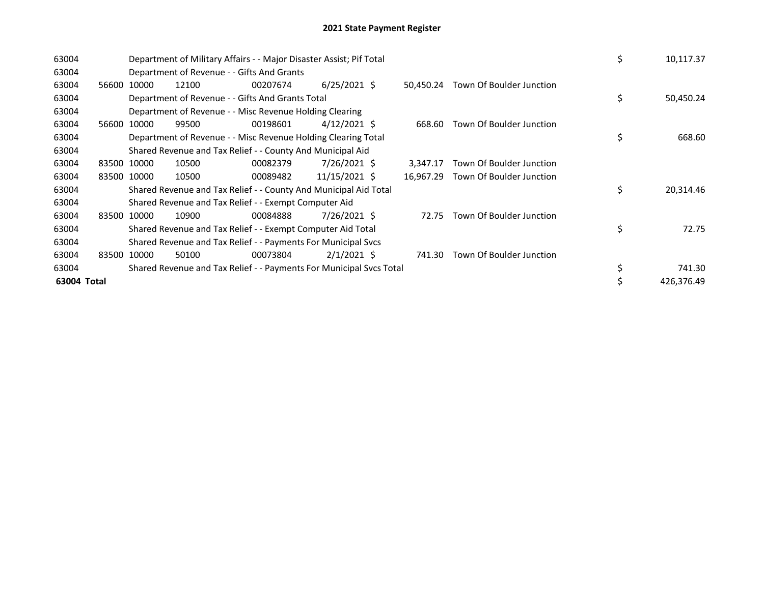# 2021 State Payment Register

| | | | | | | | | | |
|---|---|---|---|---|---|---|---|---|---|
| 63004 | | Department of Military Affairs - - Major Disaster Assist; Pif Total | | | | | | $ | 10,117.37 |
| 63004 | | Department of Revenue - - Gifts And Grants | | | | | | | |
| 63004 | 56600 | 10000 | 12100 | 00207674 | 6/25/2021 | $ 50,450.24 | Town Of Boulder Junction | | |
| 63004 | | Department of Revenue - - Gifts And Grants Total | | | | | | $ | 50,450.24 |
| 63004 | | Department of Revenue - - Misc Revenue Holding Clearing | | | | | | | |
| 63004 | 56600 | 10000 | 99500 | 00198601 | 4/12/2021 | $ 668.60 | Town Of Boulder Junction | | |
| 63004 | | Department of Revenue - - Misc Revenue Holding Clearing Total | | | | | | $ | 668.60 |
| 63004 | | Shared Revenue and Tax Relief - - County And Municipal Aid | | | | | | | |
| 63004 | 83500 | 10000 | 10500 | 00082379 | 7/26/2021 | $ 3,347.17 | Town Of Boulder Junction | | |
| 63004 | 83500 | 10000 | 10500 | 00089482 | 11/15/2021 | $ 16,967.29 | Town Of Boulder Junction | | |
| 63004 | | Shared Revenue and Tax Relief - - County And Municipal Aid Total | | | | | | $ | 20,314.46 |
| 63004 | | Shared Revenue and Tax Relief - - Exempt Computer Aid | | | | | | | |
| 63004 | 83500 | 10000 | 10900 | 00084888 | 7/26/2021 | $ 72.75 | Town Of Boulder Junction | | |
| 63004 | | Shared Revenue and Tax Relief - - Exempt Computer Aid Total | | | | | | $ | 72.75 |
| 63004 | | Shared Revenue and Tax Relief - - Payments For Municipal Svcs | | | | | | | |
| 63004 | 83500 | 10000 | 50100 | 00073804 | 2/1/2021 | $ 741.30 | Town Of Boulder Junction | | |
| 63004 | | Shared Revenue and Tax Relief - - Payments For Municipal Svcs Total | | | | | | $ | 741.30 |
| **63004 Total** | | | | | | | | $ | 426,376.49 |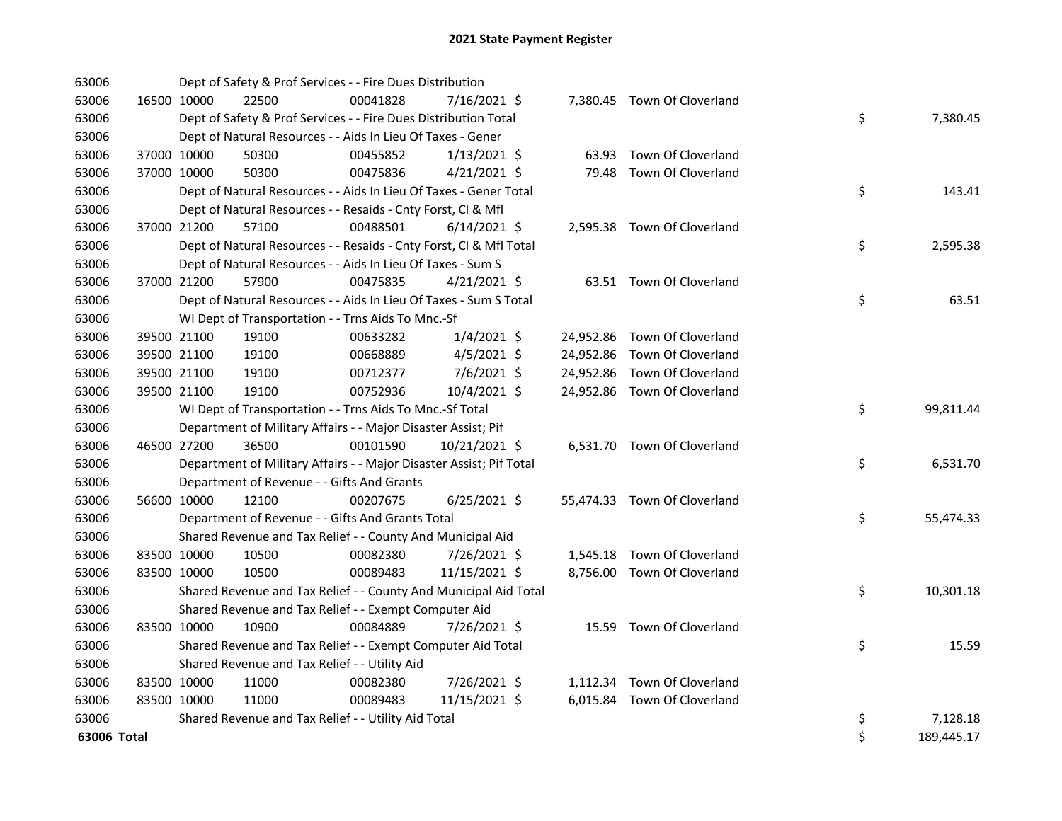# 2021 State Payment Register

| | | | | | | | | | |
|---|---|---|---|---|---|---|---|---|---|
| 63006 | | | Dept of Safety & Prof Services - - Fire Dues Distribution | | | | | | |
| 63006 | 16500 | 10000 | 22500 | 00041828 | 7/16/2021 | $ 7,380.45 | Town Of Cloverland | | |
| 63006 | | | Dept of Safety & Prof Services - - Fire Dues Distribution Total | | | | | $ | 7,380.45 |
| 63006 | | | Dept of Natural Resources - - Aids In Lieu Of Taxes - Gener | | | | | | |
| 63006 | 37000 | 10000 | 50300 | 00455852 | 1/13/2021 | $ 63.93 | Town Of Cloverland | | |
| 63006 | 37000 | 10000 | 50300 | 00475836 | 4/21/2021 | $ 79.48 | Town Of Cloverland | | |
| 63006 | | | Dept of Natural Resources - - Aids In Lieu Of Taxes - Gener Total | | | | | $ | 143.41 |
| 63006 | | | Dept of Natural Resources - - Resaids - Cnty Forst, Cl & Mfl | | | | | | |
| 63006 | 37000 | 21200 | 57100 | 00488501 | 6/14/2021 | $ 2,595.38 | Town Of Cloverland | | |
| 63006 | | | Dept of Natural Resources - - Resaids - Cnty Forst, Cl & Mfl Total | | | | | $ | 2,595.38 |
| 63006 | | | Dept of Natural Resources - - Aids In Lieu Of Taxes - Sum S | | | | | | |
| 63006 | 37000 | 21200 | 57900 | 00475835 | 4/21/2021 | $ 63.51 | Town Of Cloverland | | |
| 63006 | | | Dept of Natural Resources - - Aids In Lieu Of Taxes - Sum S Total | | | | | $ | 63.51 |
| 63006 | | | WI Dept of Transportation - - Trns Aids To Mnc.-Sf | | | | | | |
| 63006 | 39500 | 21100 | 19100 | 00633282 | 1/4/2021 | $ 24,952.86 | Town Of Cloverland | | |
| 63006 | 39500 | 21100 | 19100 | 00668889 | 4/5/2021 | $ 24,952.86 | Town Of Cloverland | | |
| 63006 | 39500 | 21100 | 19100 | 00712377 | 7/6/2021 | $ 24,952.86 | Town Of Cloverland | | |
| 63006 | 39500 | 21100 | 19100 | 00752936 | 10/4/2021 | $ 24,952.86 | Town Of Cloverland | | |
| 63006 | | | WI Dept of Transportation - - Trns Aids To Mnc.-Sf Total | | | | | $ | 99,811.44 |
| 63006 | | | Department of Military Affairs - - Major Disaster Assist; Pif | | | | | | |
| 63006 | 46500 | 27200 | 36500 | 00101590 | 10/21/2021 | $ 6,531.70 | Town Of Cloverland | | |
| 63006 | | | Department of Military Affairs - - Major Disaster Assist; Pif Total | | | | | $ | 6,531.70 |
| 63006 | | | Department of Revenue - - Gifts And Grants | | | | | | |
| 63006 | 56600 | 10000 | 12100 | 00207675 | 6/25/2021 | $ 55,474.33 | Town Of Cloverland | | |
| 63006 | | | Department of Revenue - - Gifts And Grants Total | | | | | $ | 55,474.33 |
| 63006 | | | Shared Revenue and Tax Relief - - County And Municipal Aid | | | | | | |
| 63006 | 83500 | 10000 | 10500 | 00082380 | 7/26/2021 | $ 1,545.18 | Town Of Cloverland | | |
| 63006 | 83500 | 10000 | 10500 | 00089483 | 11/15/2021 | $ 8,756.00 | Town Of Cloverland | | |
| 63006 | | | Shared Revenue and Tax Relief - - County And Municipal Aid Total | | | | | $ | 10,301.18 |
| 63006 | | | Shared Revenue and Tax Relief - - Exempt Computer Aid | | | | | | |
| 63006 | 83500 | 10000 | 10900 | 00084889 | 7/26/2021 | $ 15.59 | Town Of Cloverland | | |
| 63006 | | | Shared Revenue and Tax Relief - - Exempt Computer Aid Total | | | | | $ | 15.59 |
| 63006 | | | Shared Revenue and Tax Relief - - Utility Aid | | | | | | |
| 63006 | 83500 | 10000 | 11000 | 00082380 | 7/26/2021 | $ 1,112.34 | Town Of Cloverland | | |
| 63006 | 83500 | 10000 | 11000 | 00089483 | 11/15/2021 | $ 6,015.84 | Town Of Cloverland | | |
| 63006 | | | Shared Revenue and Tax Relief - - Utility Aid Total | | | | | $ | 7,128.18 |
| **63006 Total** | | | | | | | | $ | 189,445.17 |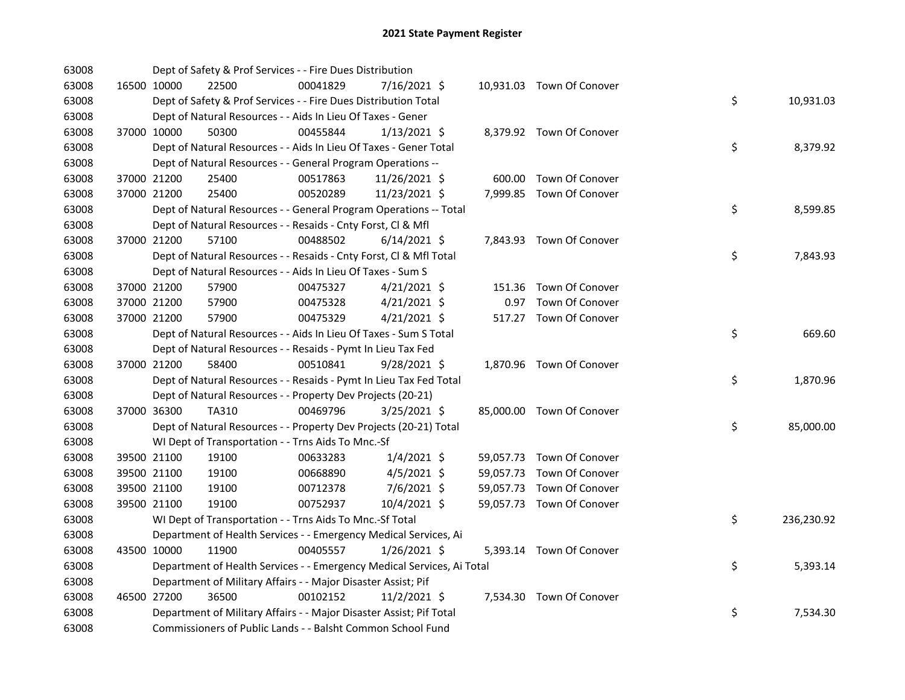# 2021 State Payment Register

| | | | | | | | | | |
|---|---|---|---|---|---|---|---|---|---|
| 63008 | | Dept of Safety & Prof Services - - Fire Dues Distribution | | | | | | | |
| 63008 | 16500 | 10000 | 22500 | 00041829 | 7/16/2021 $ | 10,931.03 | Town Of Conover | | |
| 63008 | | Dept of Safety & Prof Services - - Fire Dues Distribution Total | | | | | | $ | 10,931.03 |
| 63008 | | Dept of Natural Resources - - Aids In Lieu Of Taxes - Gener | | | | | | | |
| 63008 | 37000 | 10000 | 50300 | 00455844 | 1/13/2021 $ | 8,379.92 | Town Of Conover | | |
| 63008 | | Dept of Natural Resources - - Aids In Lieu Of Taxes - Gener Total | | | | | | $ | 8,379.92 |
| 63008 | | Dept of Natural Resources - - General Program Operations -- | | | | | | | |
| 63008 | 37000 | 21200 | 25400 | 00517863 | 11/26/2021 $ | 600.00 | Town Of Conover | | |
| 63008 | 37000 | 21200 | 25400 | 00520289 | 11/23/2021 $ | 7,999.85 | Town Of Conover | | |
| 63008 | | Dept of Natural Resources - - General Program Operations -- Total | | | | | | $ | 8,599.85 |
| 63008 | | Dept of Natural Resources - - Resaids - Cnty Forst, Cl & Mfl | | | | | | | |
| 63008 | 37000 | 21200 | 57100 | 00488502 | 6/14/2021 $ | 7,843.93 | Town Of Conover | | |
| 63008 | | Dept of Natural Resources - - Resaids - Cnty Forst, Cl & Mfl Total | | | | | | $ | 7,843.93 |
| 63008 | | Dept of Natural Resources - - Aids In Lieu Of Taxes - Sum S | | | | | | | |
| 63008 | 37000 | 21200 | 57900 | 00475327 | 4/21/2021 $ | 151.36 | Town Of Conover | | |
| 63008 | 37000 | 21200 | 57900 | 00475328 | 4/21/2021 $ | 0.97 | Town Of Conover | | |
| 63008 | 37000 | 21200 | 57900 | 00475329 | 4/21/2021 $ | 517.27 | Town Of Conover | | |
| 63008 | | Dept of Natural Resources - - Aids In Lieu Of Taxes - Sum S Total | | | | | | $ | 669.60 |
| 63008 | | Dept of Natural Resources - - Resaids - Pymt In Lieu Tax Fed | | | | | | | |
| 63008 | 37000 | 21200 | 58400 | 00510841 | 9/28/2021 $ | 1,870.96 | Town Of Conover | | |
| 63008 | | Dept of Natural Resources - - Resaids - Pymt In Lieu Tax Fed Total | | | | | | $ | 1,870.96 |
| 63008 | | Dept of Natural Resources - - Property Dev Projects (20-21) | | | | | | | |
| 63008 | 37000 | 36300 | TA310 | 00469796 | 3/25/2021 $ | 85,000.00 | Town Of Conover | | |
| 63008 | | Dept of Natural Resources - - Property Dev Projects (20-21) Total | | | | | | $ | 85,000.00 |
| 63008 | | WI Dept of Transportation - - Trns Aids To Mnc.-Sf | | | | | | | |
| 63008 | 39500 | 21100 | 19100 | 00633283 | 1/4/2021 $ | 59,057.73 | Town Of Conover | | |
| 63008 | 39500 | 21100 | 19100 | 00668890 | 4/5/2021 $ | 59,057.73 | Town Of Conover | | |
| 63008 | 39500 | 21100 | 19100 | 00712378 | 7/6/2021 $ | 59,057.73 | Town Of Conover | | |
| 63008 | 39500 | 21100 | 19100 | 00752937 | 10/4/2021 $ | 59,057.73 | Town Of Conover | | |
| 63008 | | WI Dept of Transportation - - Trns Aids To Mnc.-Sf Total | | | | | | $ | 236,230.92 |
| 63008 | | Department of Health Services - - Emergency Medical Services, Ai | | | | | | | |
| 63008 | 43500 | 10000 | 11900 | 00405557 | 1/26/2021 $ | 5,393.14 | Town Of Conover | | |
| 63008 | | Department of Health Services - - Emergency Medical Services, Ai Total | | | | | | $ | 5,393.14 |
| 63008 | | Department of Military Affairs - - Major Disaster Assist; Pif | | | | | | | |
| 63008 | 46500 | 27200 | 36500 | 00102152 | 11/2/2021 $ | 7,534.30 | Town Of Conover | | |
| 63008 | | Department of Military Affairs - - Major Disaster Assist; Pif Total | | | | | | $ | 7,534.30 |
| 63008 | | Commissioners of Public Lands - - Balsht Common School Fund | | | | | | | |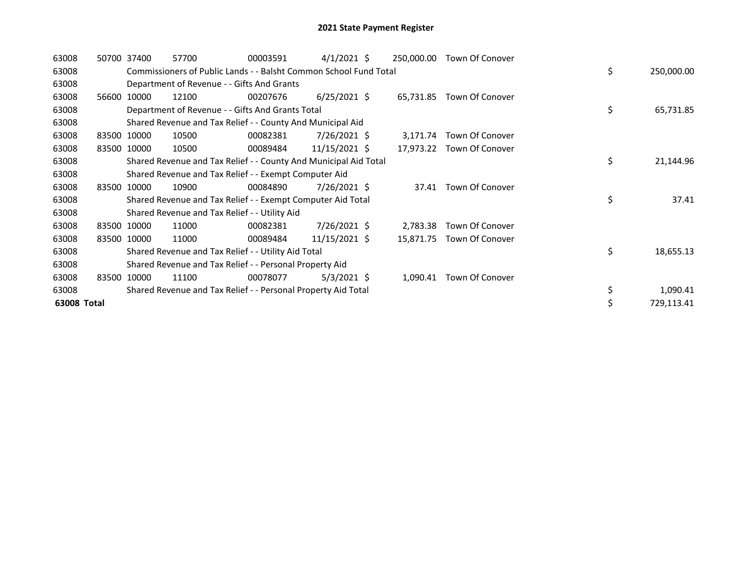# 2021 State Payment Register

| | | | | | | | | | |
|---|---|---|---|---|---|---|---|---|---|
| 63008 | 50700 | 37400 | 57700 | 00003591 | 4/1/2021 | $ 250,000.00 | Town Of Conover | | |
| 63008 | | Commissioners of Public Lands - - Balsht Common School Fund Total | | | | | | $ | 250,000.00 |
| 63008 | | Department of Revenue - - Gifts And Grants | | | | | | | |
| 63008 | 56600 | 10000 | 12100 | 00207676 | 6/25/2021 | $ 65,731.85 | Town Of Conover | | |
| 63008 | | Department of Revenue - - Gifts And Grants Total | | | | | | $ | 65,731.85 |
| 63008 | | Shared Revenue and Tax Relief - - County And Municipal Aid | | | | | | | |
| 63008 | 83500 | 10000 | 10500 | 00082381 | 7/26/2021 | $ 3,171.74 | Town Of Conover | | |
| 63008 | 83500 | 10000 | 10500 | 00089484 | 11/15/2021 | $ 17,973.22 | Town Of Conover | | |
| 63008 | | Shared Revenue and Tax Relief - - County And Municipal Aid Total | | | | | | $ | 21,144.96 |
| 63008 | | Shared Revenue and Tax Relief - - Exempt Computer Aid | | | | | | | |
| 63008 | 83500 | 10000 | 10900 | 00084890 | 7/26/2021 | $ 37.41 | Town Of Conover | | |
| 63008 | | Shared Revenue and Tax Relief - - Exempt Computer Aid Total | | | | | | $ | 37.41 |
| 63008 | | Shared Revenue and Tax Relief - - Utility Aid | | | | | | | |
| 63008 | 83500 | 10000 | 11000 | 00082381 | 7/26/2021 | $ 2,783.38 | Town Of Conover | | |
| 63008 | 83500 | 10000 | 11000 | 00089484 | 11/15/2021 | $ 15,871.75 | Town Of Conover | | |
| 63008 | | Shared Revenue and Tax Relief - - Utility Aid Total | | | | | | $ | 18,655.13 |
| 63008 | | Shared Revenue and Tax Relief - - Personal Property Aid | | | | | | | |
| 63008 | 83500 | 10000 | 11100 | 00078077 | 5/3/2021 | $ 1,090.41 | Town Of Conover | | |
| 63008 | | Shared Revenue and Tax Relief - - Personal Property Aid Total | | | | | | $ | 1,090.41 |
| **63008 Total** | | | | | | | | $ | 729,113.41 |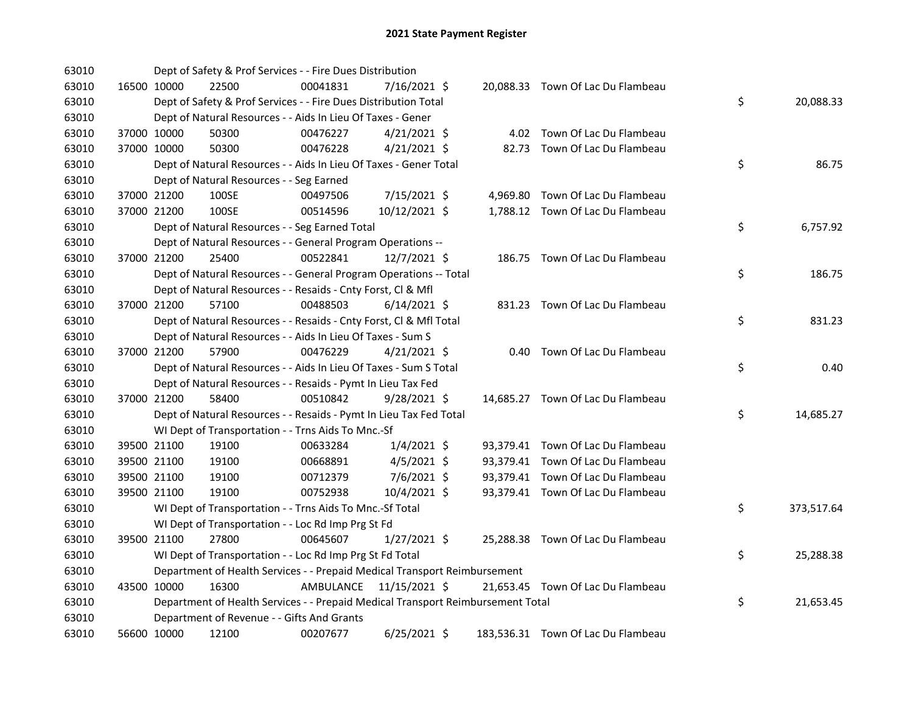# 2021 State Payment Register

| | | | | | | | | | |
|---|---|---|---|---|---|---|---|---|---|
| 63010 | | | Dept of Safety & Prof Services - - Fire Dues Distribution | | | | | | |
| 63010 | 16500 | 10000 | 22500 | 00041831 | 7/16/2021 | $ 20,088.33 | Town Of Lac Du Flambeau | | |
| 63010 | | | Dept of Safety & Prof Services - - Fire Dues Distribution Total | | | | | $ | 20,088.33 |
| 63010 | | | Dept of Natural Resources - - Aids In Lieu Of Taxes - Gener | | | | | | |
| 63010 | 37000 | 10000 | 50300 | 00476227 | 4/21/2021 | $ 4.02 | Town Of Lac Du Flambeau | | |
| 63010 | 37000 | 10000 | 50300 | 00476228 | 4/21/2021 | $ 82.73 | Town Of Lac Du Flambeau | | |
| 63010 | | | Dept of Natural Resources - - Aids In Lieu Of Taxes - Gener Total | | | | | $ | 86.75 |
| 63010 | | | Dept of Natural Resources - - Seg Earned | | | | | | |
| 63010 | 37000 | 21200 | 100SE | 00497506 | 7/15/2021 | $ 4,969.80 | Town Of Lac Du Flambeau | | |
| 63010 | 37000 | 21200 | 100SE | 00514596 | 10/12/2021 | $ 1,788.12 | Town Of Lac Du Flambeau | | |
| 63010 | | | Dept of Natural Resources - - Seg Earned Total | | | | | $ | 6,757.92 |
| 63010 | | | Dept of Natural Resources - - General Program Operations -- | | | | | | |
| 63010 | 37000 | 21200 | 25400 | 00522841 | 12/7/2021 | $ 186.75 | Town Of Lac Du Flambeau | | |
| 63010 | | | Dept of Natural Resources - - General Program Operations -- Total | | | | | $ | 186.75 |
| 63010 | | | Dept of Natural Resources - - Resaids - Cnty Forst, Cl & Mfl | | | | | | |
| 63010 | 37000 | 21200 | 57100 | 00488503 | 6/14/2021 | $ 831.23 | Town Of Lac Du Flambeau | | |
| 63010 | | | Dept of Natural Resources - - Resaids - Cnty Forst, Cl & Mfl Total | | | | | $ | 831.23 |
| 63010 | | | Dept of Natural Resources - - Aids In Lieu Of Taxes - Sum S | | | | | | |
| 63010 | 37000 | 21200 | 57900 | 00476229 | 4/21/2021 | $ 0.40 | Town Of Lac Du Flambeau | | |
| 63010 | | | Dept of Natural Resources - - Aids In Lieu Of Taxes - Sum S Total | | | | | $ | 0.40 |
| 63010 | | | Dept of Natural Resources - - Resaids - Pymt In Lieu Tax Fed | | | | | | |
| 63010 | 37000 | 21200 | 58400 | 00510842 | 9/28/2021 | $ 14,685.27 | Town Of Lac Du Flambeau | | |
| 63010 | | | Dept of Natural Resources - - Resaids - Pymt In Lieu Tax Fed Total | | | | | $ | 14,685.27 |
| 63010 | | | WI Dept of Transportation - - Trns Aids To Mnc.-Sf | | | | | | |
| 63010 | 39500 | 21100 | 19100 | 00633284 | 1/4/2021 | $ 93,379.41 | Town Of Lac Du Flambeau | | |
| 63010 | 39500 | 21100 | 19100 | 00668891 | 4/5/2021 | $ 93,379.41 | Town Of Lac Du Flambeau | | |
| 63010 | 39500 | 21100 | 19100 | 00712379 | 7/6/2021 | $ 93,379.41 | Town Of Lac Du Flambeau | | |
| 63010 | 39500 | 21100 | 19100 | 00752938 | 10/4/2021 | $ 93,379.41 | Town Of Lac Du Flambeau | | |
| 63010 | | | WI Dept of Transportation - - Trns Aids To Mnc.-Sf Total | | | | | $ | 373,517.64 |
| 63010 | | | WI Dept of Transportation - - Loc Rd Imp Prg St Fd | | | | | | |
| 63010 | 39500 | 21100 | 27800 | 00645607 | 1/27/2021 | $ 25,288.38 | Town Of Lac Du Flambeau | | |
| 63010 | | | WI Dept of Transportation - - Loc Rd Imp Prg St Fd Total | | | | | $ | 25,288.38 |
| 63010 | | | Department of Health Services - - Prepaid Medical Transport Reimbursement | | | | | | |
| 63010 | 43500 | 10000 | 16300 | AMBULANCE | 11/15/2021 | $ 21,653.45 | Town Of Lac Du Flambeau | | |
| 63010 | | | Department of Health Services - - Prepaid Medical Transport Reimbursement Total | | | | | $ | 21,653.45 |
| 63010 | | | Department of Revenue - - Gifts And Grants | | | | | | |
| 63010 | 56600 | 10000 | 12100 | 00207677 | 6/25/2021 | $ 183,536.31 | Town Of Lac Du Flambeau | | |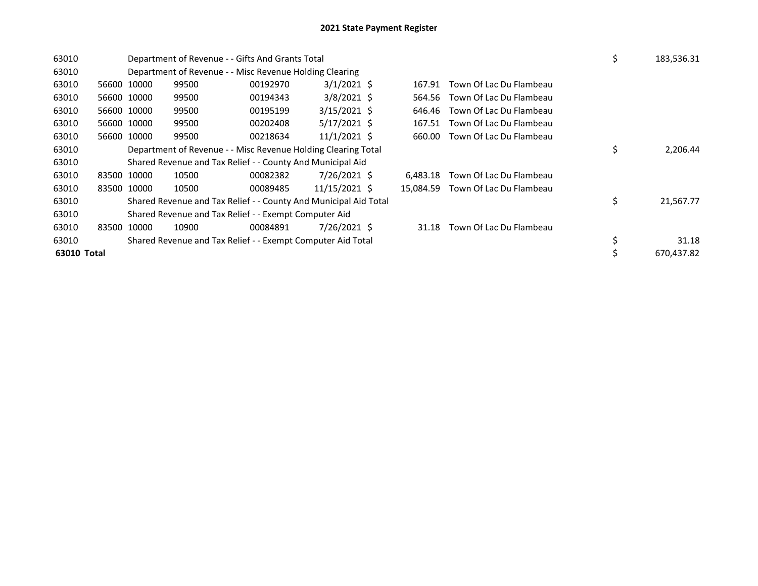# 2021 State Payment Register

| | | | | | | | | | |
|---|---|---|---|---|---|---|---|---|---|
| 63010 | | Department of Revenue - - Gifts And Grants Total | | | | | | $ | 183,536.31 |
| 63010 | | Department of Revenue - - Misc Revenue Holding Clearing | | | | | | | |
| 63010 | 56600 | 10000 | 99500 | 00192970 | 3/1/2021 | $ 167.91 | Town Of Lac Du Flambeau | | |
| 63010 | 56600 | 10000 | 99500 | 00194343 | 3/8/2021 | $ 564.56 | Town Of Lac Du Flambeau | | |
| 63010 | 56600 | 10000 | 99500 | 00195199 | 3/15/2021 | $ 646.46 | Town Of Lac Du Flambeau | | |
| 63010 | 56600 | 10000 | 99500 | 00202408 | 5/17/2021 | $ 167.51 | Town Of Lac Du Flambeau | | |
| 63010 | 56600 | 10000 | 99500 | 00218634 | 11/1/2021 | $ 660.00 | Town Of Lac Du Flambeau | | |
| 63010 | | Department of Revenue - - Misc Revenue Holding Clearing Total | | | | | | $ | 2,206.44 |
| 63010 | | Shared Revenue and Tax Relief - - County And Municipal Aid | | | | | | | |
| 63010 | 83500 | 10000 | 10500 | 00082382 | 7/26/2021 | $ 6,483.18 | Town Of Lac Du Flambeau | | |
| 63010 | 83500 | 10000 | 10500 | 00089485 | 11/15/2021 | $ 15,084.59 | Town Of Lac Du Flambeau | | |
| 63010 | | Shared Revenue and Tax Relief - - County And Municipal Aid Total | | | | | | $ | 21,567.77 |
| 63010 | | Shared Revenue and Tax Relief - - Exempt Computer Aid | | | | | | | |
| 63010 | 83500 | 10000 | 10900 | 00084891 | 7/26/2021 | $ 31.18 | Town Of Lac Du Flambeau | | |
| 63010 | | Shared Revenue and Tax Relief - - Exempt Computer Aid Total | | | | | | $ | 31.18 |
| **63010 Total** | | | | | | | | $ | 670,437.82 |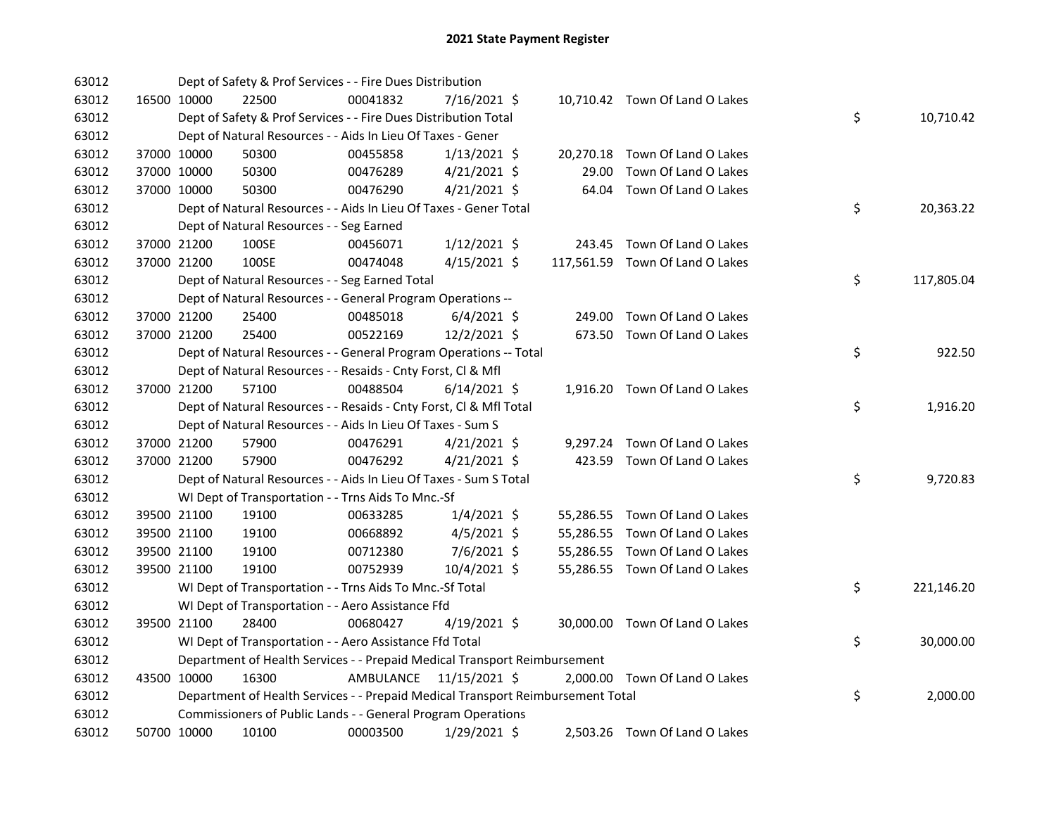## 2021 State Payment Register

| | | | | | | | | | |
|---|---|---|---|---|---|---|---|---|---|
| 63012 | | | Dept of Safety & Prof Services - - Fire Dues Distribution | | | | | | |
| 63012 | 16500 | 10000 | 22500 | 00041832 | 7/16/2021 | $ 10,710.42 | Town Of Land O Lakes | | |
| 63012 | | | Dept of Safety & Prof Services - - Fire Dues Distribution Total | | | | | $ | 10,710.42 |
| 63012 | | | Dept of Natural Resources - - Aids In Lieu Of Taxes - Gener | | | | | | |
| 63012 | 37000 | 10000 | 50300 | 00455858 | 1/13/2021 | $ 20,270.18 | Town Of Land O Lakes | | |
| 63012 | 37000 | 10000 | 50300 | 00476289 | 4/21/2021 | $ 29.00 | Town Of Land O Lakes | | |
| 63012 | 37000 | 10000 | 50300 | 00476290 | 4/21/2021 | $ 64.04 | Town Of Land O Lakes | | |
| 63012 | | | Dept of Natural Resources - - Aids In Lieu Of Taxes - Gener Total | | | | | $ | 20,363.22 |
| 63012 | | | Dept of Natural Resources - - Seg Earned | | | | | | |
| 63012 | 37000 | 21200 | 100SE | 00456071 | 1/12/2021 | $ 243.45 | Town Of Land O Lakes | | |
| 63012 | 37000 | 21200 | 100SE | 00474048 | 4/15/2021 | $ 117,561.59 | Town Of Land O Lakes | | |
| 63012 | | | Dept of Natural Resources - - Seg Earned Total | | | | | $ | 117,805.04 |
| 63012 | | | Dept of Natural Resources - - General Program Operations -- | | | | | | |
| 63012 | 37000 | 21200 | 25400 | 00485018 | 6/4/2021 | $ 249.00 | Town Of Land O Lakes | | |
| 63012 | 37000 | 21200 | 25400 | 00522169 | 12/2/2021 | $ 673.50 | Town Of Land O Lakes | | |
| 63012 | | | Dept of Natural Resources - - General Program Operations -- Total | | | | | $ | 922.50 |
| 63012 | | | Dept of Natural Resources - - Resaids - Cnty Forst, Cl & Mfl | | | | | | |
| 63012 | 37000 | 21200 | 57100 | 00488504 | 6/14/2021 | $ 1,916.20 | Town Of Land O Lakes | | |
| 63012 | | | Dept of Natural Resources - - Resaids - Cnty Forst, Cl & Mfl Total | | | | | $ | 1,916.20 |
| 63012 | | | Dept of Natural Resources - - Aids In Lieu Of Taxes - Sum S | | | | | | |
| 63012 | 37000 | 21200 | 57900 | 00476291 | 4/21/2021 | $ 9,297.24 | Town Of Land O Lakes | | |
| 63012 | 37000 | 21200 | 57900 | 00476292 | 4/21/2021 | $ 423.59 | Town Of Land O Lakes | | |
| 63012 | | | Dept of Natural Resources - - Aids In Lieu Of Taxes - Sum S Total | | | | | $ | 9,720.83 |
| 63012 | | | WI Dept of Transportation - - Trns Aids To Mnc.-Sf | | | | | | |
| 63012 | 39500 | 21100 | 19100 | 00633285 | 1/4/2021 | $ 55,286.55 | Town Of Land O Lakes | | |
| 63012 | 39500 | 21100 | 19100 | 00668892 | 4/5/2021 | $ 55,286.55 | Town Of Land O Lakes | | |
| 63012 | 39500 | 21100 | 19100 | 00712380 | 7/6/2021 | $ 55,286.55 | Town Of Land O Lakes | | |
| 63012 | 39500 | 21100 | 19100 | 00752939 | 10/4/2021 | $ 55,286.55 | Town Of Land O Lakes | | |
| 63012 | | | WI Dept of Transportation - - Trns Aids To Mnc.-Sf Total | | | | | $ | 221,146.20 |
| 63012 | | | WI Dept of Transportation - - Aero Assistance Ffd | | | | | | |
| 63012 | 39500 | 21100 | 28400 | 00680427 | 4/19/2021 | $ 30,000.00 | Town Of Land O Lakes | | |
| 63012 | | | WI Dept of Transportation - - Aero Assistance Ffd Total | | | | | $ | 30,000.00 |
| 63012 | | | Department of Health Services - - Prepaid Medical Transport Reimbursement | | | | | | |
| 63012 | 43500 | 10000 | 16300 | AMBULANCE | 11/15/2021 | $ 2,000.00 | Town Of Land O Lakes | | |
| 63012 | | | Department of Health Services - - Prepaid Medical Transport Reimbursement Total | | | | | $ | 2,000.00 |
| 63012 | | | Commissioners of Public Lands - - General Program Operations | | | | | | |
| 63012 | 50700 | 10000 | 10100 | 00003500 | 1/29/2021 | $ 2,503.26 | Town Of Land O Lakes | | |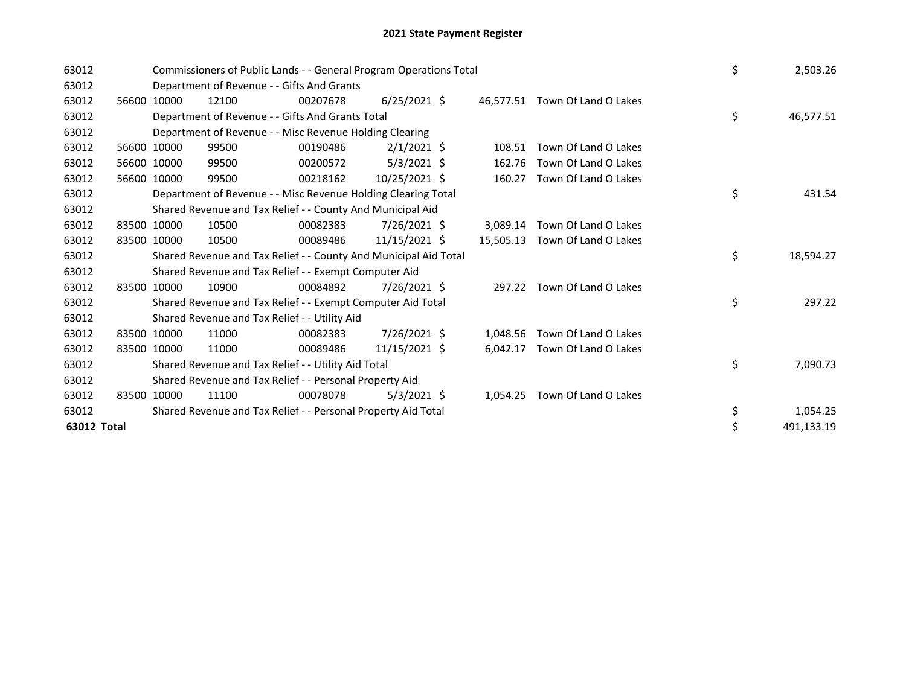# 2021 State Payment Register

| | | | | | | | | | |
|---|---|---|---|---|---|---|---|---|---|
| 63012 | | Commissioners of Public Lands - - General Program Operations Total | | | | | | $ | 2,503.26 |
| 63012 | | Department of Revenue - - Gifts And Grants | | | | | | | |
| 63012 | 56600 | 10000 | 12100 | 00207678 | 6/25/2021 $ | 46,577.51 | Town Of Land O Lakes | | |
| 63012 | | Department of Revenue - - Gifts And Grants Total | | | | | | $ | 46,577.51 |
| 63012 | | Department of Revenue - - Misc Revenue Holding Clearing | | | | | | | |
| 63012 | 56600 | 10000 | 99500 | 00190486 | 2/1/2021 $ | 108.51 | Town Of Land O Lakes | | |
| 63012 | 56600 | 10000 | 99500 | 00200572 | 5/3/2021 $ | 162.76 | Town Of Land O Lakes | | |
| 63012 | 56600 | 10000 | 99500 | 00218162 | 10/25/2021 $ | 160.27 | Town Of Land O Lakes | | |
| 63012 | | Department of Revenue - - Misc Revenue Holding Clearing Total | | | | | | $ | 431.54 |
| 63012 | | Shared Revenue and Tax Relief - - County And Municipal Aid | | | | | | | |
| 63012 | 83500 | 10000 | 10500 | 00082383 | 7/26/2021 $ | 3,089.14 | Town Of Land O Lakes | | |
| 63012 | 83500 | 10000 | 10500 | 00089486 | 11/15/2021 $ | 15,505.13 | Town Of Land O Lakes | | |
| 63012 | | Shared Revenue and Tax Relief - - County And Municipal Aid Total | | | | | | $ | 18,594.27 |
| 63012 | | Shared Revenue and Tax Relief - - Exempt Computer Aid | | | | | | | |
| 63012 | 83500 | 10000 | 10900 | 00084892 | 7/26/2021 $ | 297.22 | Town Of Land O Lakes | | |
| 63012 | | Shared Revenue and Tax Relief - - Exempt Computer Aid Total | | | | | | $ | 297.22 |
| 63012 | | Shared Revenue and Tax Relief - - Utility Aid | | | | | | | |
| 63012 | 83500 | 10000 | 11000 | 00082383 | 7/26/2021 $ | 1,048.56 | Town Of Land O Lakes | | |
| 63012 | 83500 | 10000 | 11000 | 00089486 | 11/15/2021 $ | 6,042.17 | Town Of Land O Lakes | | |
| 63012 | | Shared Revenue and Tax Relief - - Utility Aid Total | | | | | | $ | 7,090.73 |
| 63012 | | Shared Revenue and Tax Relief - - Personal Property Aid | | | | | | | |
| 63012 | 83500 | 10000 | 11100 | 00078078 | 5/3/2021 $ | 1,054.25 | Town Of Land O Lakes | | |
| 63012 | | Shared Revenue and Tax Relief - - Personal Property Aid Total | | | | | | $ | 1,054.25 |
| **63012 Total** | | | | | | | | $ | 491,133.19 |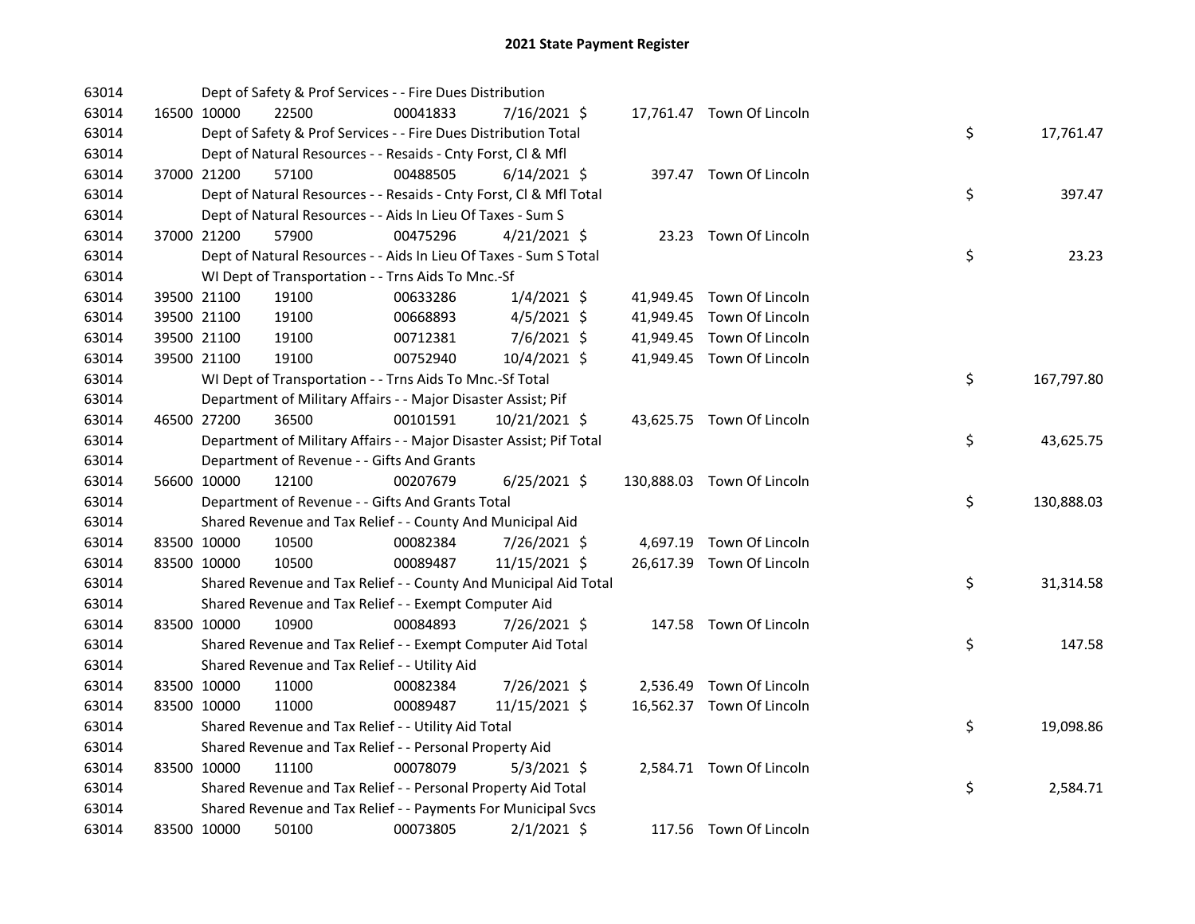# 2021 State Payment Register

| | | | | | | | | | |
|---|---|---|---|---|---|---|---|---|---|
| 63014 | | Dept of Safety & Prof Services - - Fire Dues Distribution | | | | | | | |
| 63014 | 16500 | 10000 | 22500 | 00041833 | 7/16/2021 | $ 17,761.47 | Town Of Lincoln | | |
| 63014 | | Dept of Safety & Prof Services - - Fire Dues Distribution Total | | | | | | $ | 17,761.47 |
| 63014 | | Dept of Natural Resources - - Resaids - Cnty Forst, Cl & Mfl | | | | | | | |
| 63014 | 37000 | 21200 | 57100 | 00488505 | 6/14/2021 | $ 397.47 | Town Of Lincoln | | |
| 63014 | | Dept of Natural Resources - - Resaids - Cnty Forst, Cl & Mfl Total | | | | | | $ | 397.47 |
| 63014 | | Dept of Natural Resources - - Aids In Lieu Of Taxes - Sum S | | | | | | | |
| 63014 | 37000 | 21200 | 57900 | 00475296 | 4/21/2021 | $ 23.23 | Town Of Lincoln | | |
| 63014 | | Dept of Natural Resources - - Aids In Lieu Of Taxes - Sum S Total | | | | | | $ | 23.23 |
| 63014 | | WI Dept of Transportation - - Trns Aids To Mnc.-Sf | | | | | | | |
| 63014 | 39500 | 21100 | 19100 | 00633286 | 1/4/2021 | $ 41,949.45 | Town Of Lincoln | | |
| 63014 | 39500 | 21100 | 19100 | 00668893 | 4/5/2021 | $ 41,949.45 | Town Of Lincoln | | |
| 63014 | 39500 | 21100 | 19100 | 00712381 | 7/6/2021 | $ 41,949.45 | Town Of Lincoln | | |
| 63014 | 39500 | 21100 | 19100 | 00752940 | 10/4/2021 | $ 41,949.45 | Town Of Lincoln | | |
| 63014 | | WI Dept of Transportation - - Trns Aids To Mnc.-Sf Total | | | | | | $ | 167,797.80 |
| 63014 | | Department of Military Affairs - - Major Disaster Assist; Pif | | | | | | | |
| 63014 | 46500 | 27200 | 36500 | 00101591 | 10/21/2021 | $ 43,625.75 | Town Of Lincoln | | |
| 63014 | | Department of Military Affairs - - Major Disaster Assist; Pif Total | | | | | | $ | 43,625.75 |
| 63014 | | Department of Revenue - - Gifts And Grants | | | | | | | |
| 63014 | 56600 | 10000 | 12100 | 00207679 | 6/25/2021 | $ 130,888.03 | Town Of Lincoln | | |
| 63014 | | Department of Revenue - - Gifts And Grants Total | | | | | | $ | 130,888.03 |
| 63014 | | Shared Revenue and Tax Relief - - County And Municipal Aid | | | | | | | |
| 63014 | 83500 | 10000 | 10500 | 00082384 | 7/26/2021 | $ 4,697.19 | Town Of Lincoln | | |
| 63014 | 83500 | 10000 | 10500 | 00089487 | 11/15/2021 | $ 26,617.39 | Town Of Lincoln | | |
| 63014 | | Shared Revenue and Tax Relief - - County And Municipal Aid Total | | | | | | $ | 31,314.58 |
| 63014 | | Shared Revenue and Tax Relief - - Exempt Computer Aid | | | | | | | |
| 63014 | 83500 | 10000 | 10900 | 00084893 | 7/26/2021 | $ 147.58 | Town Of Lincoln | | |
| 63014 | | Shared Revenue and Tax Relief - - Exempt Computer Aid Total | | | | | | $ | 147.58 |
| 63014 | | Shared Revenue and Tax Relief - - Utility Aid | | | | | | | |
| 63014 | 83500 | 10000 | 11000 | 00082384 | 7/26/2021 | $ 2,536.49 | Town Of Lincoln | | |
| 63014 | 83500 | 10000 | 11000 | 00089487 | 11/15/2021 | $ 16,562.37 | Town Of Lincoln | | |
| 63014 | | Shared Revenue and Tax Relief - - Utility Aid Total | | | | | | $ | 19,098.86 |
| 63014 | | Shared Revenue and Tax Relief - - Personal Property Aid | | | | | | | |
| 63014 | 83500 | 10000 | 11100 | 00078079 | 5/3/2021 | $ 2,584.71 | Town Of Lincoln | | |
| 63014 | | Shared Revenue and Tax Relief - - Personal Property Aid Total | | | | | | $ | 2,584.71 |
| 63014 | | Shared Revenue and Tax Relief - - Payments For Municipal Svcs | | | | | | | |
| 63014 | 83500 | 10000 | 50100 | 00073805 | 2/1/2021 | $ 117.56 | Town Of Lincoln | | |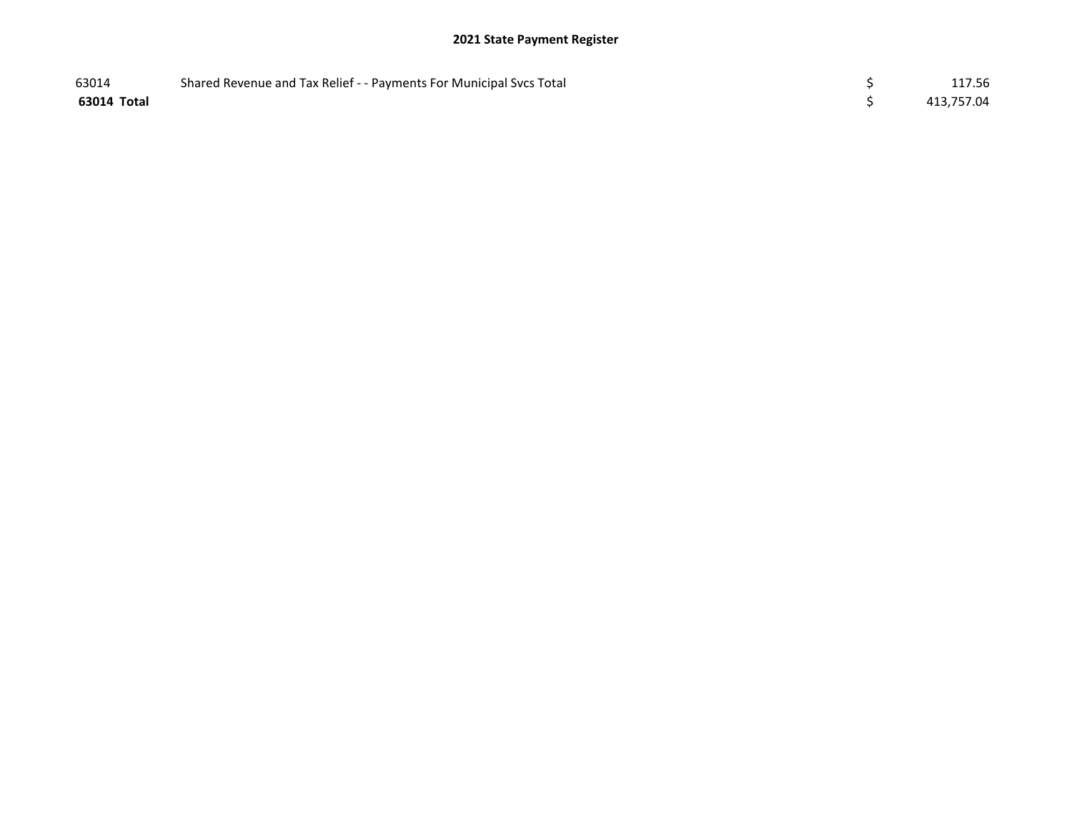## 2021 State Payment Register

| | | | |
|---|---|---|---|
| 63014 | Shared Revenue and Tax Relief - - Payments For Municipal Svcs Total | $ | 117.56 |
| **63014 Total** | | $ | 413,757.04 |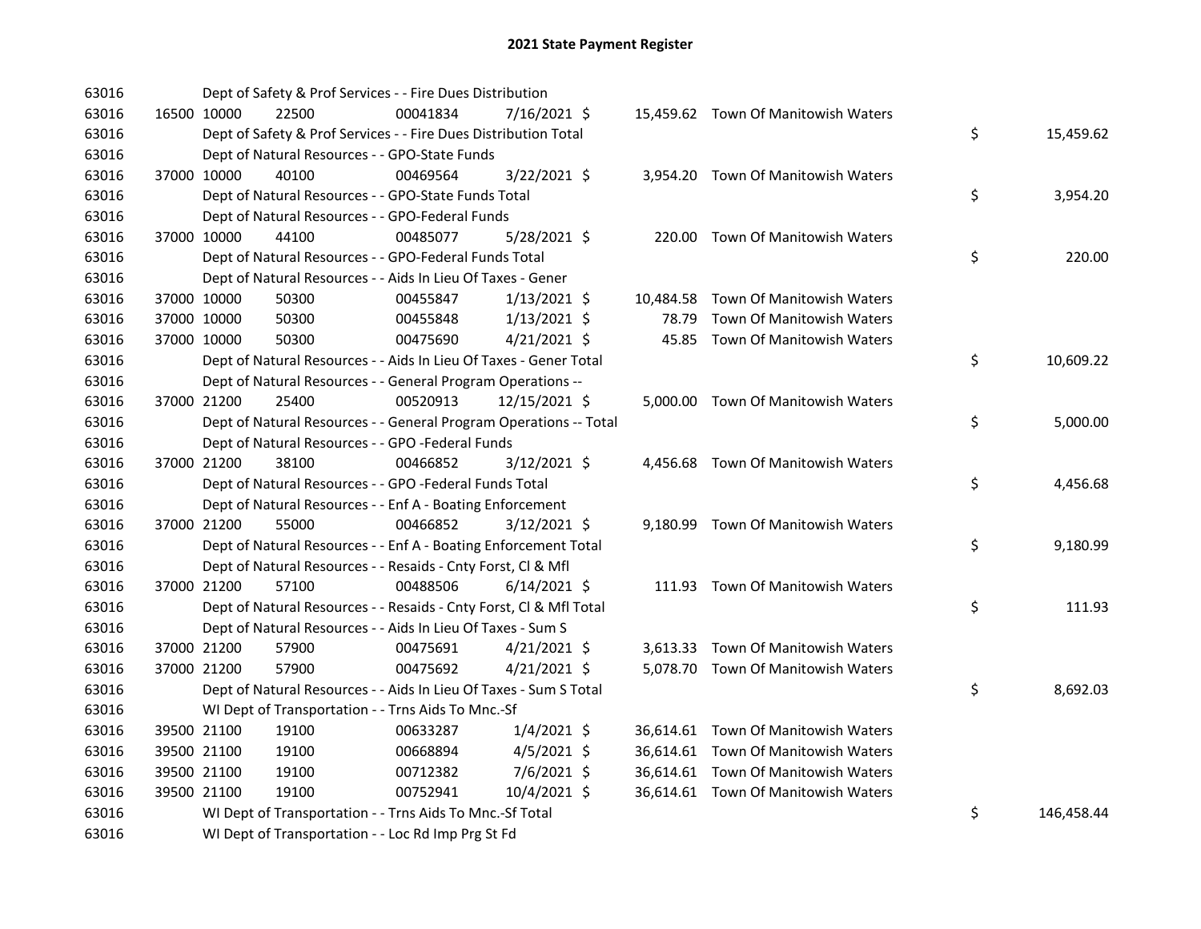# 2021 State Payment Register

| | | | | | | | | | |
|---|---|---|---|---|---|---|---|---|---|
| 63016 | | Dept of Safety & Prof Services - - Fire Dues Distribution | | | | | | | |
| 63016 | 16500 | 10000 | 22500 | 00041834 | 7/16/2021 | $ 15,459.62 | Town Of Manitowish Waters | | |
| 63016 | | Dept of Safety & Prof Services - - Fire Dues Distribution Total | | | | | | $ | 15,459.62 |
| 63016 | | Dept of Natural Resources - - GPO-State Funds | | | | | | | |
| 63016 | 37000 | 10000 | 40100 | 00469564 | 3/22/2021 | $ 3,954.20 | Town Of Manitowish Waters | | |
| 63016 | | Dept of Natural Resources - - GPO-State Funds Total | | | | | | $ | 3,954.20 |
| 63016 | | Dept of Natural Resources - - GPO-Federal Funds | | | | | | | |
| 63016 | 37000 | 10000 | 44100 | 00485077 | 5/28/2021 | $ 220.00 | Town Of Manitowish Waters | | |
| 63016 | | Dept of Natural Resources - - GPO-Federal Funds Total | | | | | | $ | 220.00 |
| 63016 | | Dept of Natural Resources - - Aids In Lieu Of Taxes - Gener | | | | | | | |
| 63016 | 37000 | 10000 | 50300 | 00455847 | 1/13/2021 | $ 10,484.58 | Town Of Manitowish Waters | | |
| 63016 | 37000 | 10000 | 50300 | 00455848 | 1/13/2021 | $ 78.79 | Town Of Manitowish Waters | | |
| 63016 | 37000 | 10000 | 50300 | 00475690 | 4/21/2021 | $ 45.85 | Town Of Manitowish Waters | | |
| 63016 | | Dept of Natural Resources - - Aids In Lieu Of Taxes - Gener Total | | | | | | $ | 10,609.22 |
| 63016 | | Dept of Natural Resources - - General Program Operations -- | | | | | | | |
| 63016 | 37000 | 21200 | 25400 | 00520913 | 12/15/2021 | $ 5,000.00 | Town Of Manitowish Waters | | |
| 63016 | | Dept of Natural Resources - - General Program Operations -- Total | | | | | | $ | 5,000.00 |
| 63016 | | Dept of Natural Resources - - GPO -Federal Funds | | | | | | | |
| 63016 | 37000 | 21200 | 38100 | 00466852 | 3/12/2021 | $ 4,456.68 | Town Of Manitowish Waters | | |
| 63016 | | Dept of Natural Resources - - GPO -Federal Funds Total | | | | | | $ | 4,456.68 |
| 63016 | | Dept of Natural Resources - - Enf A - Boating Enforcement | | | | | | | |
| 63016 | 37000 | 21200 | 55000 | 00466852 | 3/12/2021 | $ 9,180.99 | Town Of Manitowish Waters | | |
| 63016 | | Dept of Natural Resources - - Enf A - Boating Enforcement Total | | | | | | $ | 9,180.99 |
| 63016 | | Dept of Natural Resources - - Resaids - Cnty Forst, Cl & Mfl | | | | | | | |
| 63016 | 37000 | 21200 | 57100 | 00488506 | 6/14/2021 | $ 111.93 | Town Of Manitowish Waters | | |
| 63016 | | Dept of Natural Resources - - Resaids - Cnty Forst, Cl & Mfl Total | | | | | | $ | 111.93 |
| 63016 | | Dept of Natural Resources - - Aids In Lieu Of Taxes - Sum S | | | | | | | |
| 63016 | 37000 | 21200 | 57900 | 00475691 | 4/21/2021 | $ 3,613.33 | Town Of Manitowish Waters | | |
| 63016 | 37000 | 21200 | 57900 | 00475692 | 4/21/2021 | $ 5,078.70 | Town Of Manitowish Waters | | |
| 63016 | | Dept of Natural Resources - - Aids In Lieu Of Taxes - Sum S Total | | | | | | $ | 8,692.03 |
| 63016 | | WI Dept of Transportation - - Trns Aids To Mnc.-Sf | | | | | | | |
| 63016 | 39500 | 21100 | 19100 | 00633287 | 1/4/2021 | $ 36,614.61 | Town Of Manitowish Waters | | |
| 63016 | 39500 | 21100 | 19100 | 00668894 | 4/5/2021 | $ 36,614.61 | Town Of Manitowish Waters | | |
| 63016 | 39500 | 21100 | 19100 | 00712382 | 7/6/2021 | $ 36,614.61 | Town Of Manitowish Waters | | |
| 63016 | 39500 | 21100 | 19100 | 00752941 | 10/4/2021 | $ 36,614.61 | Town Of Manitowish Waters | | |
| 63016 | | WI Dept of Transportation - - Trns Aids To Mnc.-Sf Total | | | | | | $ | 146,458.44 |
| 63016 | | WI Dept of Transportation - - Loc Rd Imp Prg St Fd | | | | | | | |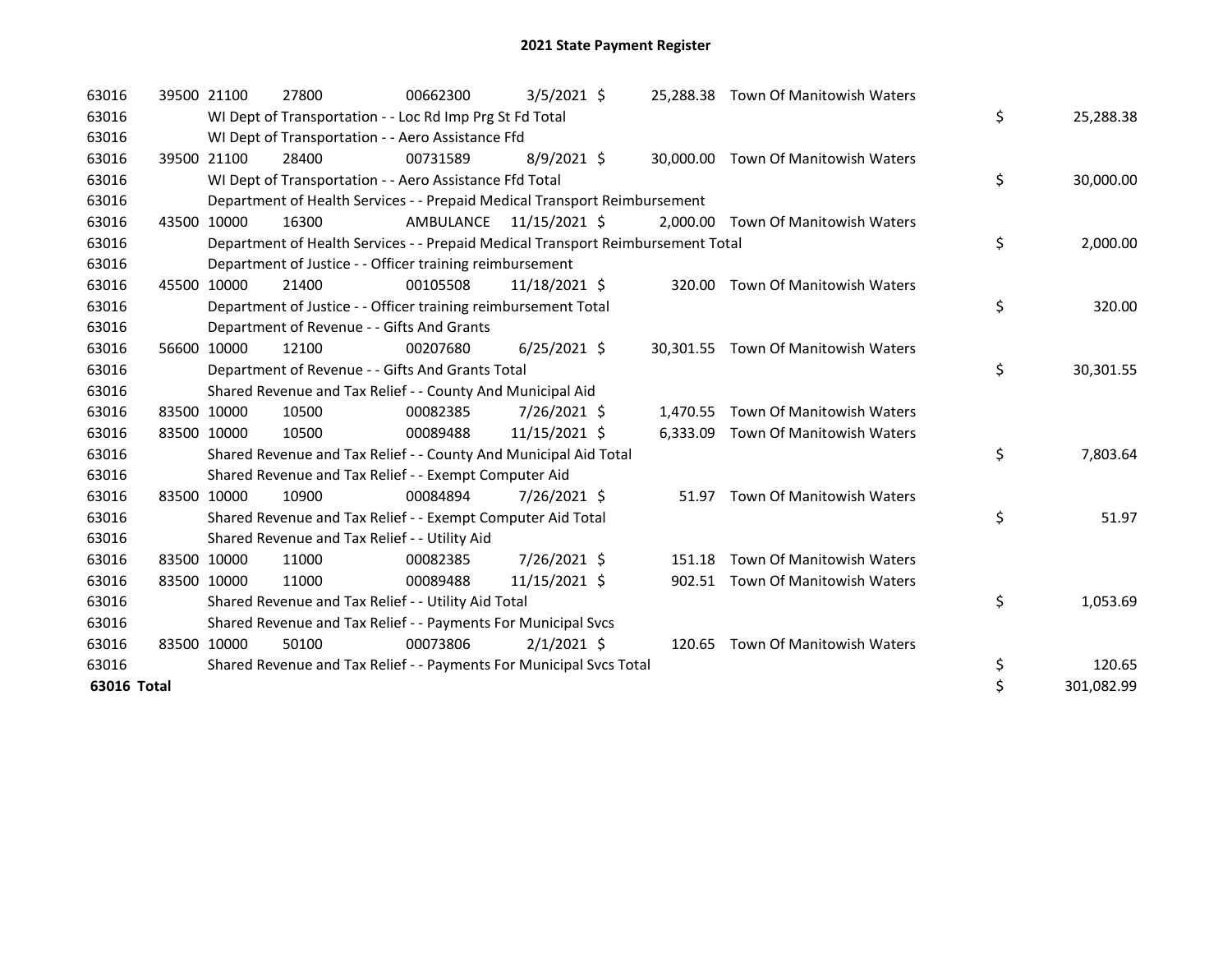# 2021 State Payment Register

| | | | | | | | | |
|---|---|---|---|---|---|---|---|---|
| 63016 | 39500 | 21100 | 27800 | 00662300 | 3/5/2021 | $ 25,288.38 | Town Of Manitowish Waters | |
| 63016 | | WI Dept of Transportation - - Loc Rd Imp Prg St Fd Total | | | | | | $ 25,288.38 |
| 63016 | | WI Dept of Transportation - - Aero Assistance Ffd | | | | | | |
| 63016 | 39500 | 21100 | 28400 | 00731589 | 8/9/2021 | $ 30,000.00 | Town Of Manitowish Waters | |
| 63016 | | WI Dept of Transportation - - Aero Assistance Ffd Total | | | | | | $ 30,000.00 |
| 63016 | | Department of Health Services - - Prepaid Medical Transport Reimbursement | | | | | | |
| 63016 | 43500 | 10000 | 16300 | AMBULANCE | 11/15/2021 | $ 2,000.00 | Town Of Manitowish Waters | |
| 63016 | | Department of Health Services - - Prepaid Medical Transport Reimbursement Total | | | | | | $ 2,000.00 |
| 63016 | | Department of Justice - - Officer training reimbursement | | | | | | |
| 63016 | 45500 | 10000 | 21400 | 00105508 | 11/18/2021 | $ 320.00 | Town Of Manitowish Waters | |
| 63016 | | Department of Justice - - Officer training reimbursement Total | | | | | | $ 320.00 |
| 63016 | | Department of Revenue - - Gifts And Grants | | | | | | |
| 63016 | 56600 | 10000 | 12100 | 00207680 | 6/25/2021 | $ 30,301.55 | Town Of Manitowish Waters | |
| 63016 | | Department of Revenue - - Gifts And Grants Total | | | | | | $ 30,301.55 |
| 63016 | | Shared Revenue and Tax Relief - - County And Municipal Aid | | | | | | |
| 63016 | 83500 | 10000 | 10500 | 00082385 | 7/26/2021 | $ 1,470.55 | Town Of Manitowish Waters | |
| 63016 | 83500 | 10000 | 10500 | 00089488 | 11/15/2021 | $ 6,333.09 | Town Of Manitowish Waters | |
| 63016 | | Shared Revenue and Tax Relief - - County And Municipal Aid Total | | | | | | $ 7,803.64 |
| 63016 | | Shared Revenue and Tax Relief - - Exempt Computer Aid | | | | | | |
| 63016 | 83500 | 10000 | 10900 | 00084894 | 7/26/2021 | $ 51.97 | Town Of Manitowish Waters | |
| 63016 | | Shared Revenue and Tax Relief - - Exempt Computer Aid Total | | | | | | $ 51.97 |
| 63016 | | Shared Revenue and Tax Relief - - Utility Aid | | | | | | |
| 63016 | 83500 | 10000 | 11000 | 00082385 | 7/26/2021 | $ 151.18 | Town Of Manitowish Waters | |
| 63016 | 83500 | 10000 | 11000 | 00089488 | 11/15/2021 | $ 902.51 | Town Of Manitowish Waters | |
| 63016 | | Shared Revenue and Tax Relief - - Utility Aid Total | | | | | | $ 1,053.69 |
| 63016 | | Shared Revenue and Tax Relief - - Payments For Municipal Svcs | | | | | | |
| 63016 | 83500 | 10000 | 50100 | 00073806 | 2/1/2021 | $ 120.65 | Town Of Manitowish Waters | |
| 63016 | | Shared Revenue and Tax Relief - - Payments For Municipal Svcs Total | | | | | | $ 120.65 |
| **63016 Total** | | | | | | | | $ 301,082.99 |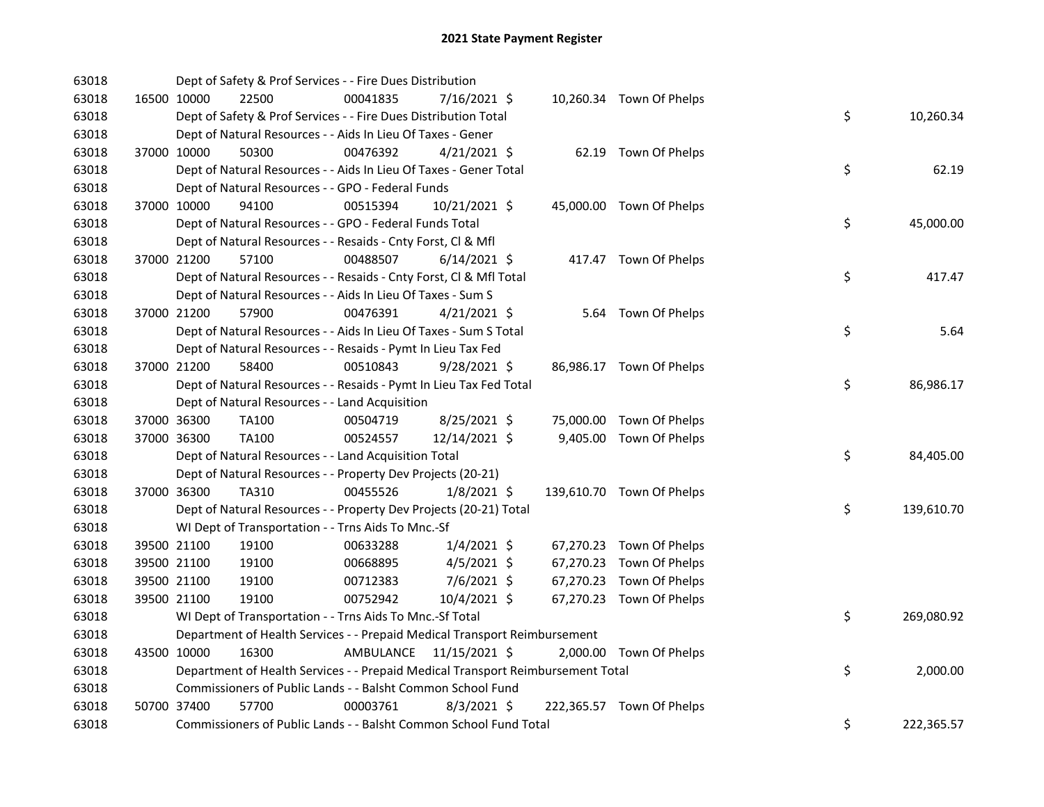# 2021 State Payment Register

| | | | | | | | | | |
|---|---|---|---|---|---|---|---|---|---|
| 63018 | | Dept of Safety & Prof Services - - Fire Dues Distribution | | | | | | | |
| 63018 | 16500 | 10000 | 22500 | 00041835 | 7/16/2021 | $ 10,260.34 | Town Of Phelps | | |
| 63018 | | Dept of Safety & Prof Services - - Fire Dues Distribution Total | | | | | | $ | 10,260.34 |
| 63018 | | Dept of Natural Resources - - Aids In Lieu Of Taxes - Gener | | | | | | | |
| 63018 | 37000 | 10000 | 50300 | 00476392 | 4/21/2021 | $ 62.19 | Town Of Phelps | | |
| 63018 | | Dept of Natural Resources - - Aids In Lieu Of Taxes - Gener Total | | | | | | $ | 62.19 |
| 63018 | | Dept of Natural Resources - - GPO - Federal Funds | | | | | | | |
| 63018 | 37000 | 10000 | 94100 | 00515394 | 10/21/2021 | $ 45,000.00 | Town Of Phelps | | |
| 63018 | | Dept of Natural Resources - - GPO - Federal Funds Total | | | | | | $ | 45,000.00 |
| 63018 | | Dept of Natural Resources - - Resaids - Cnty Forst, Cl & Mfl | | | | | | | |
| 63018 | 37000 | 21200 | 57100 | 00488507 | 6/14/2021 | $ 417.47 | Town Of Phelps | | |
| 63018 | | Dept of Natural Resources - - Resaids - Cnty Forst, Cl & Mfl Total | | | | | | $ | 417.47 |
| 63018 | | Dept of Natural Resources - - Aids In Lieu Of Taxes - Sum S | | | | | | | |
| 63018 | 37000 | 21200 | 57900 | 00476391 | 4/21/2021 | $ 5.64 | Town Of Phelps | | |
| 63018 | | Dept of Natural Resources - - Aids In Lieu Of Taxes - Sum S Total | | | | | | $ | 5.64 |
| 63018 | | Dept of Natural Resources - - Resaids - Pymt In Lieu Tax Fed | | | | | | | |
| 63018 | 37000 | 21200 | 58400 | 00510843 | 9/28/2021 | $ 86,986.17 | Town Of Phelps | | |
| 63018 | | Dept of Natural Resources - - Resaids - Pymt In Lieu Tax Fed Total | | | | | | $ | 86,986.17 |
| 63018 | | Dept of Natural Resources - - Land Acquisition | | | | | | | |
| 63018 | 37000 | 36300 | TA100 | 00504719 | 8/25/2021 | $ 75,000.00 | Town Of Phelps | | |
| 63018 | 37000 | 36300 | TA100 | 00524557 | 12/14/2021 | $ 9,405.00 | Town Of Phelps | | |
| 63018 | | Dept of Natural Resources - - Land Acquisition Total | | | | | | $ | 84,405.00 |
| 63018 | | Dept of Natural Resources - - Property Dev Projects (20-21) | | | | | | | |
| 63018 | 37000 | 36300 | TA310 | 00455526 | 1/8/2021 | $ 139,610.70 | Town Of Phelps | | |
| 63018 | | Dept of Natural Resources - - Property Dev Projects (20-21) Total | | | | | | $ | 139,610.70 |
| 63018 | | WI Dept of Transportation - - Trns Aids To Mnc.-Sf | | | | | | | |
| 63018 | 39500 | 21100 | 19100 | 00633288 | 1/4/2021 | $ 67,270.23 | Town Of Phelps | | |
| 63018 | 39500 | 21100 | 19100 | 00668895 | 4/5/2021 | $ 67,270.23 | Town Of Phelps | | |
| 63018 | 39500 | 21100 | 19100 | 00712383 | 7/6/2021 | $ 67,270.23 | Town Of Phelps | | |
| 63018 | 39500 | 21100 | 19100 | 00752942 | 10/4/2021 | $ 67,270.23 | Town Of Phelps | | |
| 63018 | | WI Dept of Transportation - - Trns Aids To Mnc.-Sf Total | | | | | | $ | 269,080.92 |
| 63018 | | Department of Health Services - - Prepaid Medical Transport Reimbursement | | | | | | | |
| 63018 | 43500 | 10000 | 16300 | AMBULANCE | 11/15/2021 | $ 2,000.00 | Town Of Phelps | | |
| 63018 | | Department of Health Services - - Prepaid Medical Transport Reimbursement Total | | | | | | $ | 2,000.00 |
| 63018 | | Commissioners of Public Lands - - Balsht Common School Fund | | | | | | | |
| 63018 | 50700 | 37400 | 57700 | 00003761 | 8/3/2021 | $ 222,365.57 | Town Of Phelps | | |
| 63018 | | Commissioners of Public Lands - - Balsht Common School Fund Total | | | | | | $ | 222,365.57 |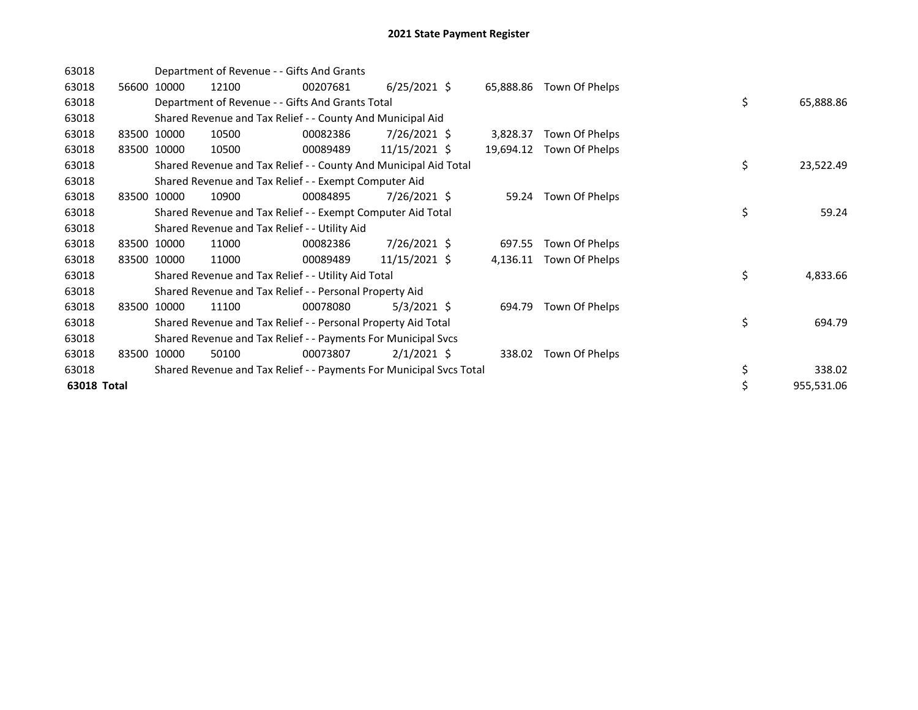# 2021 State Payment Register

| | | | | | | | | | |
|---|---|---|---|---|---|---|---|---|---|
| 63018 | | Department of Revenue - - Gifts And Grants | | | | | | | |
| 63018 | 56600 | 10000 | 12100 | 00207681 | 6/25/2021 | $ 65,888.86 | Town Of Phelps | | |
| 63018 | | Department of Revenue - - Gifts And Grants Total | | | | | | $ | 65,888.86 |
| 63018 | | Shared Revenue and Tax Relief - - County And Municipal Aid | | | | | | | |
| 63018 | 83500 | 10000 | 10500 | 00082386 | 7/26/2021 | $ 3,828.37 | Town Of Phelps | | |
| 63018 | 83500 | 10000 | 10500 | 00089489 | 11/15/2021 | $ 19,694.12 | Town Of Phelps | | |
| 63018 | | Shared Revenue and Tax Relief - - County And Municipal Aid Total | | | | | | $ | 23,522.49 |
| 63018 | | Shared Revenue and Tax Relief - - Exempt Computer Aid | | | | | | | |
| 63018 | 83500 | 10000 | 10900 | 00084895 | 7/26/2021 | $ 59.24 | Town Of Phelps | | |
| 63018 | | Shared Revenue and Tax Relief - - Exempt Computer Aid Total | | | | | | $ | 59.24 |
| 63018 | | Shared Revenue and Tax Relief - - Utility Aid | | | | | | | |
| 63018 | 83500 | 10000 | 11000 | 00082386 | 7/26/2021 | $ 697.55 | Town Of Phelps | | |
| 63018 | 83500 | 10000 | 11000 | 00089489 | 11/15/2021 | $ 4,136.11 | Town Of Phelps | | |
| 63018 | | Shared Revenue and Tax Relief - - Utility Aid Total | | | | | | $ | 4,833.66 |
| 63018 | | Shared Revenue and Tax Relief - - Personal Property Aid | | | | | | | |
| 63018 | 83500 | 10000 | 11100 | 00078080 | 5/3/2021 | $ 694.79 | Town Of Phelps | | |
| 63018 | | Shared Revenue and Tax Relief - - Personal Property Aid Total | | | | | | $ | 694.79 |
| 63018 | | Shared Revenue and Tax Relief - - Payments For Municipal Svcs | | | | | | | |
| 63018 | 83500 | 10000 | 50100 | 00073807 | 2/1/2021 | $ 338.02 | Town Of Phelps | | |
| 63018 | | Shared Revenue and Tax Relief - - Payments For Municipal Svcs Total | | | | | | $ | 338.02 |
| **63018 Total** | | | | | | | | $ | 955,531.06 |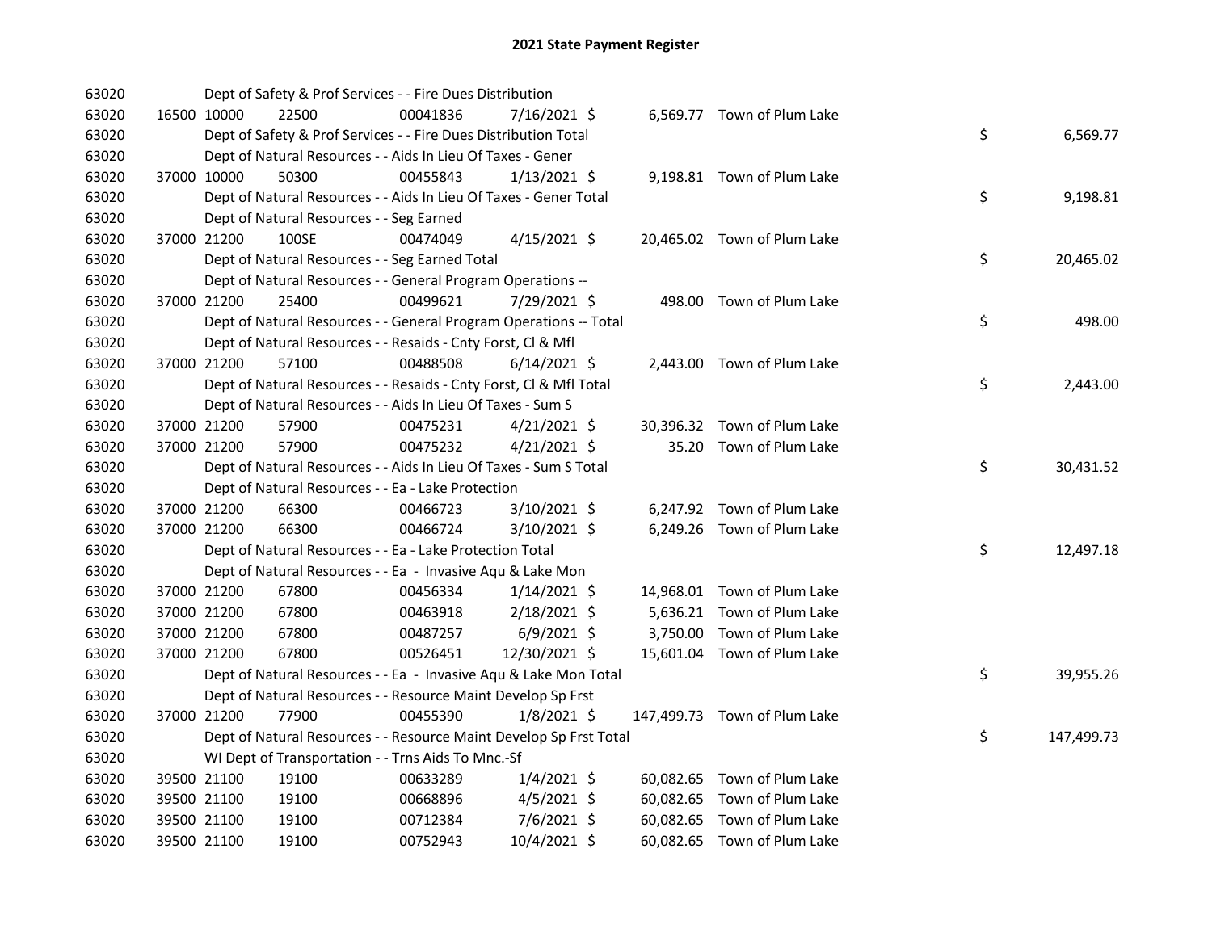## 2021 State Payment Register

| | | | | | | | | | |
|---|---|---|---|---|---|---|---|---|---|
| 63020 | | | Dept of Safety & Prof Services - - Fire Dues Distribution | | | | | | |
| 63020 | 16500 | 10000 | 22500 | 00041836 | 7/16/2021 | $ | 6,569.77 | Town of Plum Lake | |
| 63020 | | | Dept of Safety & Prof Services - - Fire Dues Distribution Total | | | | | | $ 6,569.77 |
| 63020 | | | Dept of Natural Resources - - Aids In Lieu Of Taxes - Gener | | | | | | |
| 63020 | 37000 | 10000 | 50300 | 00455843 | 1/13/2021 | $ | 9,198.81 | Town of Plum Lake | |
| 63020 | | | Dept of Natural Resources - - Aids In Lieu Of Taxes - Gener Total | | | | | | $ 9,198.81 |
| 63020 | | | Dept of Natural Resources - - Seg Earned | | | | | | |
| 63020 | 37000 | 21200 | 100SE | 00474049 | 4/15/2021 | $ | 20,465.02 | Town of Plum Lake | |
| 63020 | | | Dept of Natural Resources - - Seg Earned Total | | | | | | $ 20,465.02 |
| 63020 | | | Dept of Natural Resources - - General Program Operations -- | | | | | | |
| 63020 | 37000 | 21200 | 25400 | 00499621 | 7/29/2021 | $ | 498.00 | Town of Plum Lake | |
| 63020 | | | Dept of Natural Resources - - General Program Operations -- Total | | | | | | $ 498.00 |
| 63020 | | | Dept of Natural Resources - - Resaids - Cnty Forst, Cl & Mfl | | | | | | |
| 63020 | 37000 | 21200 | 57100 | 00488508 | 6/14/2021 | $ | 2,443.00 | Town of Plum Lake | |
| 63020 | | | Dept of Natural Resources - - Resaids - Cnty Forst, Cl & Mfl Total | | | | | | $ 2,443.00 |
| 63020 | | | Dept of Natural Resources - - Aids In Lieu Of Taxes - Sum S | | | | | | |
| 63020 | 37000 | 21200 | 57900 | 00475231 | 4/21/2021 | $ | 30,396.32 | Town of Plum Lake | |
| 63020 | 37000 | 21200 | 57900 | 00475232 | 4/21/2021 | $ | 35.20 | Town of Plum Lake | |
| 63020 | | | Dept of Natural Resources - - Aids In Lieu Of Taxes - Sum S Total | | | | | | $ 30,431.52 |
| 63020 | | | Dept of Natural Resources - - Ea - Lake Protection | | | | | | |
| 63020 | 37000 | 21200 | 66300 | 00466723 | 3/10/2021 | $ | 6,247.92 | Town of Plum Lake | |
| 63020 | 37000 | 21200 | 66300 | 00466724 | 3/10/2021 | $ | 6,249.26 | Town of Plum Lake | |
| 63020 | | | Dept of Natural Resources - - Ea - Lake Protection Total | | | | | | $ 12,497.18 |
| 63020 | | | Dept of Natural Resources - - Ea - Invasive Aqu & Lake Mon | | | | | | |
| 63020 | 37000 | 21200 | 67800 | 00456334 | 1/14/2021 | $ | 14,968.01 | Town of Plum Lake | |
| 63020 | 37000 | 21200 | 67800 | 00463918 | 2/18/2021 | $ | 5,636.21 | Town of Plum Lake | |
| 63020 | 37000 | 21200 | 67800 | 00487257 | 6/9/2021 | $ | 3,750.00 | Town of Plum Lake | |
| 63020 | 37000 | 21200 | 67800 | 00526451 | 12/30/2021 | $ | 15,601.04 | Town of Plum Lake | |
| 63020 | | | Dept of Natural Resources - - Ea - Invasive Aqu & Lake Mon Total | | | | | | $ 39,955.26 |
| 63020 | | | Dept of Natural Resources - - Resource Maint Develop Sp Frst | | | | | | |
| 63020 | 37000 | 21200 | 77900 | 00455390 | 1/8/2021 | $ | 147,499.73 | Town of Plum Lake | |
| 63020 | | | Dept of Natural Resources - - Resource Maint Develop Sp Frst Total | | | | | | $ 147,499.73 |
| 63020 | | | WI Dept of Transportation - - Trns Aids To Mnc.-Sf | | | | | | |
| 63020 | 39500 | 21100 | 19100 | 00633289 | 1/4/2021 | $ | 60,082.65 | Town of Plum Lake | |
| 63020 | 39500 | 21100 | 19100 | 00668896 | 4/5/2021 | $ | 60,082.65 | Town of Plum Lake | |
| 63020 | 39500 | 21100 | 19100 | 00712384 | 7/6/2021 | $ | 60,082.65 | Town of Plum Lake | |
| 63020 | 39500 | 21100 | 19100 | 00752943 | 10/4/2021 | $ | 60,082.65 | Town of Plum Lake | |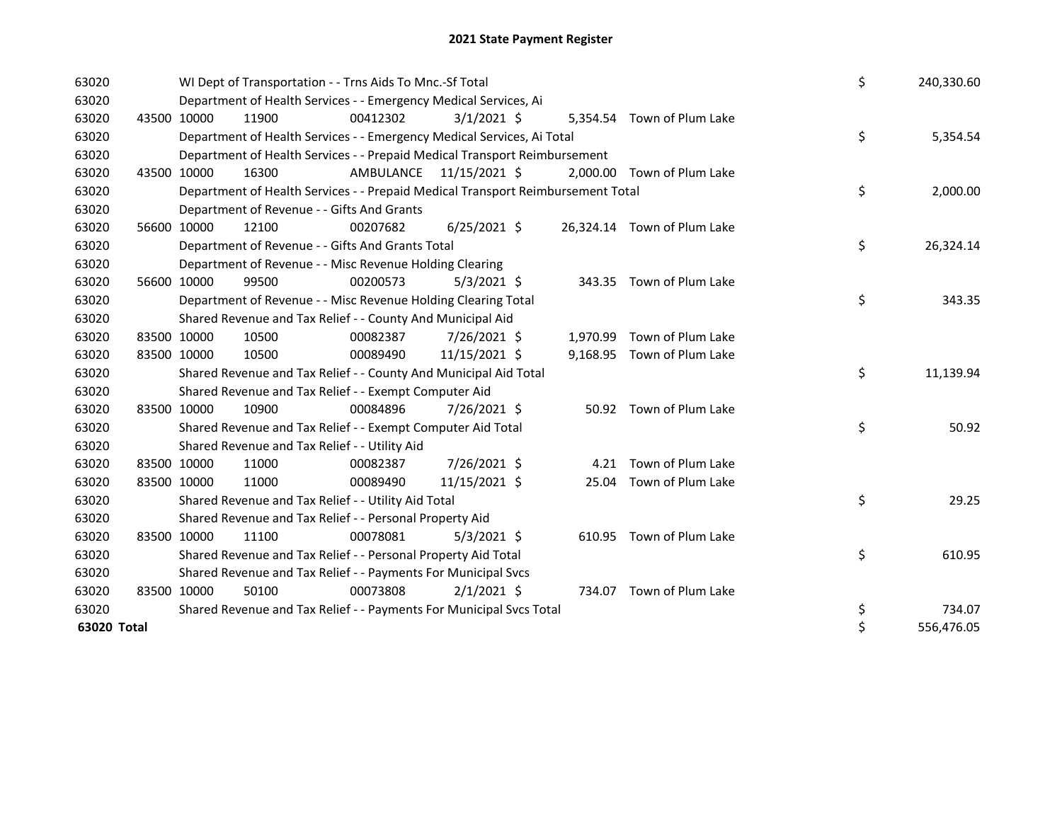# 2021 State Payment Register

| | | | | | | | | | |
|---|---|---|---|---|---|---|---|---|---|
| 63020 | | | WI Dept of Transportation - - Trns Aids To Mnc.-Sf Total | | | | | $ | 240,330.60 |
| 63020 | | | Department of Health Services - - Emergency Medical Services, Ai | | | | | | |
| 63020 | 43500 | 10000 | 11900 | 00412302 | 3/1/2021 | $ 5,354.54 | Town of Plum Lake | | |
| 63020 | | | Department of Health Services - - Emergency Medical Services, Ai Total | | | | | $ | 5,354.54 |
| 63020 | | | Department of Health Services - - Prepaid Medical Transport Reimbursement | | | | | | |
| 63020 | 43500 | 10000 | 16300 | AMBULANCE | 11/15/2021 | $ 2,000.00 | Town of Plum Lake | | |
| 63020 | | | Department of Health Services - - Prepaid Medical Transport Reimbursement Total | | | | | $ | 2,000.00 |
| 63020 | | | Department of Revenue - - Gifts And Grants | | | | | | |
| 63020 | 56600 | 10000 | 12100 | 00207682 | 6/25/2021 | $ 26,324.14 | Town of Plum Lake | | |
| 63020 | | | Department of Revenue - - Gifts And Grants Total | | | | | $ | 26,324.14 |
| 63020 | | | Department of Revenue - - Misc Revenue Holding Clearing | | | | | | |
| 63020 | 56600 | 10000 | 99500 | 00200573 | 5/3/2021 | $ 343.35 | Town of Plum Lake | | |
| 63020 | | | Department of Revenue - - Misc Revenue Holding Clearing Total | | | | | $ | 343.35 |
| 63020 | | | Shared Revenue and Tax Relief - - County And Municipal Aid | | | | | | |
| 63020 | 83500 | 10000 | 10500 | 00082387 | 7/26/2021 | $ 1,970.99 | Town of Plum Lake | | |
| 63020 | 83500 | 10000 | 10500 | 00089490 | 11/15/2021 | $ 9,168.95 | Town of Plum Lake | | |
| 63020 | | | Shared Revenue and Tax Relief - - County And Municipal Aid Total | | | | | $ | 11,139.94 |
| 63020 | | | Shared Revenue and Tax Relief - - Exempt Computer Aid | | | | | | |
| 63020 | 83500 | 10000 | 10900 | 00084896 | 7/26/2021 | $ 50.92 | Town of Plum Lake | | |
| 63020 | | | Shared Revenue and Tax Relief - - Exempt Computer Aid Total | | | | | $ | 50.92 |
| 63020 | | | Shared Revenue and Tax Relief - - Utility Aid | | | | | | |
| 63020 | 83500 | 10000 | 11000 | 00082387 | 7/26/2021 | $ 4.21 | Town of Plum Lake | | |
| 63020 | 83500 | 10000 | 11000 | 00089490 | 11/15/2021 | $ 25.04 | Town of Plum Lake | | |
| 63020 | | | Shared Revenue and Tax Relief - - Utility Aid Total | | | | | $ | 29.25 |
| 63020 | | | Shared Revenue and Tax Relief - - Personal Property Aid | | | | | | |
| 63020 | 83500 | 10000 | 11100 | 00078081 | 5/3/2021 | $ 610.95 | Town of Plum Lake | | |
| 63020 | | | Shared Revenue and Tax Relief - - Personal Property Aid Total | | | | | $ | 610.95 |
| 63020 | | | Shared Revenue and Tax Relief - - Payments For Municipal Svcs | | | | | | |
| 63020 | 83500 | 10000 | 50100 | 00073808 | 2/1/2021 | $ 734.07 | Town of Plum Lake | | |
| 63020 | | | Shared Revenue and Tax Relief - - Payments For Municipal Svcs Total | | | | | $ | 734.07 |
| **63020 Total** | | | | | | | | $ | 556,476.05 |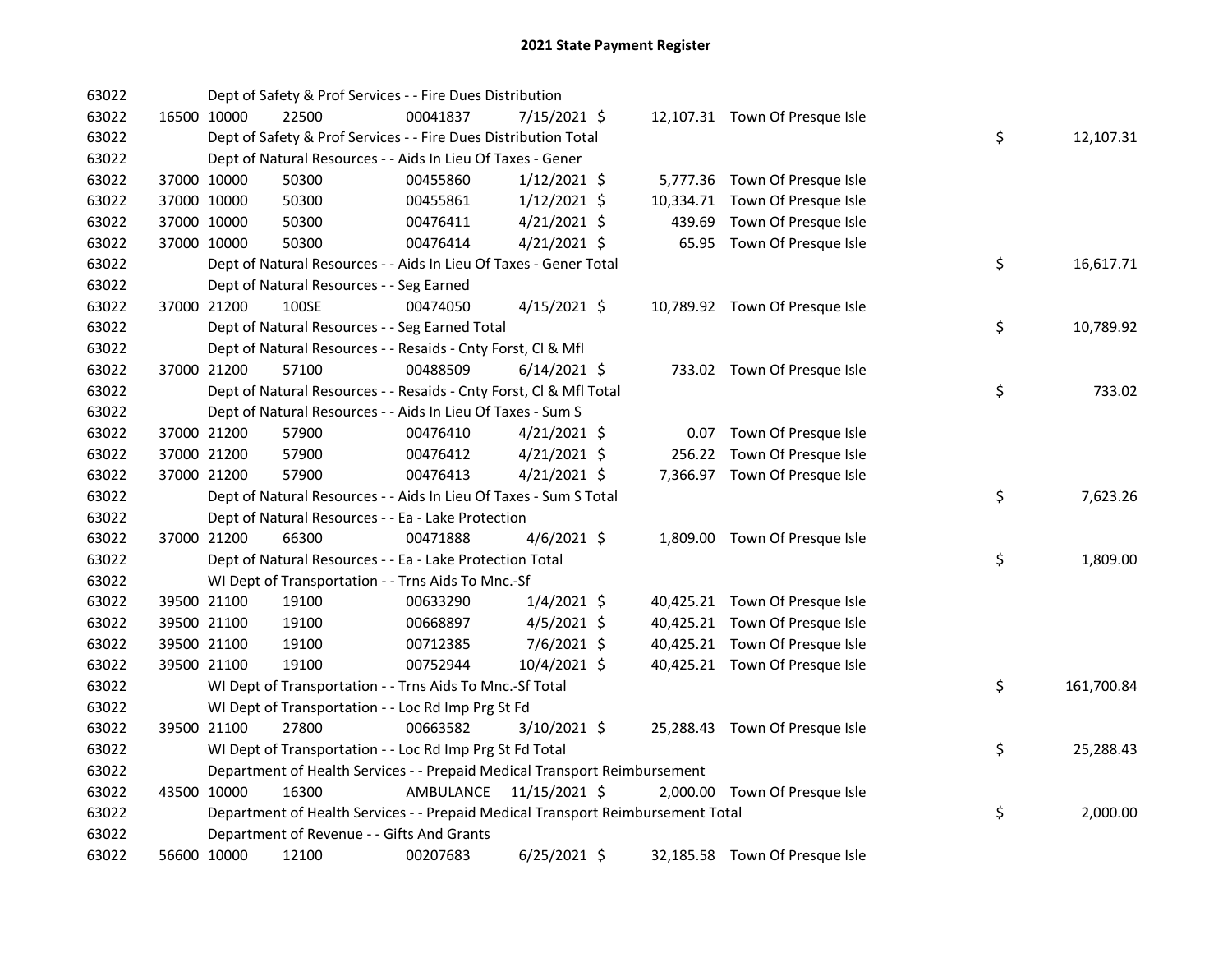## 2021 State Payment Register

| | | | | | | | | | |
|---|---|---|---|---|---|---|---|---|---|
| 63022 | | | Dept of Safety & Prof Services - - Fire Dues Distribution | | | | | | |
| 63022 | 16500 | 10000 | 22500 | 00041837 | 7/15/2021 | $ | 12,107.31 | Town Of Presque Isle | |
| 63022 | | | Dept of Safety & Prof Services - - Fire Dues Distribution Total | | | | | | $ 12,107.31 |
| 63022 | | | Dept of Natural Resources - - Aids In Lieu Of Taxes - Gener | | | | | | |
| 63022 | 37000 | 10000 | 50300 | 00455860 | 1/12/2021 | $ | 5,777.36 | Town Of Presque Isle | |
| 63022 | 37000 | 10000 | 50300 | 00455861 | 1/12/2021 | $ | 10,334.71 | Town Of Presque Isle | |
| 63022 | 37000 | 10000 | 50300 | 00476411 | 4/21/2021 | $ | 439.69 | Town Of Presque Isle | |
| 63022 | 37000 | 10000 | 50300 | 00476414 | 4/21/2021 | $ | 65.95 | Town Of Presque Isle | |
| 63022 | | | Dept of Natural Resources - - Aids In Lieu Of Taxes - Gener Total | | | | | | $ 16,617.71 |
| 63022 | | | Dept of Natural Resources - - Seg Earned | | | | | | |
| 63022 | 37000 | 21200 | 100SE | 00474050 | 4/15/2021 | $ | 10,789.92 | Town Of Presque Isle | |
| 63022 | | | Dept of Natural Resources - - Seg Earned Total | | | | | | $ 10,789.92 |
| 63022 | | | Dept of Natural Resources - - Resaids - Cnty Forst, Cl & Mfl | | | | | | |
| 63022 | 37000 | 21200 | 57100 | 00488509 | 6/14/2021 | $ | 733.02 | Town Of Presque Isle | |
| 63022 | | | Dept of Natural Resources - - Resaids - Cnty Forst, Cl & Mfl Total | | | | | | $ 733.02 |
| 63022 | | | Dept of Natural Resources - - Aids In Lieu Of Taxes - Sum S | | | | | | |
| 63022 | 37000 | 21200 | 57900 | 00476410 | 4/21/2021 | $ | 0.07 | Town Of Presque Isle | |
| 63022 | 37000 | 21200 | 57900 | 00476412 | 4/21/2021 | $ | 256.22 | Town Of Presque Isle | |
| 63022 | 37000 | 21200 | 57900 | 00476413 | 4/21/2021 | $ | 7,366.97 | Town Of Presque Isle | |
| 63022 | | | Dept of Natural Resources - - Aids In Lieu Of Taxes - Sum S Total | | | | | | $ 7,623.26 |
| 63022 | | | Dept of Natural Resources - - Ea - Lake Protection | | | | | | |
| 63022 | 37000 | 21200 | 66300 | 00471888 | 4/6/2021 | $ | 1,809.00 | Town Of Presque Isle | |
| 63022 | | | Dept of Natural Resources - - Ea - Lake Protection Total | | | | | | $ 1,809.00 |
| 63022 | | | WI Dept of Transportation - - Trns Aids To Mnc.-Sf | | | | | | |
| 63022 | 39500 | 21100 | 19100 | 00633290 | 1/4/2021 | $ | 40,425.21 | Town Of Presque Isle | |
| 63022 | 39500 | 21100 | 19100 | 00668897 | 4/5/2021 | $ | 40,425.21 | Town Of Presque Isle | |
| 63022 | 39500 | 21100 | 19100 | 00712385 | 7/6/2021 | $ | 40,425.21 | Town Of Presque Isle | |
| 63022 | 39500 | 21100 | 19100 | 00752944 | 10/4/2021 | $ | 40,425.21 | Town Of Presque Isle | |
| 63022 | | | WI Dept of Transportation - - Trns Aids To Mnc.-Sf Total | | | | | | $ 161,700.84 |
| 63022 | | | WI Dept of Transportation - - Loc Rd Imp Prg St Fd | | | | | | |
| 63022 | 39500 | 21100 | 27800 | 00663582 | 3/10/2021 | $ | 25,288.43 | Town Of Presque Isle | |
| 63022 | | | WI Dept of Transportation - - Loc Rd Imp Prg St Fd Total | | | | | | $ 25,288.43 |
| 63022 | | | Department of Health Services - - Prepaid Medical Transport Reimbursement | | | | | | |
| 63022 | 43500 | 10000 | 16300 | AMBULANCE | 11/15/2021 | $ | 2,000.00 | Town Of Presque Isle | |
| 63022 | | | Department of Health Services - - Prepaid Medical Transport Reimbursement Total | | | | | | $ 2,000.00 |
| 63022 | | | Department of Revenue - - Gifts And Grants | | | | | | |
| 63022 | 56600 | 10000 | 12100 | 00207683 | 6/25/2021 | $ | 32,185.58 | Town Of Presque Isle | |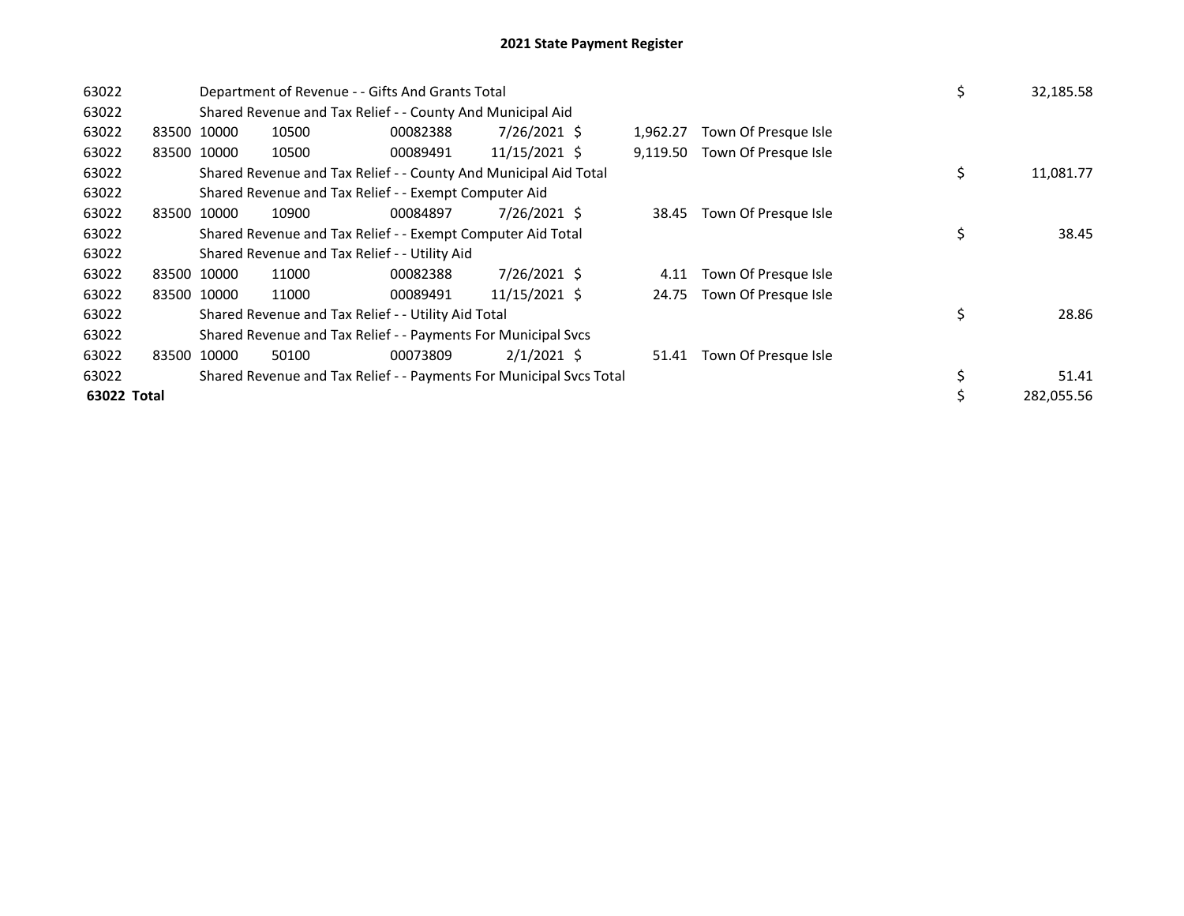# 2021 State Payment Register

| | | | | | | | | | |
|---|---|---|---|---|---|---|---|---|---|
| 63022 | | Department of Revenue - - Gifts And Grants Total | | | | | | $ | 32,185.58 |
| 63022 | | Shared Revenue and Tax Relief - - County And Municipal Aid | | | | | | | |
| 63022 | 83500 | 10000 | 10500 | 00082388 | 7/26/2021 $ | 1,962.27 | Town Of Presque Isle | | |
| 63022 | 83500 | 10000 | 10500 | 00089491 | 11/15/2021 $ | 9,119.50 | Town Of Presque Isle | | |
| 63022 | | Shared Revenue and Tax Relief - - County And Municipal Aid Total | | | | | | $ | 11,081.77 |
| 63022 | | Shared Revenue and Tax Relief - - Exempt Computer Aid | | | | | | | |
| 63022 | 83500 | 10000 | 10900 | 00084897 | 7/26/2021 $ | 38.45 | Town Of Presque Isle | | |
| 63022 | | Shared Revenue and Tax Relief - - Exempt Computer Aid Total | | | | | | $ | 38.45 |
| 63022 | | Shared Revenue and Tax Relief - - Utility Aid | | | | | | | |
| 63022 | 83500 | 10000 | 11000 | 00082388 | 7/26/2021 $ | 4.11 | Town Of Presque Isle | | |
| 63022 | 83500 | 10000 | 11000 | 00089491 | 11/15/2021 $ | 24.75 | Town Of Presque Isle | | |
| 63022 | | Shared Revenue and Tax Relief - - Utility Aid Total | | | | | | $ | 28.86 |
| 63022 | | Shared Revenue and Tax Relief - - Payments For Municipal Svcs | | | | | | | |
| 63022 | 83500 | 10000 | 50100 | 00073809 | 2/1/2021 $ | 51.41 | Town Of Presque Isle | | |
| 63022 | | Shared Revenue and Tax Relief - - Payments For Municipal Svcs Total | | | | | | $ | 51.41 |
| **63022 Total** | | | | | | | | $ | 282,055.56 |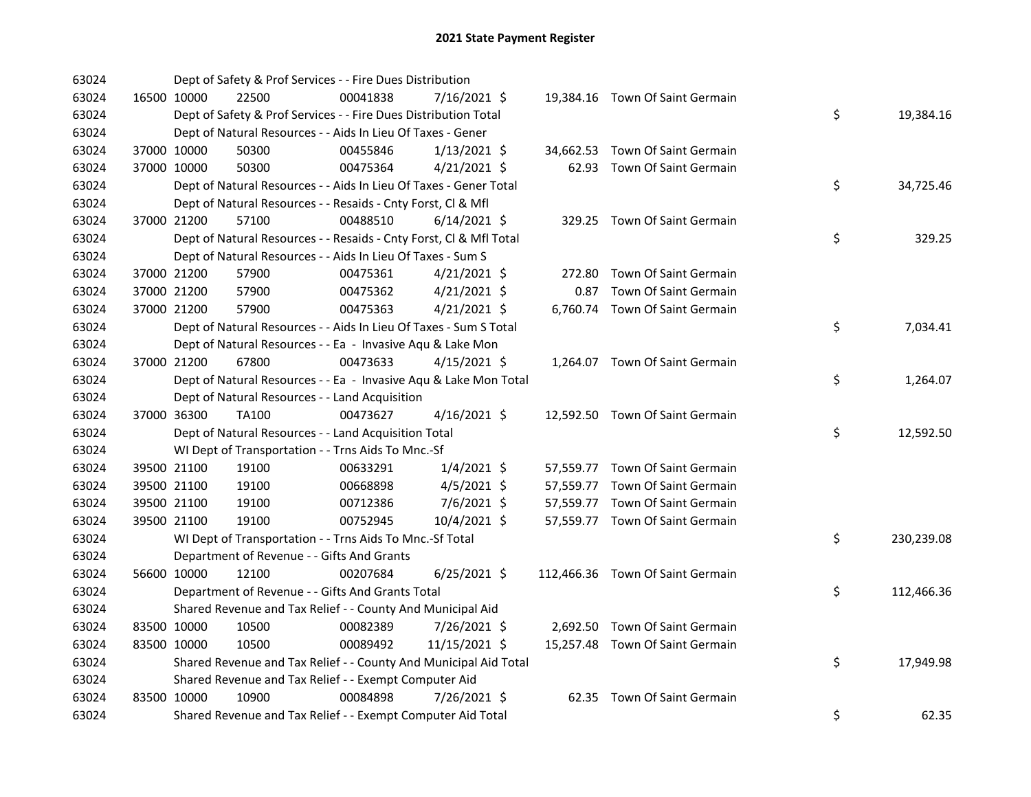# 2021 State Payment Register

| | | | | | | | | | |
|---|---|---|---|---|---|---|---|---|---|
| 63024 | | Dept of Safety & Prof Services - - Fire Dues Distribution | | | | | | | |
| 63024 | 16500 | 10000 | 22500 | 00041838 | 7/16/2021 | $ 19,384.16 | Town Of Saint Germain | | |
| 63024 | | Dept of Safety & Prof Services - - Fire Dues Distribution Total | | | | | | $ | 19,384.16 |
| 63024 | | Dept of Natural Resources - - Aids In Lieu Of Taxes - Gener | | | | | | | |
| 63024 | 37000 | 10000 | 50300 | 00455846 | 1/13/2021 | $ 34,662.53 | Town Of Saint Germain | | |
| 63024 | 37000 | 10000 | 50300 | 00475364 | 4/21/2021 | $ 62.93 | Town Of Saint Germain | | |
| 63024 | | Dept of Natural Resources - - Aids In Lieu Of Taxes - Gener Total | | | | | | $ | 34,725.46 |
| 63024 | | Dept of Natural Resources - - Resaids - Cnty Forst, Cl & Mfl | | | | | | | |
| 63024 | 37000 | 21200 | 57100 | 00488510 | 6/14/2021 | $ 329.25 | Town Of Saint Germain | | |
| 63024 | | Dept of Natural Resources - - Resaids - Cnty Forst, Cl & Mfl Total | | | | | | $ | 329.25 |
| 63024 | | Dept of Natural Resources - - Aids In Lieu Of Taxes - Sum S | | | | | | | |
| 63024 | 37000 | 21200 | 57900 | 00475361 | 4/21/2021 | $ 272.80 | Town Of Saint Germain | | |
| 63024 | 37000 | 21200 | 57900 | 00475362 | 4/21/2021 | $ 0.87 | Town Of Saint Germain | | |
| 63024 | 37000 | 21200 | 57900 | 00475363 | 4/21/2021 | $ 6,760.74 | Town Of Saint Germain | | |
| 63024 | | Dept of Natural Resources - - Aids In Lieu Of Taxes - Sum S Total | | | | | | $ | 7,034.41 |
| 63024 | | Dept of Natural Resources - - Ea - Invasive Aqu & Lake Mon | | | | | | | |
| 63024 | 37000 | 21200 | 67800 | 00473633 | 4/15/2021 | $ 1,264.07 | Town Of Saint Germain | | |
| 63024 | | Dept of Natural Resources - - Ea - Invasive Aqu & Lake Mon Total | | | | | | $ | 1,264.07 |
| 63024 | | Dept of Natural Resources - - Land Acquisition | | | | | | | |
| 63024 | 37000 | 36300 | TA100 | 00473627 | 4/16/2021 | $ 12,592.50 | Town Of Saint Germain | | |
| 63024 | | Dept of Natural Resources - - Land Acquisition Total | | | | | | $ | 12,592.50 |
| 63024 | | WI Dept of Transportation - - Trns Aids To Mnc.-Sf | | | | | | | |
| 63024 | 39500 | 21100 | 19100 | 00633291 | 1/4/2021 | $ 57,559.77 | Town Of Saint Germain | | |
| 63024 | 39500 | 21100 | 19100 | 00668898 | 4/5/2021 | $ 57,559.77 | Town Of Saint Germain | | |
| 63024 | 39500 | 21100 | 19100 | 00712386 | 7/6/2021 | $ 57,559.77 | Town Of Saint Germain | | |
| 63024 | 39500 | 21100 | 19100 | 00752945 | 10/4/2021 | $ 57,559.77 | Town Of Saint Germain | | |
| 63024 | | WI Dept of Transportation - - Trns Aids To Mnc.-Sf Total | | | | | | $ | 230,239.08 |
| 63024 | | Department of Revenue - - Gifts And Grants | | | | | | | |
| 63024 | 56600 | 10000 | 12100 | 00207684 | 6/25/2021 | $ 112,466.36 | Town Of Saint Germain | | |
| 63024 | | Department of Revenue - - Gifts And Grants Total | | | | | | $ | 112,466.36 |
| 63024 | | Shared Revenue and Tax Relief - - County And Municipal Aid | | | | | | | |
| 63024 | 83500 | 10000 | 10500 | 00082389 | 7/26/2021 | $ 2,692.50 | Town Of Saint Germain | | |
| 63024 | 83500 | 10000 | 10500 | 00089492 | 11/15/2021 | $ 15,257.48 | Town Of Saint Germain | | |
| 63024 | | Shared Revenue and Tax Relief - - County And Municipal Aid Total | | | | | | $ | 17,949.98 |
| 63024 | | Shared Revenue and Tax Relief - - Exempt Computer Aid | | | | | | | |
| 63024 | 83500 | 10000 | 10900 | 00084898 | 7/26/2021 | $ 62.35 | Town Of Saint Germain | | |
| 63024 | | Shared Revenue and Tax Relief - - Exempt Computer Aid Total | | | | | | $ | 62.35 |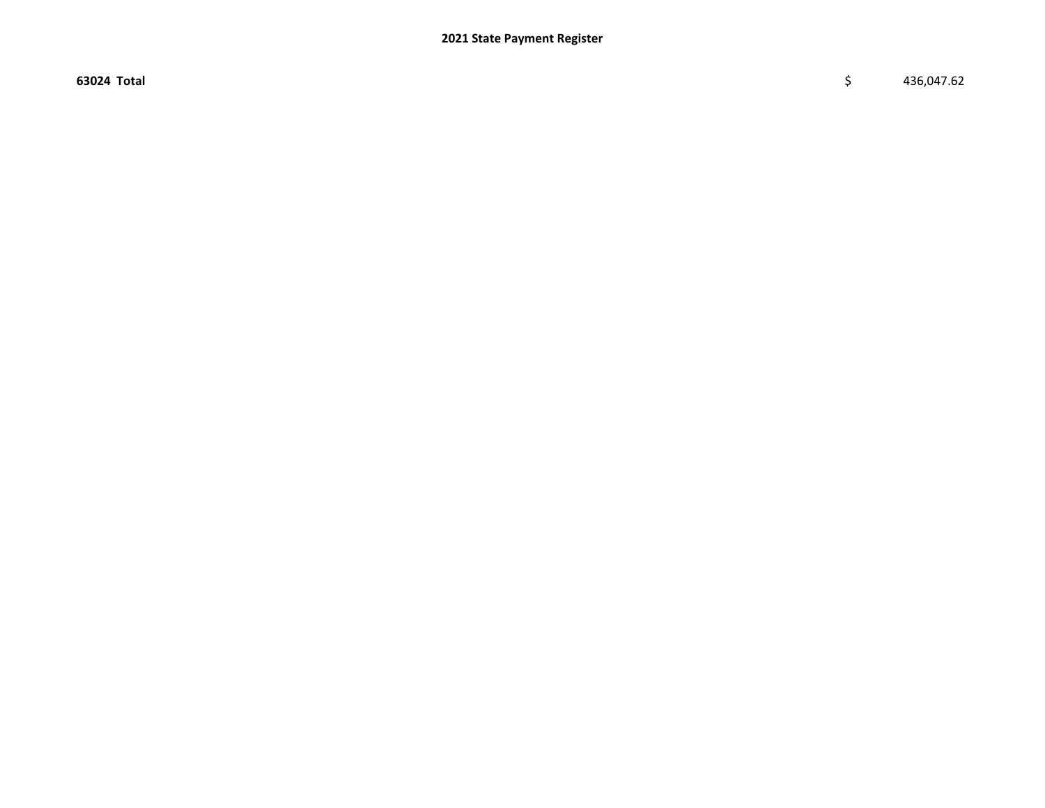**63024 Total** $ 436,047.62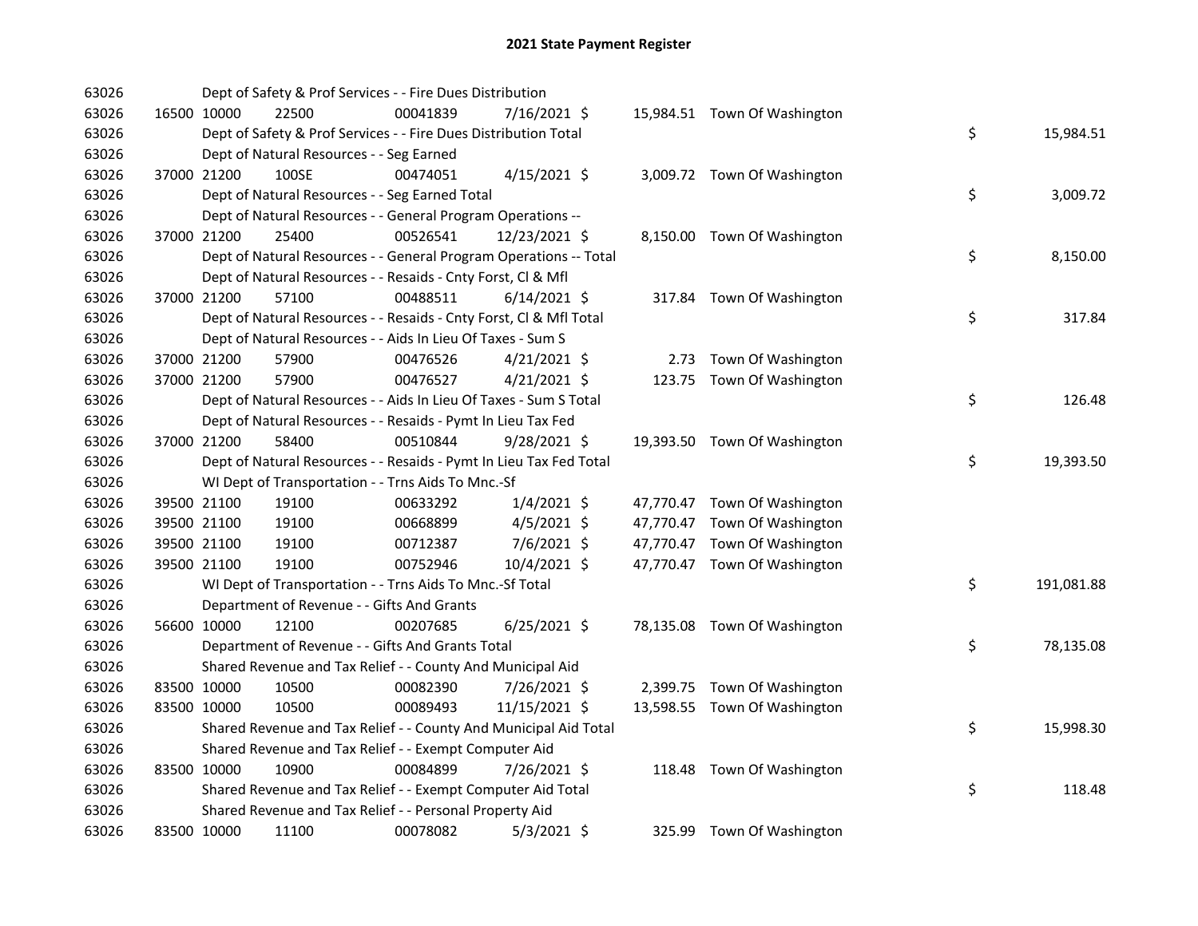## 2021 State Payment Register

| | | | | | | | | |
|---|---|---|---|---|---|---|---|---|
| 63026 | | Dept of Safety & Prof Services - - Fire Dues Distribution | | | | | | |
| 63026 | 16500 10000 | 22500 | 00041839 | 7/16/2021 | $ 15,984.51 | Town Of Washington | | |
| 63026 | | Dept of Safety & Prof Services - - Fire Dues Distribution Total | | | | | $ | 15,984.51 |
| 63026 | | Dept of Natural Resources - - Seg Earned | | | | | | |
| 63026 | 37000 21200 | 100SE | 00474051 | 4/15/2021 | $ 3,009.72 | Town Of Washington | | |
| 63026 | | Dept of Natural Resources - - Seg Earned Total | | | | | $ | 3,009.72 |
| 63026 | | Dept of Natural Resources - - General Program Operations -- | | | | | | |
| 63026 | 37000 21200 | 25400 | 00526541 | 12/23/2021 | $ 8,150.00 | Town Of Washington | | |
| 63026 | | Dept of Natural Resources - - General Program Operations -- Total | | | | | $ | 8,150.00 |
| 63026 | | Dept of Natural Resources - - Resaids - Cnty Forst, Cl & Mfl | | | | | | |
| 63026 | 37000 21200 | 57100 | 00488511 | 6/14/2021 | $ 317.84 | Town Of Washington | | |
| 63026 | | Dept of Natural Resources - - Resaids - Cnty Forst, Cl & Mfl Total | | | | | $ | 317.84 |
| 63026 | | Dept of Natural Resources - - Aids In Lieu Of Taxes - Sum S | | | | | | |
| 63026 | 37000 21200 | 57900 | 00476526 | 4/21/2021 | $ 2.73 | Town Of Washington | | |
| 63026 | 37000 21200 | 57900 | 00476527 | 4/21/2021 | $ 123.75 | Town Of Washington | | |
| 63026 | | Dept of Natural Resources - - Aids In Lieu Of Taxes - Sum S Total | | | | | $ | 126.48 |
| 63026 | | Dept of Natural Resources - - Resaids - Pymt In Lieu Tax Fed | | | | | | |
| 63026 | 37000 21200 | 58400 | 00510844 | 9/28/2021 | $ 19,393.50 | Town Of Washington | | |
| 63026 | | Dept of Natural Resources - - Resaids - Pymt In Lieu Tax Fed Total | | | | | $ | 19,393.50 |
| 63026 | | WI Dept of Transportation - - Trns Aids To Mnc.-Sf | | | | | | |
| 63026 | 39500 21100 | 19100 | 00633292 | 1/4/2021 | $ 47,770.47 | Town Of Washington | | |
| 63026 | 39500 21100 | 19100 | 00668899 | 4/5/2021 | $ 47,770.47 | Town Of Washington | | |
| 63026 | 39500 21100 | 19100 | 00712387 | 7/6/2021 | $ 47,770.47 | Town Of Washington | | |
| 63026 | 39500 21100 | 19100 | 00752946 | 10/4/2021 | $ 47,770.47 | Town Of Washington | | |
| 63026 | | WI Dept of Transportation - - Trns Aids To Mnc.-Sf Total | | | | | $ | 191,081.88 |
| 63026 | | Department of Revenue - - Gifts And Grants | | | | | | |
| 63026 | 56600 10000 | 12100 | 00207685 | 6/25/2021 | $ 78,135.08 | Town Of Washington | | |
| 63026 | | Department of Revenue - - Gifts And Grants Total | | | | | $ | 78,135.08 |
| 63026 | | Shared Revenue and Tax Relief - - County And Municipal Aid | | | | | | |
| 63026 | 83500 10000 | 10500 | 00082390 | 7/26/2021 | $ 2,399.75 | Town Of Washington | | |
| 63026 | 83500 10000 | 10500 | 00089493 | 11/15/2021 | $ 13,598.55 | Town Of Washington | | |
| 63026 | | Shared Revenue and Tax Relief - - County And Municipal Aid Total | | | | | $ | 15,998.30 |
| 63026 | | Shared Revenue and Tax Relief - - Exempt Computer Aid | | | | | | |
| 63026 | 83500 10000 | 10900 | 00084899 | 7/26/2021 | $ 118.48 | Town Of Washington | | |
| 63026 | | Shared Revenue and Tax Relief - - Exempt Computer Aid Total | | | | | $ | 118.48 |
| 63026 | | Shared Revenue and Tax Relief - - Personal Property Aid | | | | | | |
| 63026 | 83500 10000 | 11100 | 00078082 | 5/3/2021 | $ 325.99 | Town Of Washington | | |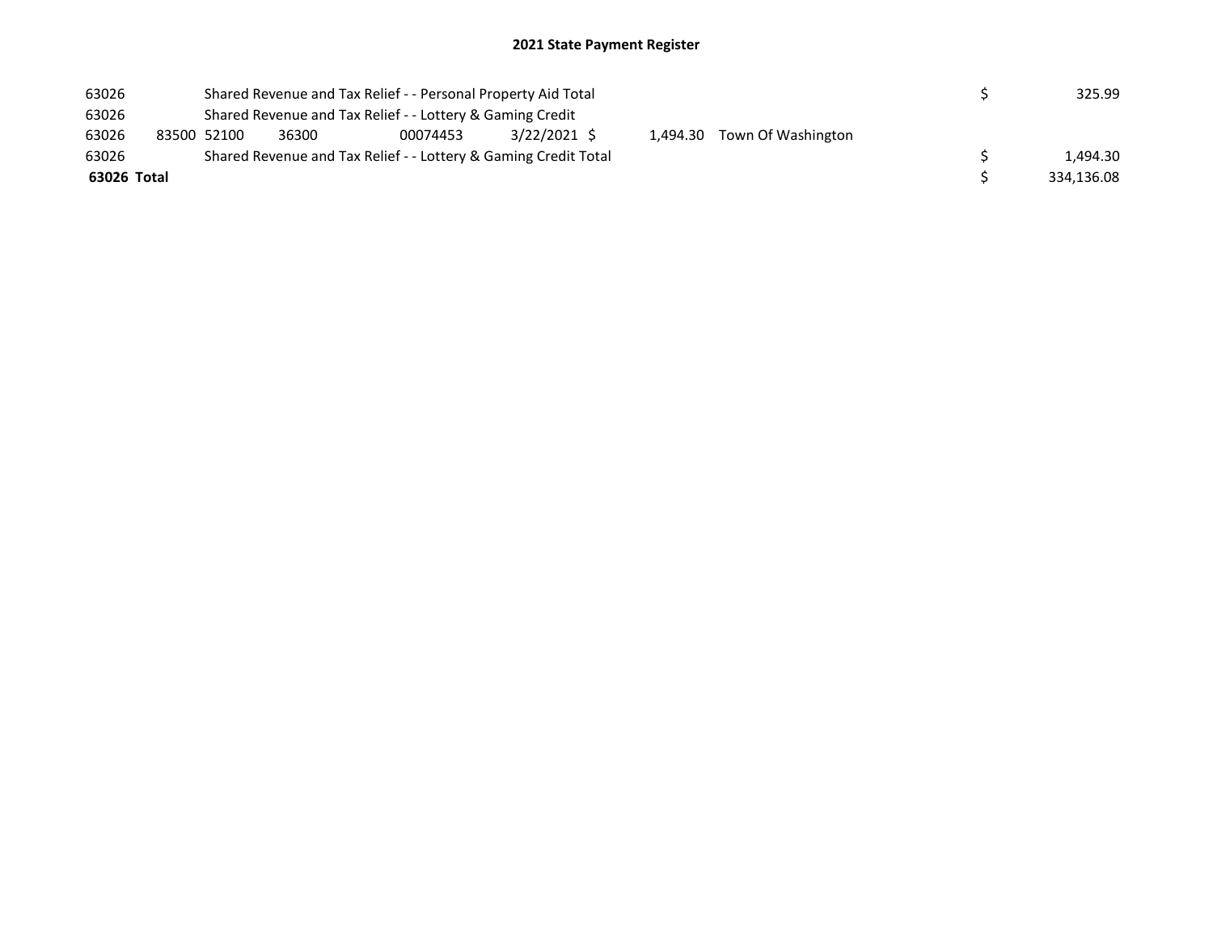# 2021 State Payment Register

| | | | | | | | | | |
|---|---|---|---|---|---|---|---|---|---|
| 63026 | | Shared Revenue and Tax Relief - - Personal Property Aid Total | | | | | | $ | 325.99 |
| 63026 | | Shared Revenue and Tax Relief - - Lottery & Gaming Credit | | | | | | | |
| 63026 | 83500 | 52100 | 36300 | 00074453 | 3/22/2021 | $ 1,494.30 | Town Of Washington | | |
| 63026 | | Shared Revenue and Tax Relief - - Lottery & Gaming Credit Total | | | | | | $ | 1,494.30 |
| **63026 Total** | | | | | | | | $ | 334,136.08 |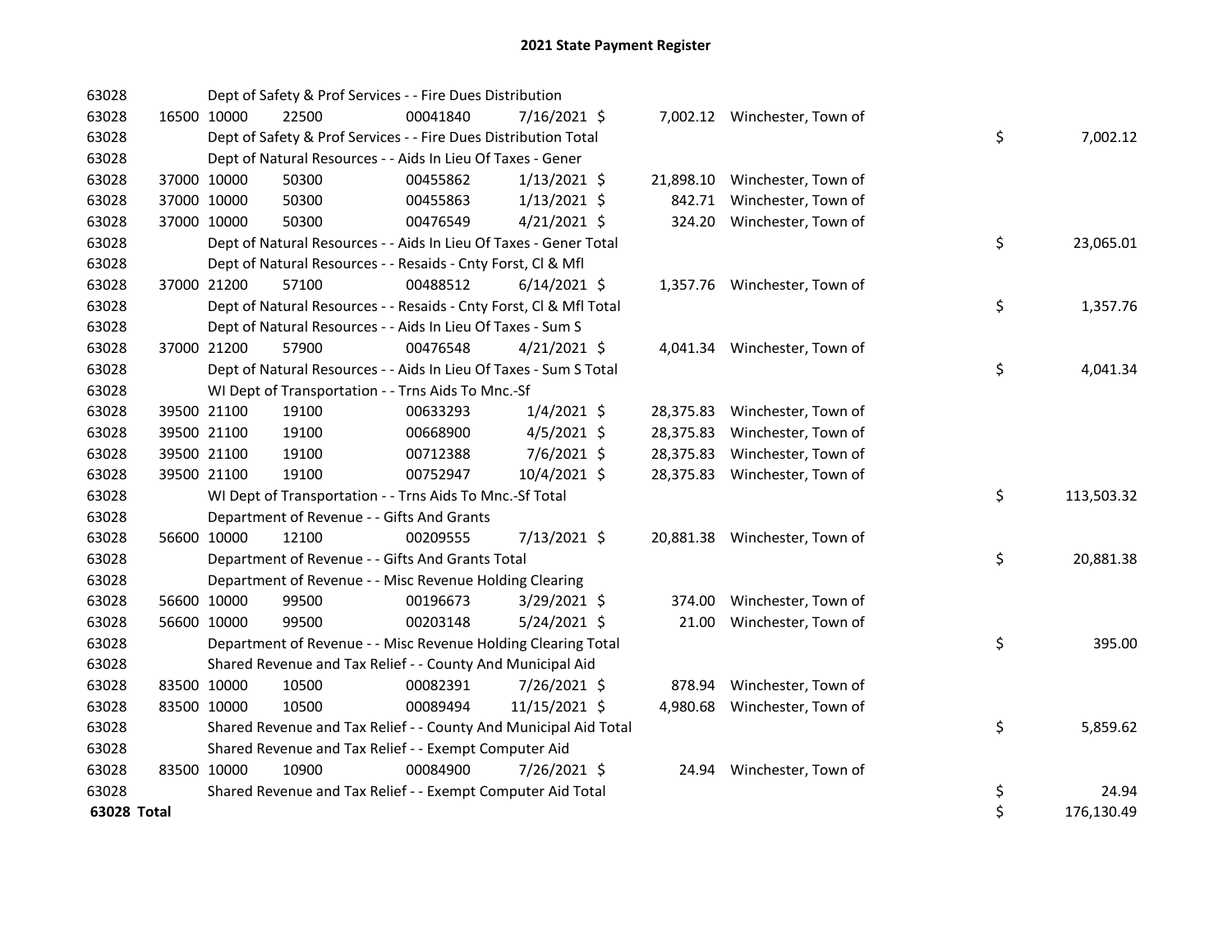# 2021 State Payment Register

| | | | | | | | | | |
|---|---|---|---|---|---|---|---|---|---|
| 63028 | | Dept of Safety & Prof Services - - Fire Dues Distribution | | | | | | | |
| 63028 | 16500 | 10000 | 22500 | 00041840 | 7/16/2021 | $ 7,002.12 | Winchester, Town of | | |
| 63028 | | Dept of Safety & Prof Services - - Fire Dues Distribution Total | | | | | | $ | 7,002.12 |
| 63028 | | Dept of Natural Resources - - Aids In Lieu Of Taxes - Gener | | | | | | | |
| 63028 | 37000 | 10000 | 50300 | 00455862 | 1/13/2021 | $ 21,898.10 | Winchester, Town of | | |
| 63028 | 37000 | 10000 | 50300 | 00455863 | 1/13/2021 | $ 842.71 | Winchester, Town of | | |
| 63028 | 37000 | 10000 | 50300 | 00476549 | 4/21/2021 | $ 324.20 | Winchester, Town of | | |
| 63028 | | Dept of Natural Resources - - Aids In Lieu Of Taxes - Gener Total | | | | | | $ | 23,065.01 |
| 63028 | | Dept of Natural Resources - - Resaids - Cnty Forst, Cl & Mfl | | | | | | | |
| 63028 | 37000 | 21200 | 57100 | 00488512 | 6/14/2021 | $ 1,357.76 | Winchester, Town of | | |
| 63028 | | Dept of Natural Resources - - Resaids - Cnty Forst, Cl & Mfl Total | | | | | | $ | 1,357.76 |
| 63028 | | Dept of Natural Resources - - Aids In Lieu Of Taxes - Sum S | | | | | | | |
| 63028 | 37000 | 21200 | 57900 | 00476548 | 4/21/2021 | $ 4,041.34 | Winchester, Town of | | |
| 63028 | | Dept of Natural Resources - - Aids In Lieu Of Taxes - Sum S Total | | | | | | $ | 4,041.34 |
| 63028 | | WI Dept of Transportation - - Trns Aids To Mnc.-Sf | | | | | | | |
| 63028 | 39500 | 21100 | 19100 | 00633293 | 1/4/2021 | $ 28,375.83 | Winchester, Town of | | |
| 63028 | 39500 | 21100 | 19100 | 00668900 | 4/5/2021 | $ 28,375.83 | Winchester, Town of | | |
| 63028 | 39500 | 21100 | 19100 | 00712388 | 7/6/2021 | $ 28,375.83 | Winchester, Town of | | |
| 63028 | 39500 | 21100 | 19100 | 00752947 | 10/4/2021 | $ 28,375.83 | Winchester, Town of | | |
| 63028 | | WI Dept of Transportation - - Trns Aids To Mnc.-Sf Total | | | | | | $ | 113,503.32 |
| 63028 | | Department of Revenue - - Gifts And Grants | | | | | | | |
| 63028 | 56600 | 10000 | 12100 | 00209555 | 7/13/2021 | $ 20,881.38 | Winchester, Town of | | |
| 63028 | | Department of Revenue - - Gifts And Grants Total | | | | | | $ | 20,881.38 |
| 63028 | | Department of Revenue - - Misc Revenue Holding Clearing | | | | | | | |
| 63028 | 56600 | 10000 | 99500 | 00196673 | 3/29/2021 | $ 374.00 | Winchester, Town of | | |
| 63028 | 56600 | 10000 | 99500 | 00203148 | 5/24/2021 | $ 21.00 | Winchester, Town of | | |
| 63028 | | Department of Revenue - - Misc Revenue Holding Clearing Total | | | | | | $ | 395.00 |
| 63028 | | Shared Revenue and Tax Relief - - County And Municipal Aid | | | | | | | |
| 63028 | 83500 | 10000 | 10500 | 00082391 | 7/26/2021 | $ 878.94 | Winchester, Town of | | |
| 63028 | 83500 | 10000 | 10500 | 00089494 | 11/15/2021 | $ 4,980.68 | Winchester, Town of | | |
| 63028 | | Shared Revenue and Tax Relief - - County And Municipal Aid Total | | | | | | $ | 5,859.62 |
| 63028 | | Shared Revenue and Tax Relief - - Exempt Computer Aid | | | | | | | |
| 63028 | 83500 | 10000 | 10900 | 00084900 | 7/26/2021 | $ 24.94 | Winchester, Town of | | |
| 63028 | | Shared Revenue and Tax Relief - - Exempt Computer Aid Total | | | | | | $ | 24.94 |
| **63028 Total** | | | | | | | | $ | 176,130.49 |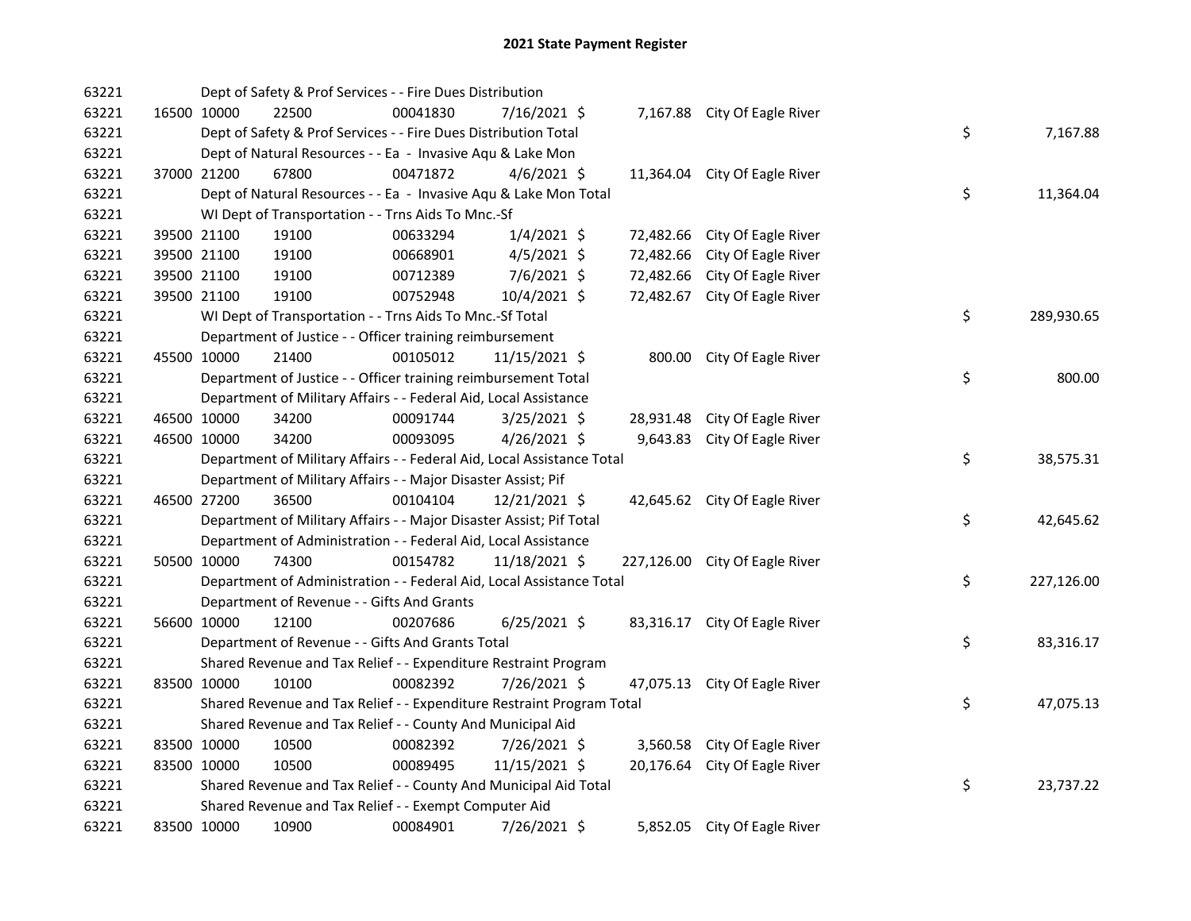# 2021 State Payment Register

| | | | | | | | | | |
|---|---|---|---|---|---|---|---|---|---|
| 63221 | | | Dept of Safety & Prof Services - - Fire Dues Distribution | | | | | | |
| 63221 | 16500 | 10000 | 22500 | 00041830 | 7/16/2021 | $ 7,167.88 | City Of Eagle River | | |
| 63221 | | | Dept of Safety & Prof Services - - Fire Dues Distribution Total | | | | | $ | 7,167.88 |
| 63221 | | | Dept of Natural Resources - - Ea - Invasive Aqu & Lake Mon | | | | | | |
| 63221 | 37000 | 21200 | 67800 | 00471872 | 4/6/2021 | $ 11,364.04 | City Of Eagle River | | |
| 63221 | | | Dept of Natural Resources - - Ea - Invasive Aqu & Lake Mon Total | | | | | $ | 11,364.04 |
| 63221 | | | WI Dept of Transportation - - Trns Aids To Mnc.-Sf | | | | | | |
| 63221 | 39500 | 21100 | 19100 | 00633294 | 1/4/2021 | $ 72,482.66 | City Of Eagle River | | |
| 63221 | 39500 | 21100 | 19100 | 00668901 | 4/5/2021 | $ 72,482.66 | City Of Eagle River | | |
| 63221 | 39500 | 21100 | 19100 | 00712389 | 7/6/2021 | $ 72,482.66 | City Of Eagle River | | |
| 63221 | 39500 | 21100 | 19100 | 00752948 | 10/4/2021 | $ 72,482.67 | City Of Eagle River | | |
| 63221 | | | WI Dept of Transportation - - Trns Aids To Mnc.-Sf Total | | | | | $ | 289,930.65 |
| 63221 | | | Department of Justice - - Officer training reimbursement | | | | | | |
| 63221 | 45500 | 10000 | 21400 | 00105012 | 11/15/2021 | $ 800.00 | City Of Eagle River | | |
| 63221 | | | Department of Justice - - Officer training reimbursement Total | | | | | $ | 800.00 |
| 63221 | | | Department of Military Affairs - - Federal Aid, Local Assistance | | | | | | |
| 63221 | 46500 | 10000 | 34200 | 00091744 | 3/25/2021 | $ 28,931.48 | City Of Eagle River | | |
| 63221 | 46500 | 10000 | 34200 | 00093095 | 4/26/2021 | $ 9,643.83 | City Of Eagle River | | |
| 63221 | | | Department of Military Affairs - - Federal Aid, Local Assistance Total | | | | | $ | 38,575.31 |
| 63221 | | | Department of Military Affairs - - Major Disaster Assist; Pif | | | | | | |
| 63221 | 46500 | 27200 | 36500 | 00104104 | 12/21/2021 | $ 42,645.62 | City Of Eagle River | | |
| 63221 | | | Department of Military Affairs - - Major Disaster Assist; Pif Total | | | | | $ | 42,645.62 |
| 63221 | | | Department of Administration - - Federal Aid, Local Assistance | | | | | | |
| 63221 | 50500 | 10000 | 74300 | 00154782 | 11/18/2021 | $ 227,126.00 | City Of Eagle River | | |
| 63221 | | | Department of Administration - - Federal Aid, Local Assistance Total | | | | | $ | 227,126.00 |
| 63221 | | | Department of Revenue - - Gifts And Grants | | | | | | |
| 63221 | 56600 | 10000 | 12100 | 00207686 | 6/25/2021 | $ 83,316.17 | City Of Eagle River | | |
| 63221 | | | Department of Revenue - - Gifts And Grants Total | | | | | $ | 83,316.17 |
| 63221 | | | Shared Revenue and Tax Relief - - Expenditure Restraint Program | | | | | | |
| 63221 | 83500 | 10000 | 10100 | 00082392 | 7/26/2021 | $ 47,075.13 | City Of Eagle River | | |
| 63221 | | | Shared Revenue and Tax Relief - - Expenditure Restraint Program Total | | | | | $ | 47,075.13 |
| 63221 | | | Shared Revenue and Tax Relief - - County And Municipal Aid | | | | | | |
| 63221 | 83500 | 10000 | 10500 | 00082392 | 7/26/2021 | $ 3,560.58 | City Of Eagle River | | |
| 63221 | 83500 | 10000 | 10500 | 00089495 | 11/15/2021 | $ 20,176.64 | City Of Eagle River | | |
| 63221 | | | Shared Revenue and Tax Relief - - County And Municipal Aid Total | | | | | $ | 23,737.22 |
| 63221 | | | Shared Revenue and Tax Relief - - Exempt Computer Aid | | | | | | |
| 63221 | 83500 | 10000 | 10900 | 00084901 | 7/26/2021 | $ 5,852.05 | City Of Eagle River | | |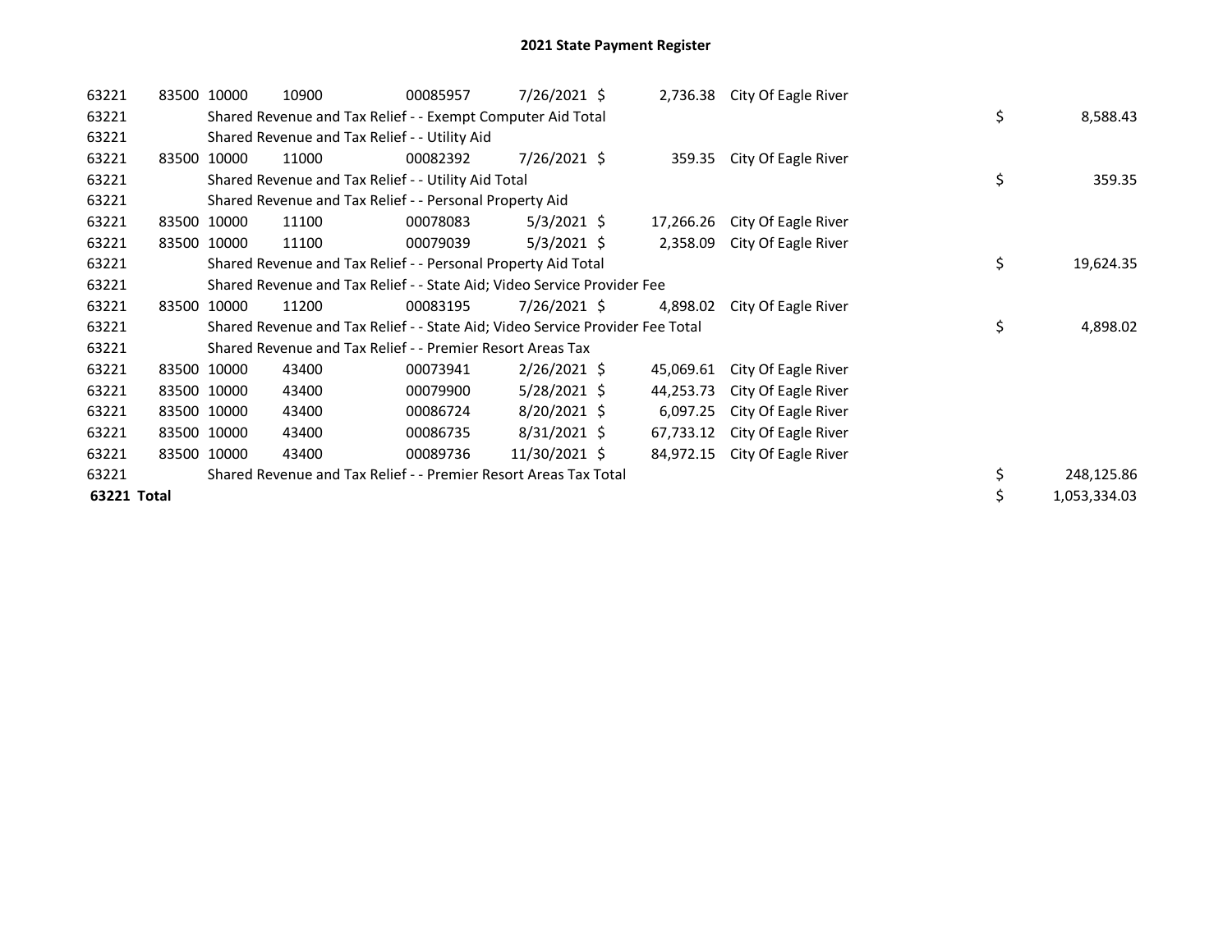# 2021 State Payment Register

| | | | | | | | | | |
|---|---|---|---|---|---|---|---|---|---|
| 63221 | 83500 | 10000 | 10900 | 00085957 | 7/26/2021 | $ 2,736.38 | City Of Eagle River | | |
| 63221 | | Shared Revenue and Tax Relief - - Exempt Computer Aid Total | | | | | | $ | 8,588.43 |
| 63221 | | Shared Revenue and Tax Relief - - Utility Aid | | | | | | | |
| 63221 | 83500 | 10000 | 11000 | 00082392 | 7/26/2021 | $ 359.35 | City Of Eagle River | | |
| 63221 | | Shared Revenue and Tax Relief - - Utility Aid Total | | | | | | $ | 359.35 |
| 63221 | | Shared Revenue and Tax Relief - - Personal Property Aid | | | | | | | |
| 63221 | 83500 | 10000 | 11100 | 00078083 | 5/3/2021 | $ 17,266.26 | City Of Eagle River | | |
| 63221 | 83500 | 10000 | 11100 | 00079039 | 5/3/2021 | $ 2,358.09 | City Of Eagle River | | |
| 63221 | | Shared Revenue and Tax Relief - - Personal Property Aid Total | | | | | | $ | 19,624.35 |
| 63221 | | Shared Revenue and Tax Relief - - State Aid; Video Service Provider Fee | | | | | | | |
| 63221 | 83500 | 10000 | 11200 | 00083195 | 7/26/2021 | $ 4,898.02 | City Of Eagle River | | |
| 63221 | | Shared Revenue and Tax Relief - - State Aid; Video Service Provider Fee Total | | | | | | $ | 4,898.02 |
| 63221 | | Shared Revenue and Tax Relief - - Premier Resort Areas Tax | | | | | | | |
| 63221 | 83500 | 10000 | 43400 | 00073941 | 2/26/2021 | $ 45,069.61 | City Of Eagle River | | |
| 63221 | 83500 | 10000 | 43400 | 00079900 | 5/28/2021 | $ 44,253.73 | City Of Eagle River | | |
| 63221 | 83500 | 10000 | 43400 | 00086724 | 8/20/2021 | $ 6,097.25 | City Of Eagle River | | |
| 63221 | 83500 | 10000 | 43400 | 00086735 | 8/31/2021 | $ 67,733.12 | City Of Eagle River | | |
| 63221 | 83500 | 10000 | 43400 | 00089736 | 11/30/2021 | $ 84,972.15 | City Of Eagle River | | |
| 63221 | | Shared Revenue and Tax Relief - - Premier Resort Areas Tax Total | | | | | | $ | 248,125.86 |
| **63221 Total** | | | | | | | | $ | 1,053,334.03 |